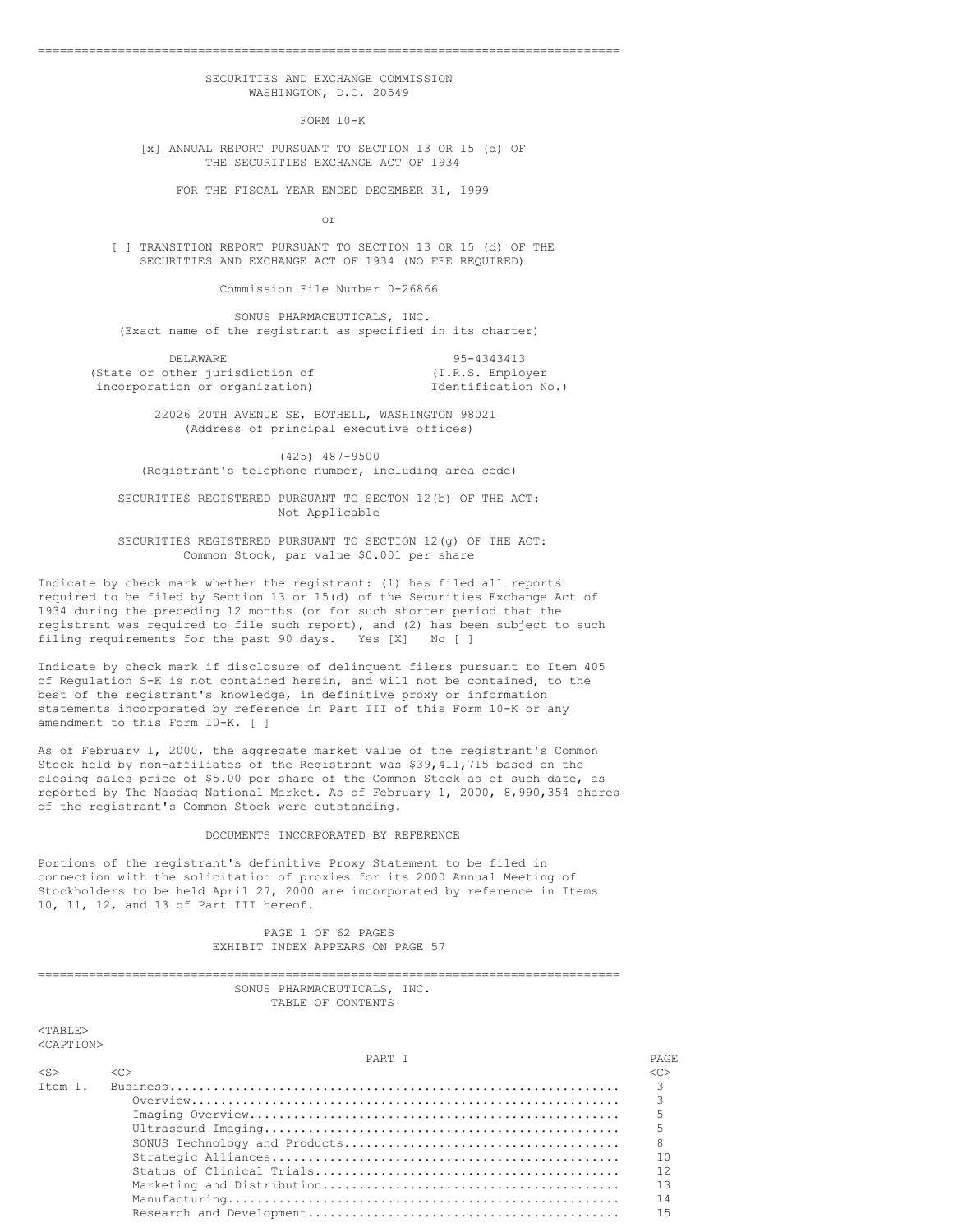SECURITIES AND EXCHANGE COMMISSION
WASHINGTON, D.C. 20549

FORM 10-K

[x] ANNUAL REPORT PURSUANT TO SECTION 13 OR 15 (d) OF THE SECURITIES EXCHANGE ACT OF 1934

FOR THE FISCAL YEAR ENDED DECEMBER 31, 1999

or

[ ] TRANSITION REPORT PURSUANT TO SECTION 13 OR 15 (d) OF THE SECURITIES AND EXCHANGE ACT OF 1934 (NO FEE REQUIRED)

Commission File Number 0-26866

SONUS PHARMACEUTICALS, INC.
(Exact name of the registrant as specified in its charter)

| DELAWARE | 95-4343413 |
|---|---|
| (State or other jurisdiction of incorporation or organization) | (I.R.S. Employer Identification No.) |

22026 20TH AVENUE SE, BOTHELL, WASHINGTON 98021
(Address of principal executive offices)

(425) 487-9500
(Registrant's telephone number, including area code)

SECURITIES REGISTERED PURSUANT TO SECTON 12(b) OF THE ACT:
Not Applicable

SECURITIES REGISTERED PURSUANT TO SECTION 12(g) OF THE ACT:
Common Stock, par value $0.001 per share

Indicate by check mark whether the registrant: (1) has filed all reports required to be filed by Section 13 or 15(d) of the Securities Exchange Act of 1934 during the preceding 12 months (or for such shorter period that the registrant was required to file such report), and (2) has been subject to such filing requirements for the past 90 days. Yes [X] No [ ]

Indicate by check mark if disclosure of delinquent filers pursuant to Item 405 of Regulation S-K is not contained herein, and will not be contained, to the best of the registrant's knowledge, in definitive proxy or information statements incorporated by reference in Part III of this Form 10-K or any amendment to this Form 10-K. [ ]

As of February 1, 2000, the aggregate market value of the registrant's Common Stock held by non-affiliates of the Registrant was $39,411,715 based on the closing sales price of $5.00 per share of the Common Stock as of such date, as reported by The Nasdaq National Market. As of February 1, 2000, 8,990,354 shares of the registrant's Common Stock were outstanding.

DOCUMENTS INCORPORATED BY REFERENCE

Portions of the registrant's definitive Proxy Statement to be filed in connection with the solicitation of proxies for its 2000 Annual Meeting of Stockholders to be held April 27, 2000 are incorporated by reference in Items 10, 11, 12, and 13 of Part III hereof.

PAGE 1 OF 62 PAGES
EXHIBIT INDEX APPEARS ON PAGE 57

SONUS PHARMACEUTICALS, INC.
TABLE OF CONTENTS

| | PART I | PAGE |
|---|---|---|
| Item 1. | Business | 3 |
| | Overview | 3 |
| | Imaging Overview | 5 |
| | Ultrasound Imaging | 5 |
| | SONUS Technology and Products | 8 |
| | Strategic Alliances | 10 |
| | Status of Clinical Trials | 12 |
| | Marketing and Distribution | 13 |
| | Manufacturing | 14 |
| | Research and Development | 15 |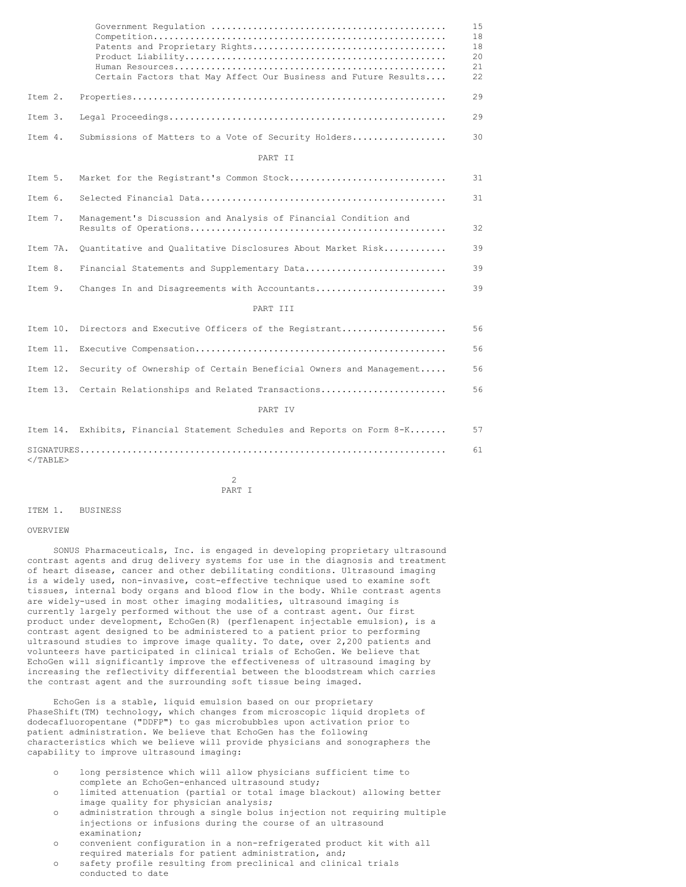| | | |
|---|---|---|
| | Government Regulation | 15 |
| | Competition | 18 |
| | Patents and Proprietary Rights | 18 |
| | Product Liability | 20 |
| | Human Resources | 21 |
| | Certain Factors that May Affect Our Business and Future Results | 22 |
| Item 2. | Properties | 29 |
| Item 3. | Legal Proceedings | 29 |
| Item 4. | Submissions of Matters to a Vote of Security Holders | 30 |
| | PART II | |
| Item 5. | Market for the Registrant's Common Stock | 31 |
| Item 6. | Selected Financial Data | 31 |
| Item 7. | Management's Discussion and Analysis of Financial Condition and Results of Operations | 32 |
| Item 7A. | Quantitative and Qualitative Disclosures About Market Risk | 39 |
| Item 8. | Financial Statements and Supplementary Data | 39 |
| Item 9. | Changes In and Disagreements with Accountants | 39 |
| | PART III | |
| Item 10. | Directors and Executive Officers of the Registrant | 56 |
| Item 11. | Executive Compensation | 56 |
| Item 12. | Security of Ownership of Certain Beneficial Owners and Management | 56 |
| Item 13. | Certain Relationships and Related Transactions | 56 |
| | PART IV | |
| Item 14. | Exhibits, Financial Statement Schedules and Reports on Form 8-K | 57 |
| SIGNATURES | | 61 |

# PART I

## ITEM 1. BUSINESS

### OVERVIEW

SONUS Pharmaceuticals, Inc. is engaged in developing proprietary ultrasound contrast agents and drug delivery systems for use in the diagnosis and treatment of heart disease, cancer and other debilitating conditions. Ultrasound imaging is a widely used, non-invasive, cost-effective technique used to examine soft tissues, internal body organs and blood flow in the body. While contrast agents are widely-used in most other imaging modalities, ultrasound imaging is currently largely performed without the use of a contrast agent. Our first product under development, EchoGen(R) (perflenapent injectable emulsion), is a contrast agent designed to be administered to a patient prior to performing ultrasound studies to improve image quality. To date, over 2,200 patients and volunteers have participated in clinical trials of EchoGen. We believe that EchoGen will significantly improve the effectiveness of ultrasound imaging by increasing the reflectivity differential between the bloodstream which carries the contrast agent and the surrounding soft tissue being imaged.

EchoGen is a stable, liquid emulsion based on our proprietary PhaseShift(TM) technology, which changes from microscopic liquid droplets of dodecafluoropentane ("DDFP") to gas microbubbles upon activation prior to patient administration. We believe that EchoGen has the following characteristics which we believe will provide physicians and sonographers the capability to improve ultrasound imaging:

- long persistence which will allow physicians sufficient time to complete an EchoGen-enhanced ultrasound study;
- limited attenuation (partial or total image blackout) allowing better image quality for physician analysis;
- administration through a single bolus injection not requiring multiple injections or infusions during the course of an ultrasound examination;
- convenient configuration in a non-refrigerated product kit with all required materials for patient administration, and;
- safety profile resulting from preclinical and clinical trials conducted to date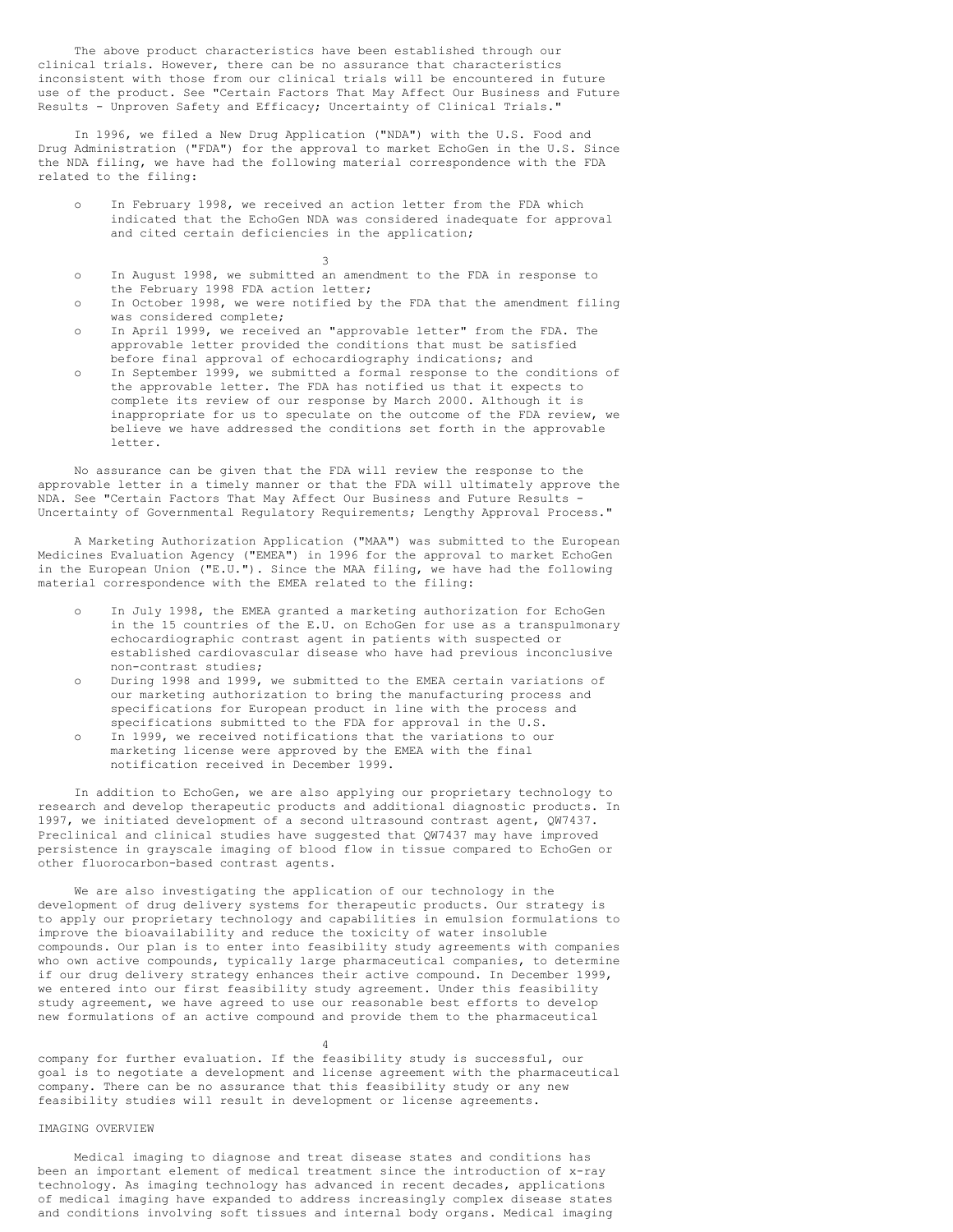The above product characteristics have been established through our clinical trials. However, there can be no assurance that characteristics inconsistent with those from our clinical trials will be encountered in future use of the product. See "Certain Factors That May Affect Our Business and Future Results - Unproven Safety and Efficacy; Uncertainty of Clinical Trials."

In 1996, we filed a New Drug Application ("NDA") with the U.S. Food and Drug Administration ("FDA") for the approval to market EchoGen in the U.S. Since the NDA filing, we have had the following material correspondence with the FDA related to the filing:

- In February 1998, we received an action letter from the FDA which indicated that the EchoGen NDA was considered inadequate for approval and cited certain deficiencies in the application;
- In August 1998, we submitted an amendment to the FDA in response to the February 1998 FDA action letter;
- In October 1998, we were notified by the FDA that the amendment filing was considered complete;
- In April 1999, we received an "approvable letter" from the FDA. The approvable letter provided the conditions that must be satisfied before final approval of echocardiography indications; and
- In September 1999, we submitted a formal response to the conditions of the approvable letter. The FDA has notified us that it expects to complete its review of our response by March 2000. Although it is inappropriate for us to speculate on the outcome of the FDA review, we believe we have addressed the conditions set forth in the approvable letter.

No assurance can be given that the FDA will review the response to the approvable letter in a timely manner or that the FDA will ultimately approve the NDA. See "Certain Factors That May Affect Our Business and Future Results - Uncertainty of Governmental Regulatory Requirements; Lengthy Approval Process."

A Marketing Authorization Application ("MAA") was submitted to the European Medicines Evaluation Agency ("EMEA") in 1996 for the approval to market EchoGen in the European Union ("E.U."). Since the MAA filing, we have had the following material correspondence with the EMEA related to the filing:

- In July 1998, the EMEA granted a marketing authorization for EchoGen in the 15 countries of the E.U. on EchoGen for use as a transpulmonary echocardiographic contrast agent in patients with suspected or established cardiovascular disease who have had previous inconclusive non-contrast studies;
- During 1998 and 1999, we submitted to the EMEA certain variations of our marketing authorization to bring the manufacturing process and specifications for European product in line with the process and specifications submitted to the FDA for approval in the U.S.
- In 1999, we received notifications that the variations to our marketing license were approved by the EMEA with the final notification received in December 1999.

In addition to EchoGen, we are also applying our proprietary technology to research and develop therapeutic products and additional diagnostic products. In 1997, we initiated development of a second ultrasound contrast agent, QW7437. Preclinical and clinical studies have suggested that QW7437 may have improved persistence in grayscale imaging of blood flow in tissue compared to EchoGen or other fluorocarbon-based contrast agents.

We are also investigating the application of our technology in the development of drug delivery systems for therapeutic products. Our strategy is to apply our proprietary technology and capabilities in emulsion formulations to improve the bioavailability and reduce the toxicity of water insoluble compounds. Our plan is to enter into feasibility study agreements with companies who own active compounds, typically large pharmaceutical companies, to determine if our drug delivery strategy enhances their active compound. In December 1999, we entered into our first feasibility study agreement. Under this feasibility study agreement, we have agreed to use our reasonable best efforts to develop new formulations of an active compound and provide them to the pharmaceutical company for further evaluation. If the feasibility study is successful, our goal is to negotiate a development and license agreement with the pharmaceutical company. There can be no assurance that this feasibility study or any new feasibility studies will result in development or license agreements.

## IMAGING OVERVIEW

Medical imaging to diagnose and treat disease states and conditions has been an important element of medical treatment since the introduction of x-ray technology. As imaging technology has advanced in recent decades, applications of medical imaging have expanded to address increasingly complex disease states and conditions involving soft tissues and internal body organs. Medical imaging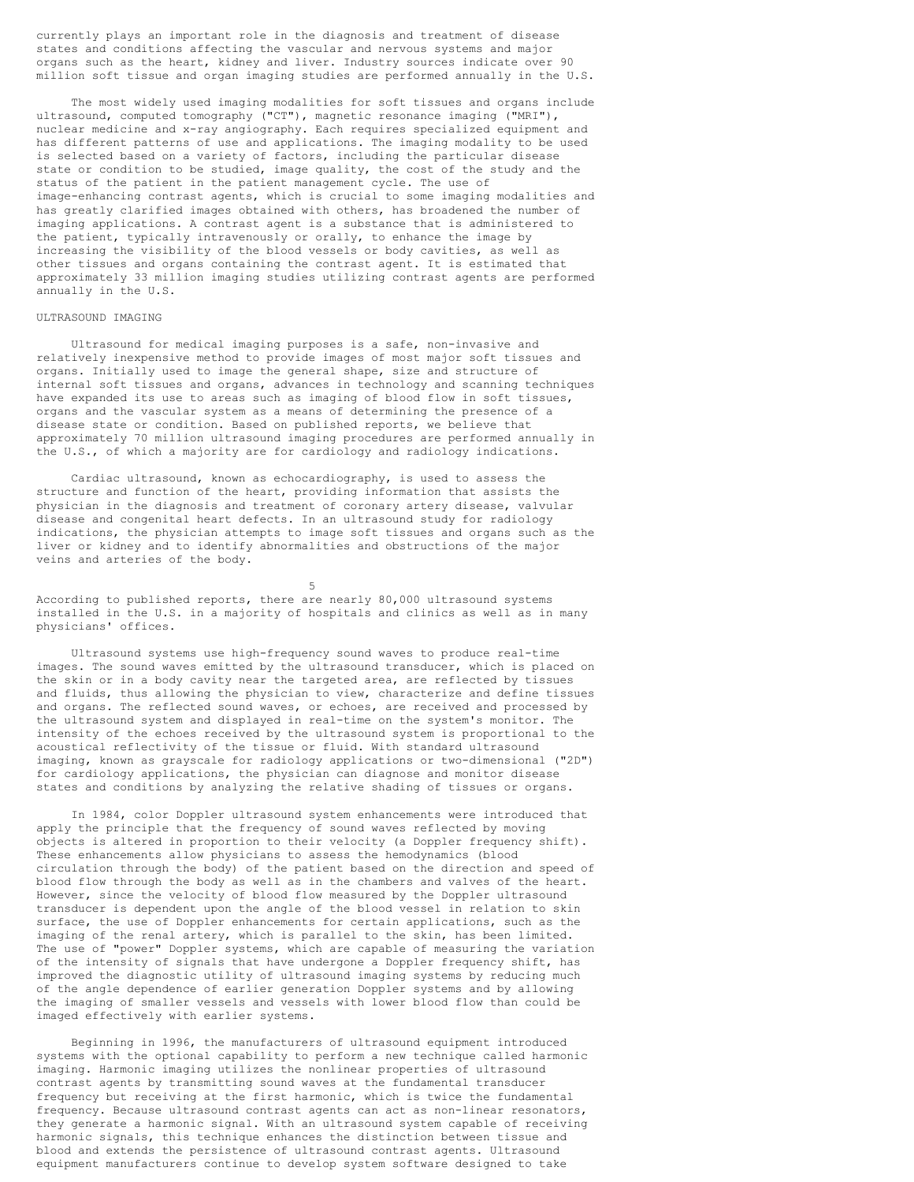currently plays an important role in the diagnosis and treatment of disease states and conditions affecting the vascular and nervous systems and major organs such as the heart, kidney and liver. Industry sources indicate over 90 million soft tissue and organ imaging studies are performed annually in the U.S.

The most widely used imaging modalities for soft tissues and organs include ultrasound, computed tomography ("CT"), magnetic resonance imaging ("MRI"), nuclear medicine and x-ray angiography. Each requires specialized equipment and has different patterns of use and applications. The imaging modality to be used is selected based on a variety of factors, including the particular disease state or condition to be studied, image quality, the cost of the study and the status of the patient in the patient management cycle. The use of image-enhancing contrast agents, which is crucial to some imaging modalities and has greatly clarified images obtained with others, has broadened the number of imaging applications. A contrast agent is a substance that is administered to the patient, typically intravenously or orally, to enhance the image by increasing the visibility of the blood vessels or body cavities, as well as other tissues and organs containing the contrast agent. It is estimated that approximately 33 million imaging studies utilizing contrast agents are performed annually in the U.S.

## ULTRASOUND IMAGING

Ultrasound for medical imaging purposes is a safe, non-invasive and relatively inexpensive method to provide images of most major soft tissues and organs. Initially used to image the general shape, size and structure of internal soft tissues and organs, advances in technology and scanning techniques have expanded its use to areas such as imaging of blood flow in soft tissues, organs and the vascular system as a means of determining the presence of a disease state or condition. Based on published reports, we believe that approximately 70 million ultrasound imaging procedures are performed annually in the U.S., of which a majority are for cardiology and radiology indications.

Cardiac ultrasound, known as echocardiography, is used to assess the structure and function of the heart, providing information that assists the physician in the diagnosis and treatment of coronary artery disease, valvular disease and congenital heart defects. In an ultrasound study for radiology indications, the physician attempts to image soft tissues and organs such as the liver or kidney and to identify abnormalities and obstructions of the major veins and arteries of the body.

According to published reports, there are nearly 80,000 ultrasound systems installed in the U.S. in a majority of hospitals and clinics as well as in many physicians' offices.

Ultrasound systems use high-frequency sound waves to produce real-time images. The sound waves emitted by the ultrasound transducer, which is placed on the skin or in a body cavity near the targeted area, are reflected by tissues and fluids, thus allowing the physician to view, characterize and define tissues and organs. The reflected sound waves, or echoes, are received and processed by the ultrasound system and displayed in real-time on the system's monitor. The intensity of the echoes received by the ultrasound system is proportional to the acoustical reflectivity of the tissue or fluid. With standard ultrasound imaging, known as grayscale for radiology applications or two-dimensional ("2D") for cardiology applications, the physician can diagnose and monitor disease states and conditions by analyzing the relative shading of tissues or organs.

In 1984, color Doppler ultrasound system enhancements were introduced that apply the principle that the frequency of sound waves reflected by moving objects is altered in proportion to their velocity (a Doppler frequency shift). These enhancements allow physicians to assess the hemodynamics (blood circulation through the body) of the patient based on the direction and speed of blood flow through the body as well as in the chambers and valves of the heart. However, since the velocity of blood flow measured by the Doppler ultrasound transducer is dependent upon the angle of the blood vessel in relation to skin surface, the use of Doppler enhancements for certain applications, such as the imaging of the renal artery, which is parallel to the skin, has been limited. The use of "power" Doppler systems, which are capable of measuring the variation of the intensity of signals that have undergone a Doppler frequency shift, has improved the diagnostic utility of ultrasound imaging systems by reducing much of the angle dependence of earlier generation Doppler systems and by allowing the imaging of smaller vessels and vessels with lower blood flow than could be imaged effectively with earlier systems.

Beginning in 1996, the manufacturers of ultrasound equipment introduced systems with the optional capability to perform a new technique called harmonic imaging. Harmonic imaging utilizes the nonlinear properties of ultrasound contrast agents by transmitting sound waves at the fundamental transducer frequency but receiving at the first harmonic, which is twice the fundamental frequency. Because ultrasound contrast agents can act as non-linear resonators, they generate a harmonic signal. With an ultrasound system capable of receiving harmonic signals, this technique enhances the distinction between tissue and blood and extends the persistence of ultrasound contrast agents. Ultrasound equipment manufacturers continue to develop system software designed to take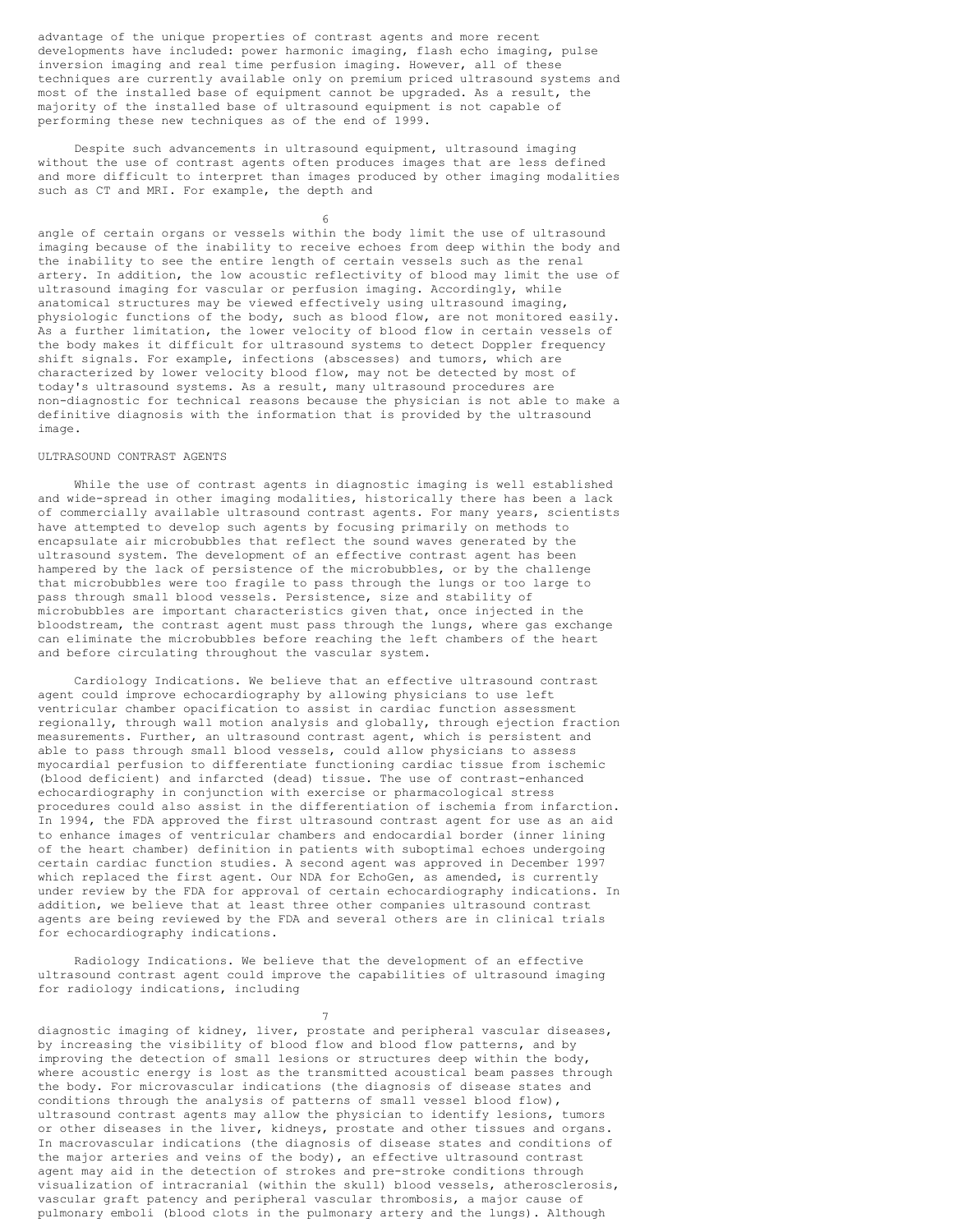advantage of the unique properties of contrast agents and more recent developments have included: power harmonic imaging, flash echo imaging, pulse inversion imaging and real time perfusion imaging. However, all of these techniques are currently available only on premium priced ultrasound systems and most of the installed base of equipment cannot be upgraded. As a result, the majority of the installed base of ultrasound equipment is not capable of performing these new techniques as of the end of 1999.

Despite such advancements in ultrasound equipment, ultrasound imaging without the use of contrast agents often produces images that are less defined and more difficult to interpret than images produced by other imaging modalities such as CT and MRI. For example, the depth and angle of certain organs or vessels within the body limit the use of ultrasound imaging because of the inability to receive echoes from deep within the body and the inability to see the entire length of certain vessels such as the renal artery. In addition, the low acoustic reflectivity of blood may limit the use of ultrasound imaging for vascular or perfusion imaging. Accordingly, while anatomical structures may be viewed effectively using ultrasound imaging, physiologic functions of the body, such as blood flow, are not monitored easily. As a further limitation, the lower velocity of blood flow in certain vessels of the body makes it difficult for ultrasound systems to detect Doppler frequency shift signals. For example, infections (abscesses) and tumors, which are characterized by lower velocity blood flow, may not be detected by most of today's ultrasound systems. As a result, many ultrasound procedures are non-diagnostic for technical reasons because the physician is not able to make a definitive diagnosis with the information that is provided by the ultrasound image.

ULTRASOUND CONTRAST AGENTS

While the use of contrast agents in diagnostic imaging is well established and wide-spread in other imaging modalities, historically there has been a lack of commercially available ultrasound contrast agents. For many years, scientists have attempted to develop such agents by focusing primarily on methods to encapsulate air microbubbles that reflect the sound waves generated by the ultrasound system. The development of an effective contrast agent has been hampered by the lack of persistence of the microbubbles, or by the challenge that microbubbles were too fragile to pass through the lungs or too large to pass through small blood vessels. Persistence, size and stability of microbubbles are important characteristics given that, once injected in the bloodstream, the contrast agent must pass through the lungs, where gas exchange can eliminate the microbubbles before reaching the left chambers of the heart and before circulating throughout the vascular system.

Cardiology Indications. We believe that an effective ultrasound contrast agent could improve echocardiography by allowing physicians to use left ventricular chamber opacification to assist in cardiac function assessment regionally, through wall motion analysis and globally, through ejection fraction measurements. Further, an ultrasound contrast agent, which is persistent and able to pass through small blood vessels, could allow physicians to assess myocardial perfusion to differentiate functioning cardiac tissue from ischemic (blood deficient) and infarcted (dead) tissue. The use of contrast-enhanced echocardiography in conjunction with exercise or pharmacological stress procedures could also assist in the differentiation of ischemia from infarction. In 1994, the FDA approved the first ultrasound contrast agent for use as an aid to enhance images of ventricular chambers and endocardial border (inner lining of the heart chamber) definition in patients with suboptimal echoes undergoing certain cardiac function studies. A second agent was approved in December 1997 which replaced the first agent. Our NDA for EchoGen, as amended, is currently under review by the FDA for approval of certain echocardiography indications. In addition, we believe that at least three other companies ultrasound contrast agents are being reviewed by the FDA and several others are in clinical trials for echocardiography indications.

Radiology Indications. We believe that the development of an effective ultrasound contrast agent could improve the capabilities of ultrasound imaging for radiology indications, including diagnostic imaging of kidney, liver, prostate and peripheral vascular diseases, by increasing the visibility of blood flow and blood flow patterns, and by improving the detection of small lesions or structures deep within the body, where acoustic energy is lost as the transmitted acoustical beam passes through the body. For microvascular indications (the diagnosis of disease states and conditions through the analysis of patterns of small vessel blood flow), ultrasound contrast agents may allow the physician to identify lesions, tumors or other diseases in the liver, kidneys, prostate and other tissues and organs. In macrovascular indications (the diagnosis of disease states and conditions of the major arteries and veins of the body), an effective ultrasound contrast agent may aid in the detection of strokes and pre-stroke conditions through visualization of intracranial (within the skull) blood vessels, atherosclerosis, vascular graft patency and peripheral vascular thrombosis, a major cause of pulmonary emboli (blood clots in the pulmonary artery and the lungs). Although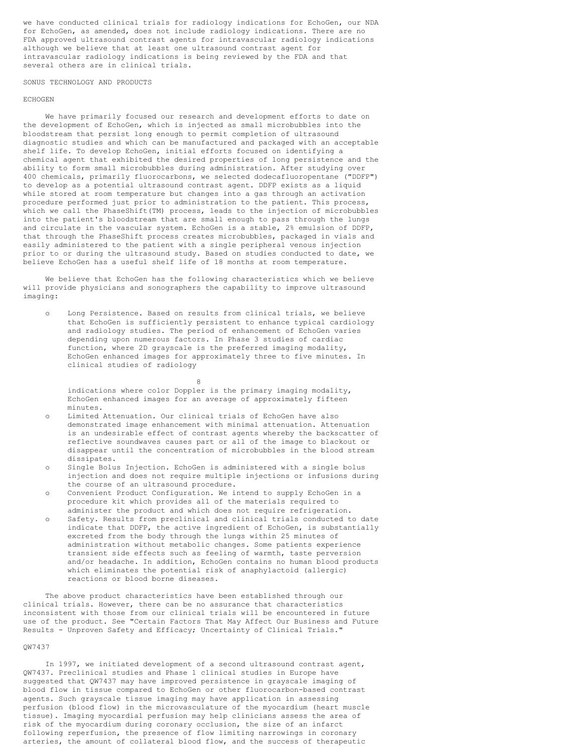we have conducted clinical trials for radiology indications for EchoGen, our NDA for EchoGen, as amended, does not include radiology indications. There are no FDA approved ultrasound contrast agents for intravascular radiology indications although we believe that at least one ultrasound contrast agent for intravascular radiology indications is being reviewed by the FDA and that several others are in clinical trials.

## SONUS TECHNOLOGY AND PRODUCTS

### ECHOGEN

We have primarily focused our research and development efforts to date on the development of EchoGen, which is injected as small microbubbles into the bloodstream that persist long enough to permit completion of ultrasound diagnostic studies and which can be manufactured and packaged with an acceptable shelf life. To develop EchoGen, initial efforts focused on identifying a chemical agent that exhibited the desired properties of long persistence and the ability to form small microbubbles during administration. After studying over 400 chemicals, primarily fluorocarbons, we selected dodecafluoropentane ("DDFP") to develop as a potential ultrasound contrast agent. DDFP exists as a liquid while stored at room temperature but changes into a gas through an activation procedure performed just prior to administration to the patient. This process, which we call the PhaseShift(TM) process, leads to the injection of microbubbles into the patient's bloodstream that are small enough to pass through the lungs and circulate in the vascular system. EchoGen is a stable, 2% emulsion of DDFP, that through the PhaseShift process creates microbubbles, packaged in vials and easily administered to the patient with a single peripheral venous injection prior to or during the ultrasound study. Based on studies conducted to date, we believe EchoGen has a useful shelf life of 18 months at room temperature.

We believe that EchoGen has the following characteristics which we believe will provide physicians and sonographers the capability to improve ultrasound imaging:

- Long Persistence. Based on results from clinical trials, we believe that EchoGen is sufficiently persistent to enhance typical cardiology and radiology studies. The period of enhancement of EchoGen varies depending upon numerous factors. In Phase 3 studies of cardiac function, where 2D grayscale is the preferred imaging modality, EchoGen enhanced images for approximately three to five minutes. In clinical studies of radiology indications where color Doppler is the primary imaging modality, EchoGen enhanced images for an average of approximately fifteen minutes.
- Limited Attenuation. Our clinical trials of EchoGen have also demonstrated image enhancement with minimal attenuation. Attenuation is an undesirable effect of contrast agents whereby the backscatter of reflective soundwaves causes part or all of the image to blackout or disappear until the concentration of microbubbles in the blood stream dissipates.
- Single Bolus Injection. EchoGen is administered with a single bolus injection and does not require multiple injections or infusions during the course of an ultrasound procedure.
- Convenient Product Configuration. We intend to supply EchoGen in a procedure kit which provides all of the materials required to administer the product and which does not require refrigeration.
- Safety. Results from preclinical and clinical trials conducted to date indicate that DDFP, the active ingredient of EchoGen, is substantially excreted from the body through the lungs within 25 minutes of administration without metabolic changes. Some patients experience transient side effects such as feeling of warmth, taste perversion and/or headache. In addition, EchoGen contains no human blood products which eliminates the potential risk of anaphylactoid (allergic) reactions or blood borne diseases.

The above product characteristics have been established through our clinical trials. However, there can be no assurance that characteristics inconsistent with those from our clinical trials will be encountered in future use of the product. See "Certain Factors That May Affect Our Business and Future Results - Unproven Safety and Efficacy; Uncertainty of Clinical Trials."

### QW7437

In 1997, we initiated development of a second ultrasound contrast agent, QW7437. Preclinical studies and Phase 1 clinical studies in Europe have suggested that QW7437 may have improved persistence in grayscale imaging of blood flow in tissue compared to EchoGen or other fluorocarbon-based contrast agents. Such grayscale tissue imaging may have application in assessing perfusion (blood flow) in the microvasculature of the myocardium (heart muscle tissue). Imaging myocardial perfusion may help clinicians assess the area of risk of the myocardium during coronary occlusion, the size of an infarct following reperfusion, the presence of flow limiting narrowings in coronary arteries, the amount of collateral blood flow, and the success of therapeutic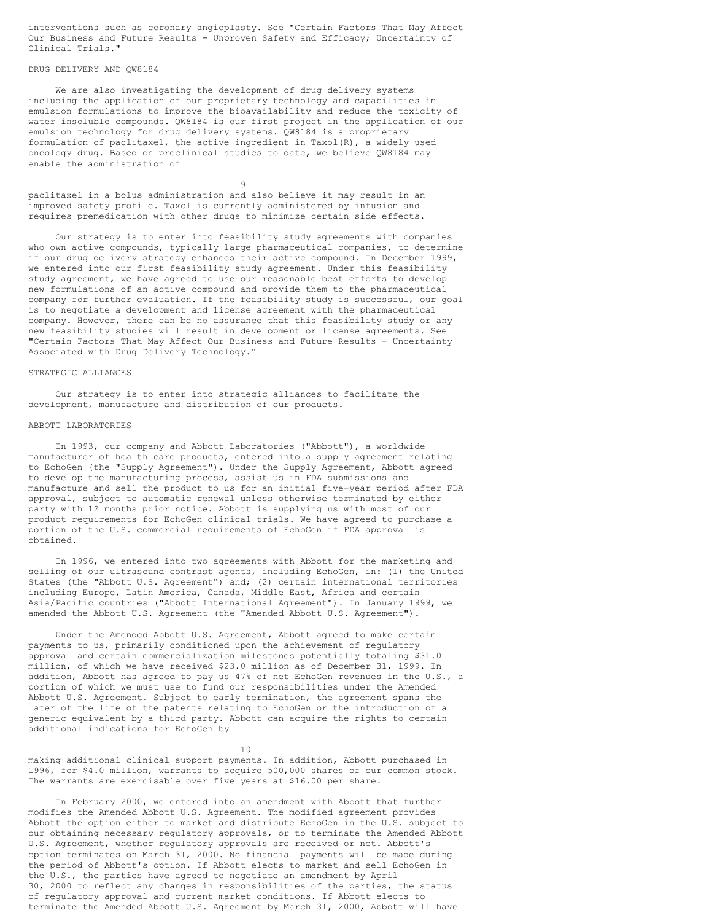interventions such as coronary angioplasty. See "Certain Factors That May Affect Our Business and Future Results - Unproven Safety and Efficacy; Uncertainty of Clinical Trials."

## DRUG DELIVERY AND QW8184

We are also investigating the development of drug delivery systems including the application of our proprietary technology and capabilities in emulsion formulations to improve the bioavailability and reduce the toxicity of water insoluble compounds. QW8184 is our first project in the application of our emulsion technology for drug delivery systems. QW8184 is a proprietary formulation of paclitaxel, the active ingredient in Taxol(R), a widely used oncology drug. Based on preclinical studies to date, we believe QW8184 may enable the administration of paclitaxel in a bolus administration and also believe it may result in an improved safety profile. Taxol is currently administered by infusion and requires premedication with other drugs to minimize certain side effects.

Our strategy is to enter into feasibility study agreements with companies who own active compounds, typically large pharmaceutical companies, to determine if our drug delivery strategy enhances their active compound. In December 1999, we entered into our first feasibility study agreement. Under this feasibility study agreement, we have agreed to use our reasonable best efforts to develop new formulations of an active compound and provide them to the pharmaceutical company for further evaluation. If the feasibility study is successful, our goal is to negotiate a development and license agreement with the pharmaceutical company. However, there can be no assurance that this feasibility study or any new feasibility studies will result in development or license agreements. See "Certain Factors That May Affect Our Business and Future Results - Uncertainty Associated with Drug Delivery Technology."

## STRATEGIC ALLIANCES

Our strategy is to enter into strategic alliances to facilitate the development, manufacture and distribution of our products.

### ABBOTT LABORATORIES

In 1993, our company and Abbott Laboratories ("Abbott"), a worldwide manufacturer of health care products, entered into a supply agreement relating to EchoGen (the "Supply Agreement"). Under the Supply Agreement, Abbott agreed to develop the manufacturing process, assist us in FDA submissions and manufacture and sell the product to us for an initial five-year period after FDA approval, subject to automatic renewal unless otherwise terminated by either party with 12 months prior notice. Abbott is supplying us with most of our product requirements for EchoGen clinical trials. We have agreed to purchase a portion of the U.S. commercial requirements of EchoGen if FDA approval is obtained.

In 1996, we entered into two agreements with Abbott for the marketing and selling of our ultrasound contrast agents, including EchoGen, in: (1) the United States (the "Abbott U.S. Agreement") and; (2) certain international territories including Europe, Latin America, Canada, Middle East, Africa and certain Asia/Pacific countries ("Abbott International Agreement"). In January 1999, we amended the Abbott U.S. Agreement (the "Amended Abbott U.S. Agreement").

Under the Amended Abbott U.S. Agreement, Abbott agreed to make certain payments to us, primarily conditioned upon the achievement of regulatory approval and certain commercialization milestones potentially totaling $31.0 million, of which we have received $23.0 million as of December 31, 1999. In addition, Abbott has agreed to pay us 47% of net EchoGen revenues in the U.S., a portion of which we must use to fund our responsibilities under the Amended Abbott U.S. Agreement. Subject to early termination, the agreement spans the later of the life of the patents relating to EchoGen or the introduction of a generic equivalent by a third party. Abbott can acquire the rights to certain additional indications for EchoGen by making additional clinical support payments. In addition, Abbott purchased in 1996, for $4.0 million, warrants to acquire 500,000 shares of our common stock. The warrants are exercisable over five years at $16.00 per share.

In February 2000, we entered into an amendment with Abbott that further modifies the Amended Abbott U.S. Agreement. The modified agreement provides Abbott the option either to market and distribute EchoGen in the U.S. subject to our obtaining necessary regulatory approvals, or to terminate the Amended Abbott U.S. Agreement, whether regulatory approvals are received or not. Abbott's option terminates on March 31, 2000. No financial payments will be made during the period of Abbott's option. If Abbott elects to market and sell EchoGen in the U.S., the parties have agreed to negotiate an amendment by April 30, 2000 to reflect any changes in responsibilities of the parties, the status of regulatory approval and current market conditions. If Abbott elects to terminate the Amended Abbott U.S. Agreement by March 31, 2000, Abbott will have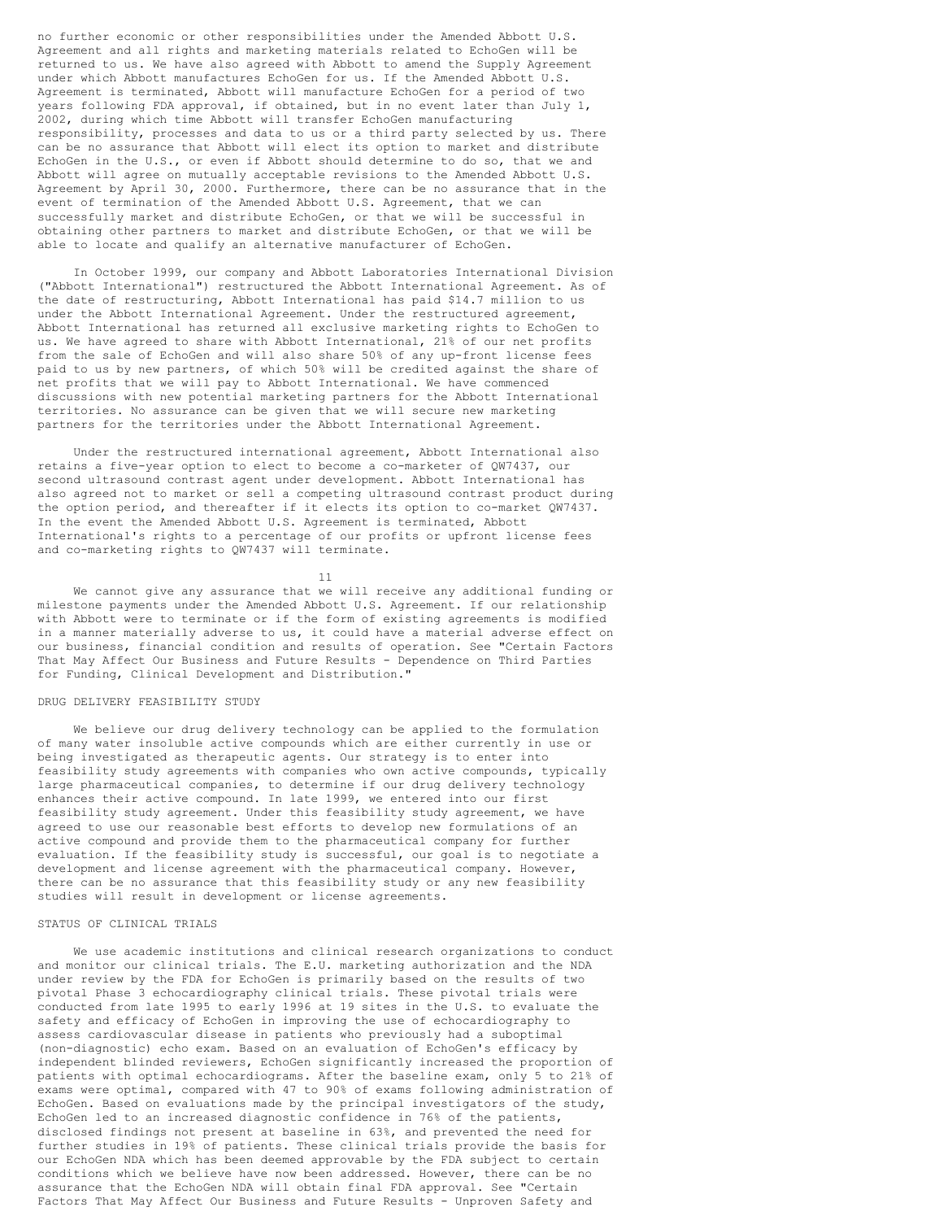no further economic or other responsibilities under the Amended Abbott U.S. Agreement and all rights and marketing materials related to EchoGen will be returned to us. We have also agreed with Abbott to amend the Supply Agreement under which Abbott manufactures EchoGen for us. If the Amended Abbott U.S. Agreement is terminated, Abbott will manufacture EchoGen for a period of two years following FDA approval, if obtained, but in no event later than July 1, 2002, during which time Abbott will transfer EchoGen manufacturing responsibility, processes and data to us or a third party selected by us. There can be no assurance that Abbott will elect its option to market and distribute EchoGen in the U.S., or even if Abbott should determine to do so, that we and Abbott will agree on mutually acceptable revisions to the Amended Abbott U.S. Agreement by April 30, 2000. Furthermore, there can be no assurance that in the event of termination of the Amended Abbott U.S. Agreement, that we can successfully market and distribute EchoGen, or that we will be successful in obtaining other partners to market and distribute EchoGen, or that we will be able to locate and qualify an alternative manufacturer of EchoGen.

In October 1999, our company and Abbott Laboratories International Division ("Abbott International") restructured the Abbott International Agreement. As of the date of restructuring, Abbott International has paid $14.7 million to us under the Abbott International Agreement. Under the restructured agreement, Abbott International has returned all exclusive marketing rights to EchoGen to us. We have agreed to share with Abbott International, 21% of our net profits from the sale of EchoGen and will also share 50% of any up-front license fees paid to us by new partners, of which 50% will be credited against the share of net profits that we will pay to Abbott International. We have commenced discussions with new potential marketing partners for the Abbott International territories. No assurance can be given that we will secure new marketing partners for the territories under the Abbott International Agreement.

Under the restructured international agreement, Abbott International also retains a five-year option to elect to become a co-marketer of QW7437, our second ultrasound contrast agent under development. Abbott International has also agreed not to market or sell a competing ultrasound contrast product during the option period, and thereafter if it elects its option to co-market QW7437. In the event the Amended Abbott U.S. Agreement is terminated, Abbott International's rights to a percentage of our profits or upfront license fees and co-marketing rights to QW7437 will terminate.

We cannot give any assurance that we will receive any additional funding or milestone payments under the Amended Abbott U.S. Agreement. If our relationship with Abbott were to terminate or if the form of existing agreements is modified in a manner materially adverse to us, it could have a material adverse effect on our business, financial condition and results of operation. See "Certain Factors That May Affect Our Business and Future Results - Dependence on Third Parties for Funding, Clinical Development and Distribution."

## DRUG DELIVERY FEASIBILITY STUDY

We believe our drug delivery technology can be applied to the formulation of many water insoluble active compounds which are either currently in use or being investigated as therapeutic agents. Our strategy is to enter into feasibility study agreements with companies who own active compounds, typically large pharmaceutical companies, to determine if our drug delivery technology enhances their active compound. In late 1999, we entered into our first feasibility study agreement. Under this feasibility study agreement, we have agreed to use our reasonable best efforts to develop new formulations of an active compound and provide them to the pharmaceutical company for further evaluation. If the feasibility study is successful, our goal is to negotiate a development and license agreement with the pharmaceutical company. However, there can be no assurance that this feasibility study or any new feasibility studies will result in development or license agreements.

## STATUS OF CLINICAL TRIALS

We use academic institutions and clinical research organizations to conduct and monitor our clinical trials. The E.U. marketing authorization and the NDA under review by the FDA for EchoGen is primarily based on the results of two pivotal Phase 3 echocardiography clinical trials. These pivotal trials were conducted from late 1995 to early 1996 at 19 sites in the U.S. to evaluate the safety and efficacy of EchoGen in improving the use of echocardiography to assess cardiovascular disease in patients who previously had a suboptimal (non-diagnostic) echo exam. Based on an evaluation of EchoGen's efficacy by independent blinded reviewers, EchoGen significantly increased the proportion of patients with optimal echocardiograms. After the baseline exam, only 5 to 21% of exams were optimal, compared with 47 to 90% of exams following administration of EchoGen. Based on evaluations made by the principal investigators of the study, EchoGen led to an increased diagnostic confidence in 76% of the patients, disclosed findings not present at baseline in 63%, and prevented the need for further studies in 19% of patients. These clinical trials provide the basis for our EchoGen NDA which has been deemed approvable by the FDA subject to certain conditions which we believe have now been addressed. However, there can be no assurance that the EchoGen NDA will obtain final FDA approval. See "Certain Factors That May Affect Our Business and Future Results - Unproven Safety and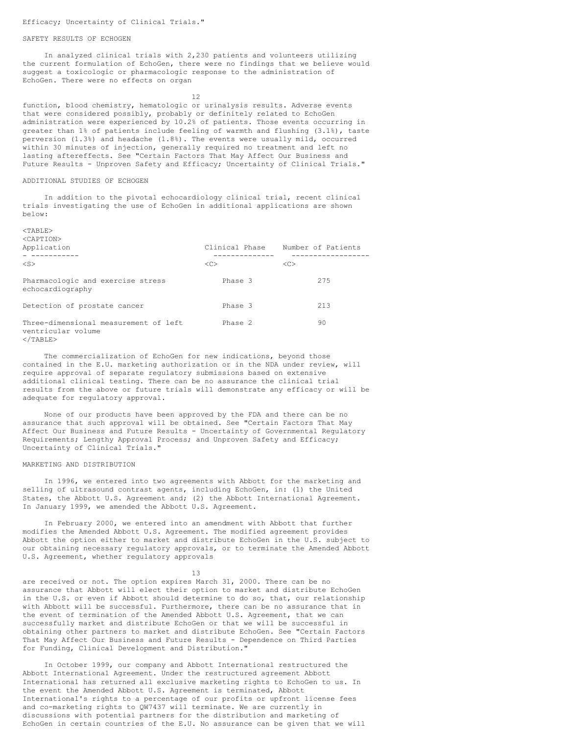Efficacy; Uncertainty of Clinical Trials."

## SAFETY RESULTS OF ECHOGEN

In analyzed clinical trials with 2,230 patients and volunteers utilizing the current formulation of EchoGen, there were no findings that we believe would suggest a toxicologic or pharmacologic response to the administration of EchoGen. There were no effects on organ function, blood chemistry, hematologic or urinalysis results. Adverse events that were considered possibly, probably or definitely related to EchoGen administration were experienced by 10.2% of patients. Those events occurring in greater than 1% of patients include feeling of warmth and flushing (3.1%), taste perversion (1.3%) and headache (1.8%). The events were usually mild, occurred within 30 minutes of injection, generally required no treatment and left no lasting aftereffects. See "Certain Factors That May Affect Our Business and Future Results - Unproven Safety and Efficacy; Uncertainty of Clinical Trials."

## ADDITIONAL STUDIES OF ECHOGEN

In addition to the pivotal echocardiology clinical trial, recent clinical trials investigating the use of EchoGen in additional applications are shown below:

| Application | Clinical Phase | Number of Patients |
|---|---|---|
| Pharmacologic and exercise stress echocardiography | Phase 3 | 275 |
| Detection of prostate cancer | Phase 3 | 213 |
| Three-dimensional measurement of left ventricular volume | Phase 2 | 90 |

The commercialization of EchoGen for new indications, beyond those contained in the E.U. marketing authorization or in the NDA under review, will require approval of separate regulatory submissions based on extensive additional clinical testing. There can be no assurance the clinical trial results from the above or future trials will demonstrate any efficacy or will be adequate for regulatory approval.

None of our products have been approved by the FDA and there can be no assurance that such approval will be obtained. See "Certain Factors That May Affect Our Business and Future Results - Uncertainty of Governmental Regulatory Requirements; Lengthy Approval Process; and Unproven Safety and Efficacy; Uncertainty of Clinical Trials."

## MARKETING AND DISTRIBUTION

In 1996, we entered into two agreements with Abbott for the marketing and selling of ultrasound contrast agents, including EchoGen, in: (1) the United States, the Abbott U.S. Agreement and; (2) the Abbott International Agreement. In January 1999, we amended the Abbott U.S. Agreement.

In February 2000, we entered into an amendment with Abbott that further modifies the Amended Abbott U.S. Agreement. The modified agreement provides Abbott the option either to market and distribute EchoGen in the U.S. subject to our obtaining necessary regulatory approvals, or to terminate the Amended Abbott U.S. Agreement, whether regulatory approvals are received or not. The option expires March 31, 2000. There can be no assurance that Abbott will elect their option to market and distribute EchoGen in the U.S. or even if Abbott should determine to do so, that, our relationship with Abbott will be successful. Furthermore, there can be no assurance that in the event of termination of the Amended Abbott U.S. Agreement, that we can successfully market and distribute EchoGen or that we will be successful in obtaining other partners to market and distribute EchoGen. See "Certain Factors That May Affect Our Business and Future Results - Dependence on Third Parties for Funding, Clinical Development and Distribution."

In October 1999, our company and Abbott International restructured the Abbott International Agreement. Under the restructured agreement Abbott International has returned all exclusive marketing rights to EchoGen to us. In the event the Amended Abbott U.S. Agreement is terminated, Abbott International's rights to a percentage of our profits or upfront license fees and co-marketing rights to QW7437 will terminate. We are currently in discussions with potential partners for the distribution and marketing of EchoGen in certain countries of the E.U. No assurance can be given that we will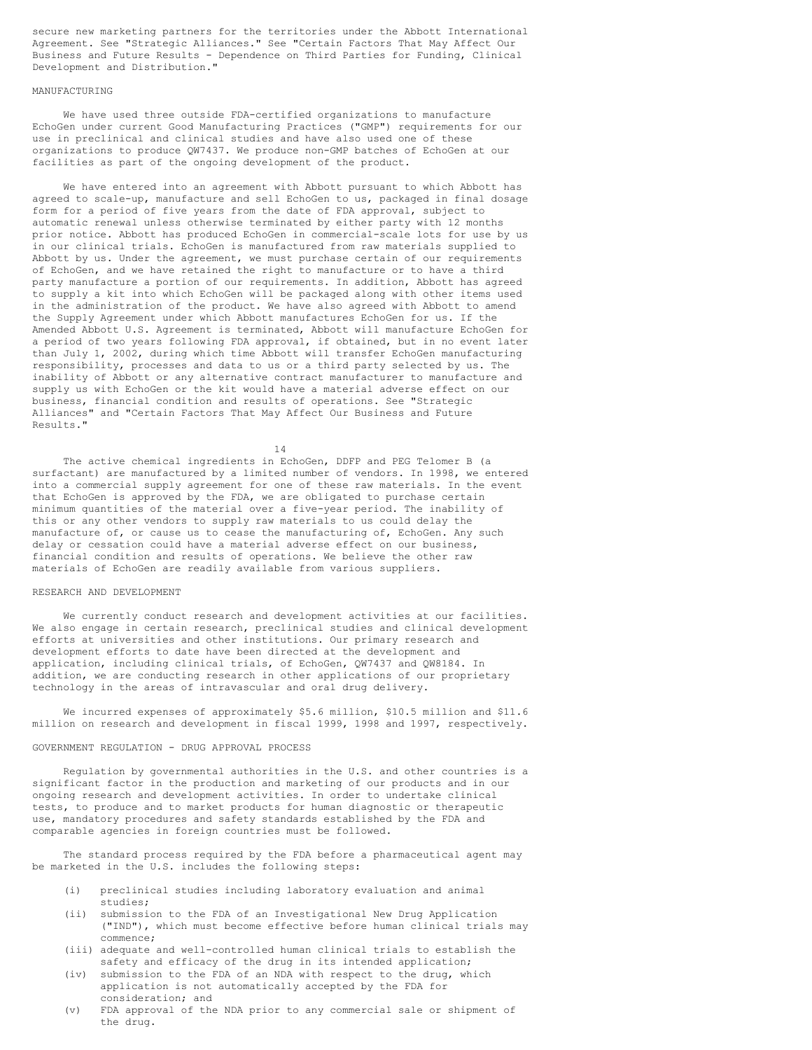secure new marketing partners for the territories under the Abbott International Agreement. See "Strategic Alliances." See "Certain Factors That May Affect Our Business and Future Results - Dependence on Third Parties for Funding, Clinical Development and Distribution."

## MANUFACTURING

We have used three outside FDA-certified organizations to manufacture EchoGen under current Good Manufacturing Practices ("GMP") requirements for our use in preclinical and clinical studies and have also used one of these organizations to produce QW7437. We produce non-GMP batches of EchoGen at our facilities as part of the ongoing development of the product.

We have entered into an agreement with Abbott pursuant to which Abbott has agreed to scale-up, manufacture and sell EchoGen to us, packaged in final dosage form for a period of five years from the date of FDA approval, subject to automatic renewal unless otherwise terminated by either party with 12 months prior notice. Abbott has produced EchoGen in commercial-scale lots for use by us in our clinical trials. EchoGen is manufactured from raw materials supplied to Abbott by us. Under the agreement, we must purchase certain of our requirements of EchoGen, and we have retained the right to manufacture or to have a third party manufacture a portion of our requirements. In addition, Abbott has agreed to supply a kit into which EchoGen will be packaged along with other items used in the administration of the product. We have also agreed with Abbott to amend the Supply Agreement under which Abbott manufactures EchoGen for us. If the Amended Abbott U.S. Agreement is terminated, Abbott will manufacture EchoGen for a period of two years following FDA approval, if obtained, but in no event later than July 1, 2002, during which time Abbott will transfer EchoGen manufacturing responsibility, processes and data to us or a third party selected by us. The inability of Abbott or any alternative contract manufacturer to manufacture and supply us with EchoGen or the kit would have a material adverse effect on our business, financial condition and results of operations. See "Strategic Alliances" and "Certain Factors That May Affect Our Business and Future Results."

The active chemical ingredients in EchoGen, DDFP and PEG Telomer B (a surfactant) are manufactured by a limited number of vendors. In 1998, we entered into a commercial supply agreement for one of these raw materials. In the event that EchoGen is approved by the FDA, we are obligated to purchase certain minimum quantities of the material over a five-year period. The inability of this or any other vendors to supply raw materials to us could delay the manufacture of, or cause us to cease the manufacturing of, EchoGen. Any such delay or cessation could have a material adverse effect on our business, financial condition and results of operations. We believe the other raw materials of EchoGen are readily available from various suppliers.

## RESEARCH AND DEVELOPMENT

We currently conduct research and development activities at our facilities. We also engage in certain research, preclinical studies and clinical development efforts at universities and other institutions. Our primary research and development efforts to date have been directed at the development and application, including clinical trials, of EchoGen, QW7437 and QW8184. In addition, we are conducting research in other applications of our proprietary technology in the areas of intravascular and oral drug delivery.

We incurred expenses of approximately $5.6 million, $10.5 million and $11.6 million on research and development in fiscal 1999, 1998 and 1997, respectively.

## GOVERNMENT REGULATION - DRUG APPROVAL PROCESS

Regulation by governmental authorities in the U.S. and other countries is a significant factor in the production and marketing of our products and in our ongoing research and development activities. In order to undertake clinical tests, to produce and to market products for human diagnostic or therapeutic use, mandatory procedures and safety standards established by the FDA and comparable agencies in foreign countries must be followed.

The standard process required by the FDA before a pharmaceutical agent may be marketed in the U.S. includes the following steps:

- (i) preclinical studies including laboratory evaluation and animal studies;
- (ii) submission to the FDA of an Investigational New Drug Application ("IND"), which must become effective before human clinical trials may commence;
- (iii) adequate and well-controlled human clinical trials to establish the safety and efficacy of the drug in its intended application;
- (iv) submission to the FDA of an NDA with respect to the drug, which application is not automatically accepted by the FDA for consideration; and
- (v) FDA approval of the NDA prior to any commercial sale or shipment of the drug.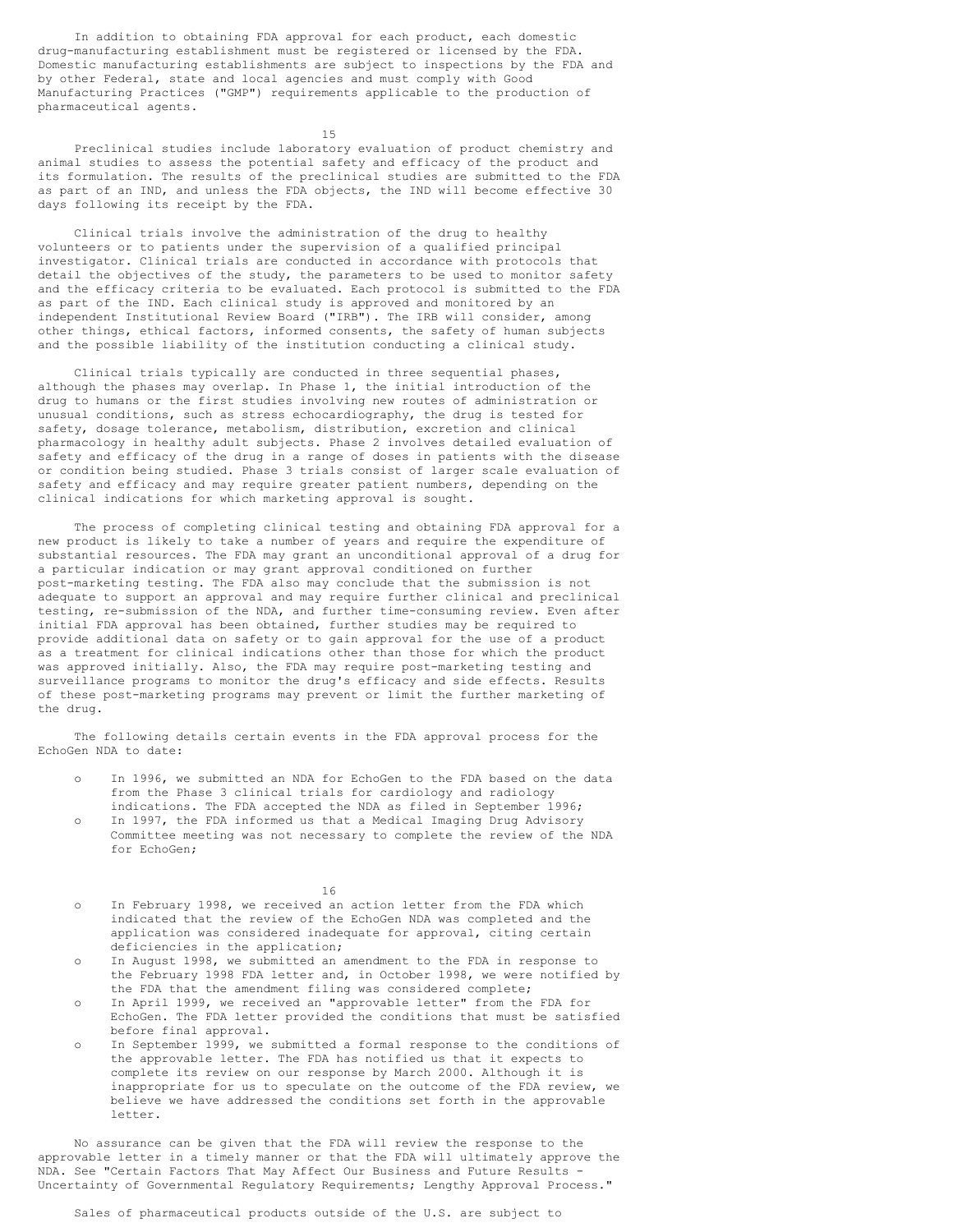In addition to obtaining FDA approval for each product, each domestic drug-manufacturing establishment must be registered or licensed by the FDA. Domestic manufacturing establishments are subject to inspections by the FDA and by other Federal, state and local agencies and must comply with Good Manufacturing Practices ("GMP") requirements applicable to the production of pharmaceutical agents.

Preclinical studies include laboratory evaluation of product chemistry and animal studies to assess the potential safety and efficacy of the product and its formulation. The results of the preclinical studies are submitted to the FDA as part of an IND, and unless the FDA objects, the IND will become effective 30 days following its receipt by the FDA.

Clinical trials involve the administration of the drug to healthy volunteers or to patients under the supervision of a qualified principal investigator. Clinical trials are conducted in accordance with protocols that detail the objectives of the study, the parameters to be used to monitor safety and the efficacy criteria to be evaluated. Each protocol is submitted to the FDA as part of the IND. Each clinical study is approved and monitored by an independent Institutional Review Board ("IRB"). The IRB will consider, among other things, ethical factors, informed consents, the safety of human subjects and the possible liability of the institution conducting a clinical study.

Clinical trials typically are conducted in three sequential phases, although the phases may overlap. In Phase 1, the initial introduction of the drug to humans or the first studies involving new routes of administration or unusual conditions, such as stress echocardiography, the drug is tested for safety, dosage tolerance, metabolism, distribution, excretion and clinical pharmacology in healthy adult subjects. Phase 2 involves detailed evaluation of safety and efficacy of the drug in a range of doses in patients with the disease or condition being studied. Phase 3 trials consist of larger scale evaluation of safety and efficacy and may require greater patient numbers, depending on the clinical indications for which marketing approval is sought.

The process of completing clinical testing and obtaining FDA approval for a new product is likely to take a number of years and require the expenditure of substantial resources. The FDA may grant an unconditional approval of a drug for a particular indication or may grant approval conditioned on further post-marketing testing. The FDA also may conclude that the submission is not adequate to support an approval and may require further clinical and preclinical testing, re-submission of the NDA, and further time-consuming review. Even after initial FDA approval has been obtained, further studies may be required to provide additional data on safety or to gain approval for the use of a product as a treatment for clinical indications other than those for which the product was approved initially. Also, the FDA may require post-marketing testing and surveillance programs to monitor the drug's efficacy and side effects. Results of these post-marketing programs may prevent or limit the further marketing of the drug.

The following details certain events in the FDA approval process for the EchoGen NDA to date:

- In 1996, we submitted an NDA for EchoGen to the FDA based on the data from the Phase 3 clinical trials for cardiology and radiology indications. The FDA accepted the NDA as filed in September 1996;
- In 1997, the FDA informed us that a Medical Imaging Drug Advisory Committee meeting was not necessary to complete the review of the NDA for EchoGen;
- In February 1998, we received an action letter from the FDA which indicated that the review of the EchoGen NDA was completed and the application was considered inadequate for approval, citing certain deficiencies in the application;
- In August 1998, we submitted an amendment to the FDA in response to the February 1998 FDA letter and, in October 1998, we were notified by the FDA that the amendment filing was considered complete;
- In April 1999, we received an "approvable letter" from the FDA for EchoGen. The FDA letter provided the conditions that must be satisfied before final approval.
- In September 1999, we submitted a formal response to the conditions of the approvable letter. The FDA has notified us that it expects to complete its review on our response by March 2000. Although it is inappropriate for us to speculate on the outcome of the FDA review, we believe we have addressed the conditions set forth in the approvable letter.

No assurance can be given that the FDA will review the response to the approvable letter in a timely manner or that the FDA will ultimately approve the NDA. See "Certain Factors That May Affect Our Business and Future Results - Uncertainty of Governmental Regulatory Requirements; Lengthy Approval Process."

Sales of pharmaceutical products outside of the U.S. are subject to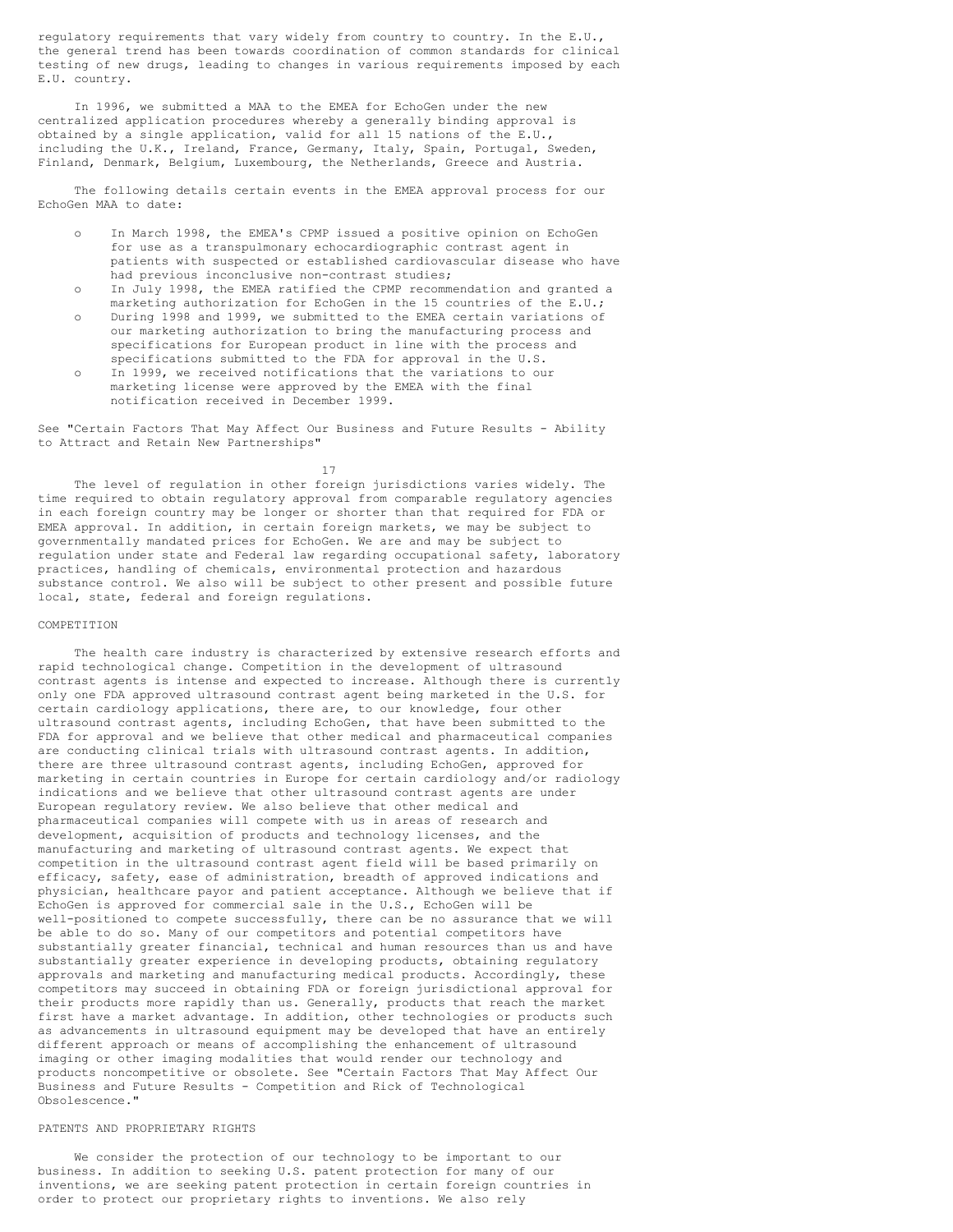regulatory requirements that vary widely from country to country. In the E.U., the general trend has been towards coordination of common standards for clinical testing of new drugs, leading to changes in various requirements imposed by each E.U. country.

In 1996, we submitted a MAA to the EMEA for EchoGen under the new centralized application procedures whereby a generally binding approval is obtained by a single application, valid for all 15 nations of the E.U., including the U.K., Ireland, France, Germany, Italy, Spain, Portugal, Sweden, Finland, Denmark, Belgium, Luxembourg, the Netherlands, Greece and Austria.

The following details certain events in the EMEA approval process for our EchoGen MAA to date:

- In March 1998, the EMEA's CPMP issued a positive opinion on EchoGen for use as a transpulmonary echocardiographic contrast agent in patients with suspected or established cardiovascular disease who have had previous inconclusive non-contrast studies;
- In July 1998, the EMEA ratified the CPMP recommendation and granted a marketing authorization for EchoGen in the 15 countries of the E.U.;
- During 1998 and 1999, we submitted to the EMEA certain variations of our marketing authorization to bring the manufacturing process and specifications for European product in line with the process and specifications submitted to the FDA for approval in the U.S.
- In 1999, we received notifications that the variations to our marketing license were approved by the EMEA with the final notification received in December 1999.

See "Certain Factors That May Affect Our Business and Future Results - Ability to Attract and Retain New Partnerships"

The level of regulation in other foreign jurisdictions varies widely. The time required to obtain regulatory approval from comparable regulatory agencies in each foreign country may be longer or shorter than that required for FDA or EMEA approval. In addition, in certain foreign markets, we may be subject to governmentally mandated prices for EchoGen. We are and may be subject to regulation under state and Federal law regarding occupational safety, laboratory practices, handling of chemicals, environmental protection and hazardous substance control. We also will be subject to other present and possible future local, state, federal and foreign regulations.

## COMPETITION

The health care industry is characterized by extensive research efforts and rapid technological change. Competition in the development of ultrasound contrast agents is intense and expected to increase. Although there is currently only one FDA approved ultrasound contrast agent being marketed in the U.S. for certain cardiology applications, there are, to our knowledge, four other ultrasound contrast agents, including EchoGen, that have been submitted to the FDA for approval and we believe that other medical and pharmaceutical companies are conducting clinical trials with ultrasound contrast agents. In addition, there are three ultrasound contrast agents, including EchoGen, approved for marketing in certain countries in Europe for certain cardiology and/or radiology indications and we believe that other ultrasound contrast agents are under European regulatory review. We also believe that other medical and pharmaceutical companies will compete with us in areas of research and development, acquisition of products and technology licenses, and the manufacturing and marketing of ultrasound contrast agents. We expect that competition in the ultrasound contrast agent field will be based primarily on efficacy, safety, ease of administration, breadth of approved indications and physician, healthcare payor and patient acceptance. Although we believe that if EchoGen is approved for commercial sale in the U.S., EchoGen will be well-positioned to compete successfully, there can be no assurance that we will be able to do so. Many of our competitors and potential competitors have substantially greater financial, technical and human resources than us and have substantially greater experience in developing products, obtaining regulatory approvals and marketing and manufacturing medical products. Accordingly, these competitors may succeed in obtaining FDA or foreign jurisdictional approval for their products more rapidly than us. Generally, products that reach the market first have a market advantage. In addition, other technologies or products such as advancements in ultrasound equipment may be developed that have an entirely different approach or means of accomplishing the enhancement of ultrasound imaging or other imaging modalities that would render our technology and products noncompetitive or obsolete. See "Certain Factors That May Affect Our Business and Future Results - Competition and Rick of Technological Obsolescence."

## PATENTS AND PROPRIETARY RIGHTS

We consider the protection of our technology to be important to our business. In addition to seeking U.S. patent protection for many of our inventions, we are seeking patent protection in certain foreign countries in order to protect our proprietary rights to inventions. We also rely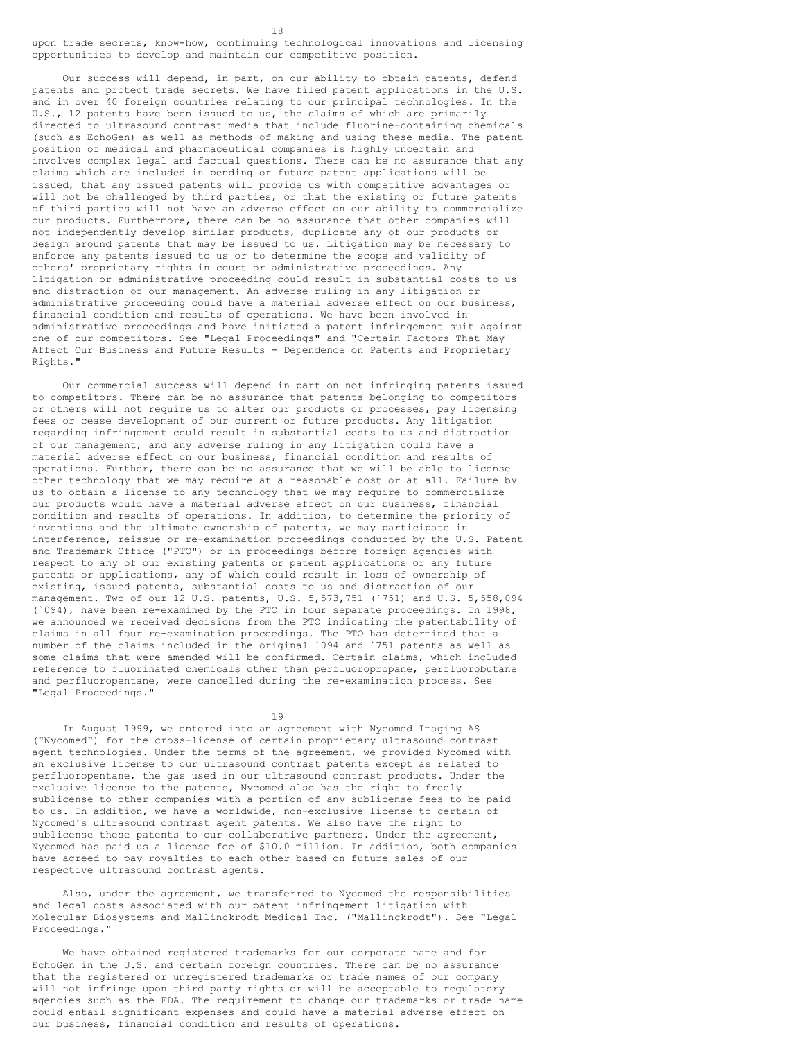upon trade secrets, know-how, continuing technological innovations and licensing opportunities to develop and maintain our competitive position.

Our success will depend, in part, on our ability to obtain patents, defend patents and protect trade secrets. We have filed patent applications in the U.S. and in over 40 foreign countries relating to our principal technologies. In the U.S., 12 patents have been issued to us, the claims of which are primarily directed to ultrasound contrast media that include fluorine-containing chemicals (such as EchoGen) as well as methods of making and using these media. The patent position of medical and pharmaceutical companies is highly uncertain and involves complex legal and factual questions. There can be no assurance that any claims which are included in pending or future patent applications will be issued, that any issued patents will provide us with competitive advantages or will not be challenged by third parties, or that the existing or future patents of third parties will not have an adverse effect on our ability to commercialize our products. Furthermore, there can be no assurance that other companies will not independently develop similar products, duplicate any of our products or design around patents that may be issued to us. Litigation may be necessary to enforce any patents issued to us or to determine the scope and validity of others' proprietary rights in court or administrative proceedings. Any litigation or administrative proceeding could result in substantial costs to us and distraction of our management. An adverse ruling in any litigation or administrative proceeding could have a material adverse effect on our business, financial condition and results of operations. We have been involved in administrative proceedings and have initiated a patent infringement suit against one of our competitors. See "Legal Proceedings" and "Certain Factors That May Affect Our Business and Future Results - Dependence on Patents and Proprietary Rights."

Our commercial success will depend in part on not infringing patents issued to competitors. There can be no assurance that patents belonging to competitors or others will not require us to alter our products or processes, pay licensing fees or cease development of our current or future products. Any litigation regarding infringement could result in substantial costs to us and distraction of our management, and any adverse ruling in any litigation could have a material adverse effect on our business, financial condition and results of operations. Further, there can be no assurance that we will be able to license other technology that we may require at a reasonable cost or at all. Failure by us to obtain a license to any technology that we may require to commercialize our products would have a material adverse effect on our business, financial condition and results of operations. In addition, to determine the priority of inventions and the ultimate ownership of patents, we may participate in interference, reissue or re-examination proceedings conducted by the U.S. Patent and Trademark Office ("PTO") or in proceedings before foreign agencies with respect to any of our existing patents or patent applications or any future patents or applications, any of which could result in loss of ownership of existing, issued patents, substantial costs to us and distraction of our management. Two of our 12 U.S. patents, U.S. 5,573,751 (`751) and U.S. 5,558,094 (`094), have been re-examined by the PTO in four separate proceedings. In 1998, we announced we received decisions from the PTO indicating the patentability of claims in all four re-examination proceedings. The PTO has determined that a number of the claims included in the original `094 and `751 patents as well as some claims that were amended will be confirmed. Certain claims, which included reference to fluorinated chemicals other than perfluoropropane, perfluorobutane and perfluoropentane, were cancelled during the re-examination process. See "Legal Proceedings."

In August 1999, we entered into an agreement with Nycomed Imaging AS ("Nycomed") for the cross-license of certain proprietary ultrasound contrast agent technologies. Under the terms of the agreement, we provided Nycomed with an exclusive license to our ultrasound contrast patents except as related to perfluoropentane, the gas used in our ultrasound contrast products. Under the exclusive license to the patents, Nycomed also has the right to freely sublicense to other companies with a portion of any sublicense fees to be paid to us. In addition, we have a worldwide, non-exclusive license to certain of Nycomed's ultrasound contrast agent patents. We also have the right to sublicense these patents to our collaborative partners. Under the agreement, Nycomed has paid us a license fee of $10.0 million. In addition, both companies have agreed to pay royalties to each other based on future sales of our respective ultrasound contrast agents.

Also, under the agreement, we transferred to Nycomed the responsibilities and legal costs associated with our patent infringement litigation with Molecular Biosystems and Mallinckrodt Medical Inc. ("Mallinckrodt"). See "Legal Proceedings."

We have obtained registered trademarks for our corporate name and for EchoGen in the U.S. and certain foreign countries. There can be no assurance that the registered or unregistered trademarks or trade names of our company will not infringe upon third party rights or will be acceptable to regulatory agencies such as the FDA. The requirement to change our trademarks or trade name could entail significant expenses and could have a material adverse effect on our business, financial condition and results of operations.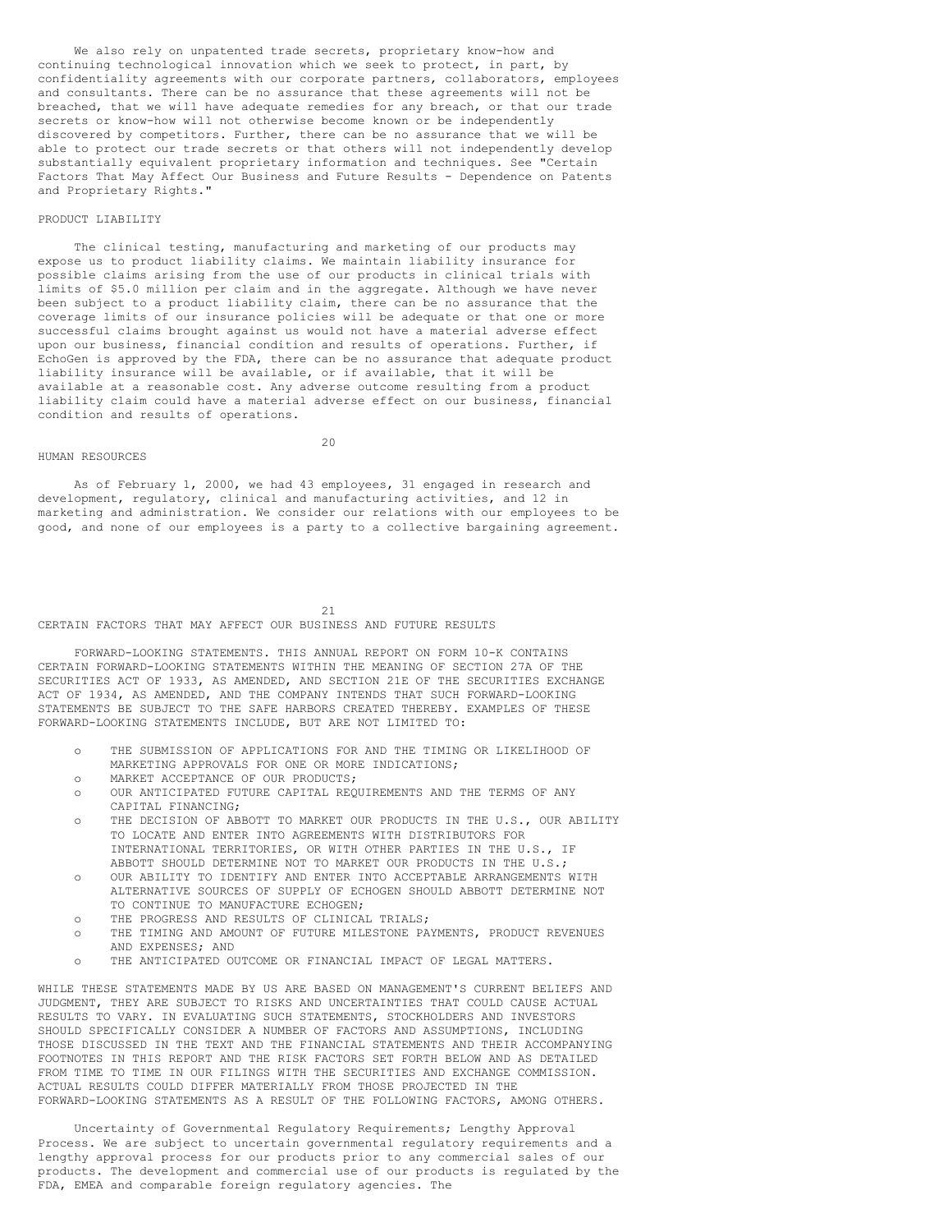We also rely on unpatented trade secrets, proprietary know-how and continuing technological innovation which we seek to protect, in part, by confidentiality agreements with our corporate partners, collaborators, employees and consultants. There can be no assurance that these agreements will not be breached, that we will have adequate remedies for any breach, or that our trade secrets or know-how will not otherwise become known or be independently discovered by competitors. Further, there can be no assurance that we will be able to protect our trade secrets or that others will not independently develop substantially equivalent proprietary information and techniques. See "Certain Factors That May Affect Our Business and Future Results - Dependence on Patents and Proprietary Rights."

## PRODUCT LIABILITY

The clinical testing, manufacturing and marketing of our products may expose us to product liability claims. We maintain liability insurance for possible claims arising from the use of our products in clinical trials with limits of $5.0 million per claim and in the aggregate. Although we have never been subject to a product liability claim, there can be no assurance that the coverage limits of our insurance policies will be adequate or that one or more successful claims brought against us would not have a material adverse effect upon our business, financial condition and results of operations. Further, if EchoGen is approved by the FDA, there can be no assurance that adequate product liability insurance will be available, or if available, that it will be available at a reasonable cost. Any adverse outcome resulting from a product liability claim could have a material adverse effect on our business, financial condition and results of operations.

## HUMAN RESOURCES

As of February 1, 2000, we had 43 employees, 31 engaged in research and development, regulatory, clinical and manufacturing activities, and 12 in marketing and administration. We consider our relations with our employees to be good, and none of our employees is a party to a collective bargaining agreement.

## CERTAIN FACTORS THAT MAY AFFECT OUR BUSINESS AND FUTURE RESULTS

FORWARD-LOOKING STATEMENTS. THIS ANNUAL REPORT ON FORM 10-K CONTAINS CERTAIN FORWARD-LOOKING STATEMENTS WITHIN THE MEANING OF SECTION 27A OF THE SECURITIES ACT OF 1933, AS AMENDED, AND SECTION 21E OF THE SECURITIES EXCHANGE ACT OF 1934, AS AMENDED, AND THE COMPANY INTENDS THAT SUCH FORWARD-LOOKING STATEMENTS BE SUBJECT TO THE SAFE HARBORS CREATED THEREBY. EXAMPLES OF THESE FORWARD-LOOKING STATEMENTS INCLUDE, BUT ARE NOT LIMITED TO:

- THE SUBMISSION OF APPLICATIONS FOR AND THE TIMING OR LIKELIHOOD OF MARKETING APPROVALS FOR ONE OR MORE INDICATIONS;
- MARKET ACCEPTANCE OF OUR PRODUCTS;
- OUR ANTICIPATED FUTURE CAPITAL REQUIREMENTS AND THE TERMS OF ANY CAPITAL FINANCING;
- THE DECISION OF ABBOTT TO MARKET OUR PRODUCTS IN THE U.S., OUR ABILITY TO LOCATE AND ENTER INTO AGREEMENTS WITH DISTRIBUTORS FOR INTERNATIONAL TERRITORIES, OR WITH OTHER PARTIES IN THE U.S., IF ABBOTT SHOULD DETERMINE NOT TO MARKET OUR PRODUCTS IN THE U.S.;
- OUR ABILITY TO IDENTIFY AND ENTER INTO ACCEPTABLE ARRANGEMENTS WITH ALTERNATIVE SOURCES OF SUPPLY OF ECHOGEN SHOULD ABBOTT DETERMINE NOT TO CONTINUE TO MANUFACTURE ECHOGEN;
- THE PROGRESS AND RESULTS OF CLINICAL TRIALS;
- THE TIMING AND AMOUNT OF FUTURE MILESTONE PAYMENTS, PRODUCT REVENUES AND EXPENSES; AND
- THE ANTICIPATED OUTCOME OR FINANCIAL IMPACT OF LEGAL MATTERS.

WHILE THESE STATEMENTS MADE BY US ARE BASED ON MANAGEMENT'S CURRENT BELIEFS AND JUDGMENT, THEY ARE SUBJECT TO RISKS AND UNCERTAINTIES THAT COULD CAUSE ACTUAL RESULTS TO VARY. IN EVALUATING SUCH STATEMENTS, STOCKHOLDERS AND INVESTORS SHOULD SPECIFICALLY CONSIDER A NUMBER OF FACTORS AND ASSUMPTIONS, INCLUDING THOSE DISCUSSED IN THE TEXT AND THE FINANCIAL STATEMENTS AND THEIR ACCOMPANYING FOOTNOTES IN THIS REPORT AND THE RISK FACTORS SET FORTH BELOW AND AS DETAILED FROM TIME TO TIME IN OUR FILINGS WITH THE SECURITIES AND EXCHANGE COMMISSION. ACTUAL RESULTS COULD DIFFER MATERIALLY FROM THOSE PROJECTED IN THE FORWARD-LOOKING STATEMENTS AS A RESULT OF THE FOLLOWING FACTORS, AMONG OTHERS.

Uncertainty of Governmental Regulatory Requirements; Lengthy Approval Process. We are subject to uncertain governmental regulatory requirements and a lengthy approval process for our products prior to any commercial sales of our products. The development and commercial use of our products is regulated by the FDA, EMEA and comparable foreign regulatory agencies. The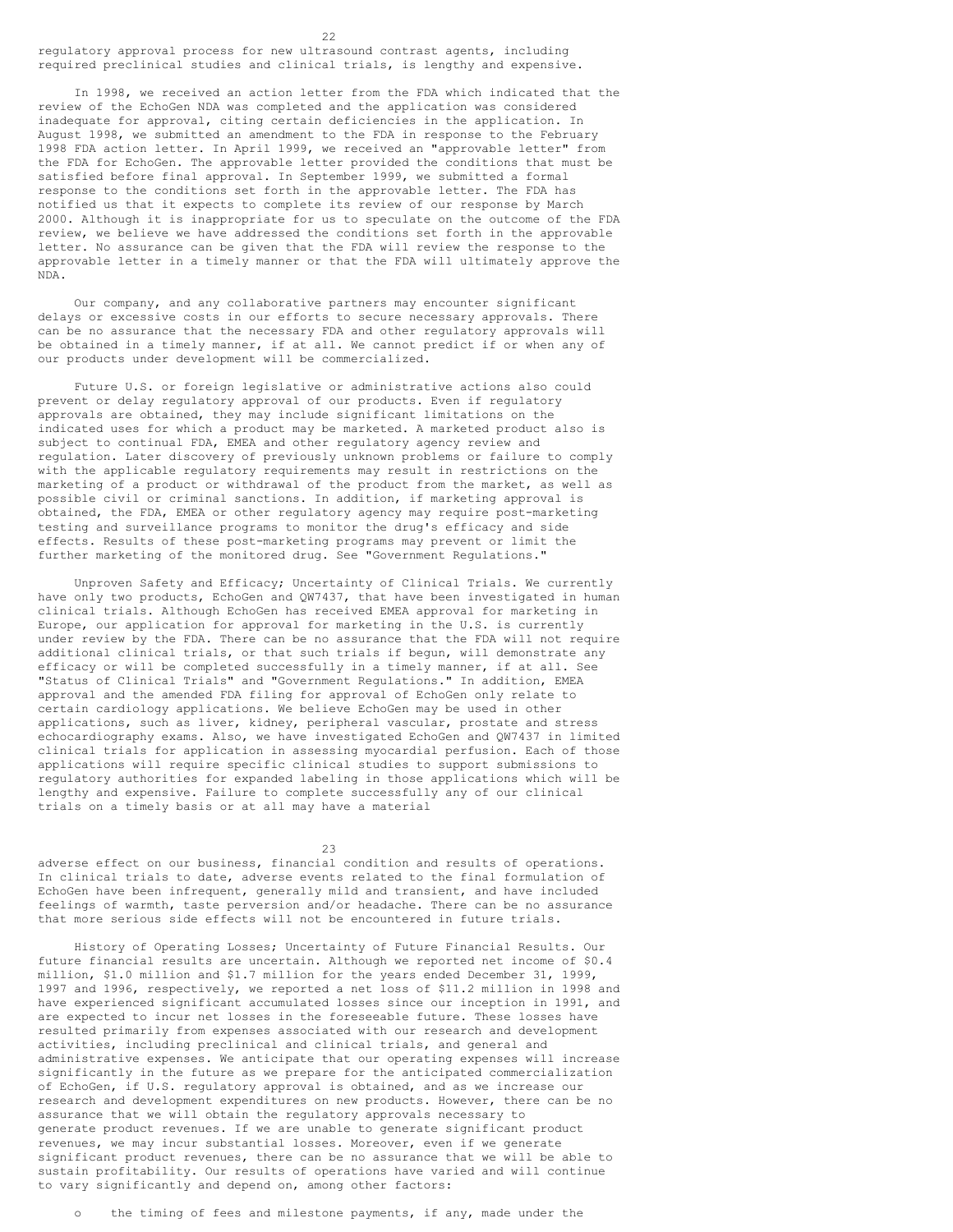regulatory approval process for new ultrasound contrast agents, including required preclinical studies and clinical trials, is lengthy and expensive.

In 1998, we received an action letter from the FDA which indicated that the review of the EchoGen NDA was completed and the application was considered inadequate for approval, citing certain deficiencies in the application. In August 1998, we submitted an amendment to the FDA in response to the February 1998 FDA action letter. In April 1999, we received an "approvable letter" from the FDA for EchoGen. The approvable letter provided the conditions that must be satisfied before final approval. In September 1999, we submitted a formal response to the conditions set forth in the approvable letter. The FDA has notified us that it expects to complete its review of our response by March 2000. Although it is inappropriate for us to speculate on the outcome of the FDA review, we believe we have addressed the conditions set forth in the approvable letter. No assurance can be given that the FDA will review the response to the approvable letter in a timely manner or that the FDA will ultimately approve the NDA.

Our company, and any collaborative partners may encounter significant delays or excessive costs in our efforts to secure necessary approvals. There can be no assurance that the necessary FDA and other regulatory approvals will be obtained in a timely manner, if at all. We cannot predict if or when any of our products under development will be commercialized.

Future U.S. or foreign legislative or administrative actions also could prevent or delay regulatory approval of our products. Even if regulatory approvals are obtained, they may include significant limitations on the indicated uses for which a product may be marketed. A marketed product also is subject to continual FDA, EMEA and other regulatory agency review and regulation. Later discovery of previously unknown problems or failure to comply with the applicable regulatory requirements may result in restrictions on the marketing of a product or withdrawal of the product from the market, as well as possible civil or criminal sanctions. In addition, if marketing approval is obtained, the FDA, EMEA or other regulatory agency may require post-marketing testing and surveillance programs to monitor the drug's efficacy and side effects. Results of these post-marketing programs may prevent or limit the further marketing of the monitored drug. See "Government Regulations."

Unproven Safety and Efficacy; Uncertainty of Clinical Trials. We currently have only two products, EchoGen and QW7437, that have been investigated in human clinical trials. Although EchoGen has received EMEA approval for marketing in Europe, our application for approval for marketing in the U.S. is currently under review by the FDA. There can be no assurance that the FDA will not require additional clinical trials, or that such trials if begun, will demonstrate any efficacy or will be completed successfully in a timely manner, if at all. See "Status of Clinical Trials" and "Government Regulations." In addition, EMEA approval and the amended FDA filing for approval of EchoGen only relate to certain cardiology applications. We believe EchoGen may be used in other applications, such as liver, kidney, peripheral vascular, prostate and stress echocardiography exams. Also, we have investigated EchoGen and QW7437 in limited clinical trials for application in assessing myocardial perfusion. Each of those applications will require specific clinical studies to support submissions to regulatory authorities for expanded labeling in those applications which will be lengthy and expensive. Failure to complete successfully any of our clinical trials on a timely basis or at all may have a material adverse effect on our business, financial condition and results of operations. In clinical trials to date, adverse events related to the final formulation of EchoGen have been infrequent, generally mild and transient, and have included feelings of warmth, taste perversion and/or headache. There can be no assurance that more serious side effects will not be encountered in future trials.

History of Operating Losses; Uncertainty of Future Financial Results. Our future financial results are uncertain. Although we reported net income of $0.4 million, $1.0 million and $1.7 million for the years ended December 31, 1999, 1997 and 1996, respectively, we reported a net loss of $11.2 million in 1998 and have experienced significant accumulated losses since our inception in 1991, and are expected to incur net losses in the foreseeable future. These losses have resulted primarily from expenses associated with our research and development activities, including preclinical and clinical trials, and general and administrative expenses. We anticipate that our operating expenses will increase significantly in the future as we prepare for the anticipated commercialization of EchoGen, if U.S. regulatory approval is obtained, and as we increase our research and development expenditures on new products. However, there can be no assurance that we will obtain the regulatory approvals necessary to generate product revenues. If we are unable to generate significant product revenues, we may incur substantial losses. Moreover, even if we generate significant product revenues, there can be no assurance that we will be able to sustain profitability. Our results of operations have varied and will continue to vary significantly and depend on, among other factors:

- the timing of fees and milestone payments, if any, made under the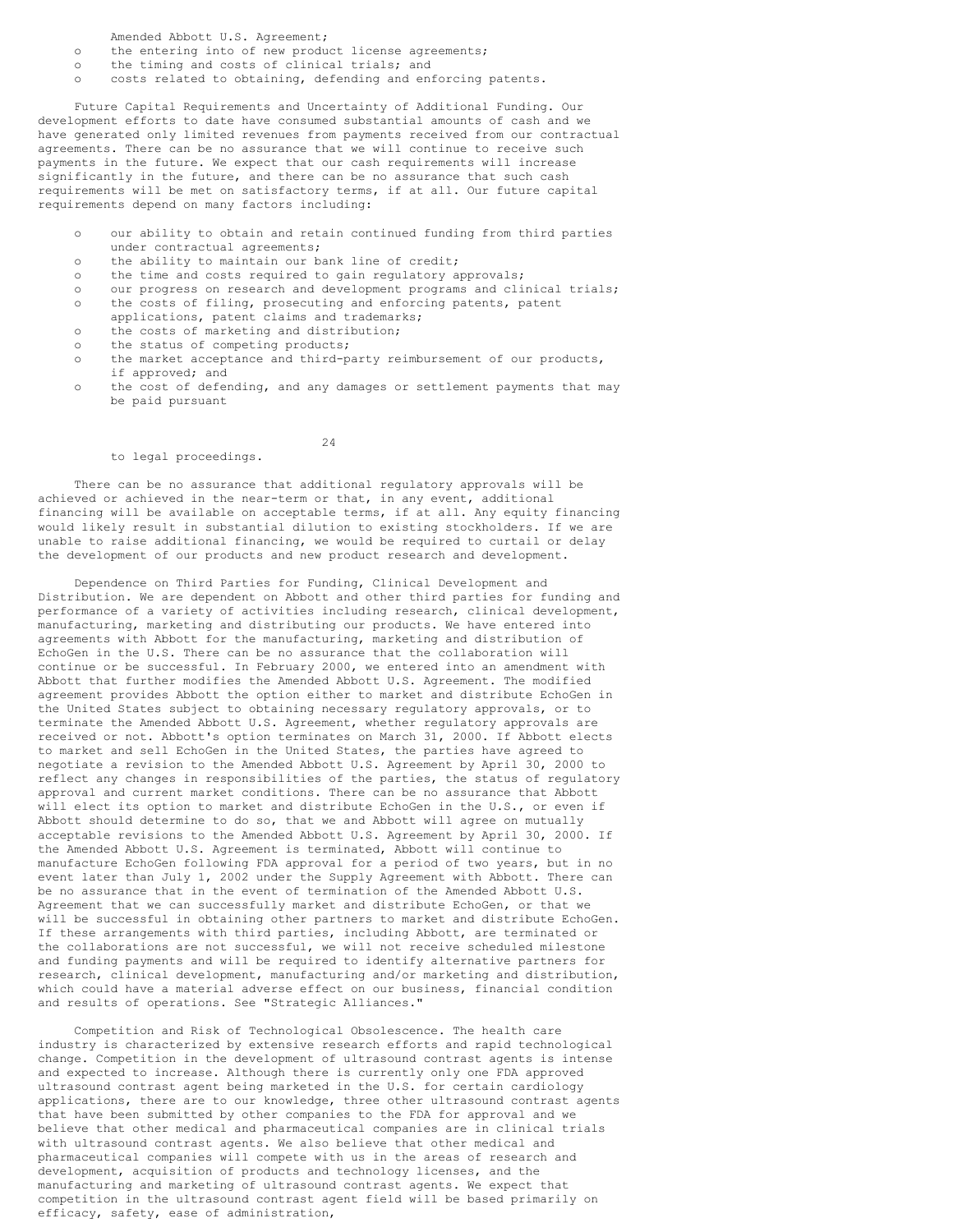Amended Abbott U.S. Agreement;

- the entering into of new product license agreements;
- the timing and costs of clinical trials; and
- costs related to obtaining, defending and enforcing patents.

Future Capital Requirements and Uncertainty of Additional Funding. Our development efforts to date have consumed substantial amounts of cash and we have generated only limited revenues from payments received from our contractual agreements. There can be no assurance that we will continue to receive such payments in the future. We expect that our cash requirements will increase significantly in the future, and there can be no assurance that such cash requirements will be met on satisfactory terms, if at all. Our future capital requirements depend on many factors including:

- our ability to obtain and retain continued funding from third parties under contractual agreements;
- the ability to maintain our bank line of credit;
- the time and costs required to gain regulatory approvals;
- our progress on research and development programs and clinical trials;
- the costs of filing, prosecuting and enforcing patents, patent applications, patent claims and trademarks;
- the costs of marketing and distribution;
- the status of competing products;
- the market acceptance and third-party reimbursement of our products, if approved; and
- the cost of defending, and any damages or settlement payments that may be paid pursuant to legal proceedings.

There can be no assurance that additional regulatory approvals will be achieved or achieved in the near-term or that, in any event, additional financing will be available on acceptable terms, if at all. Any equity financing would likely result in substantial dilution to existing stockholders. If we are unable to raise additional financing, we would be required to curtail or delay the development of our products and new product research and development.

Dependence on Third Parties for Funding, Clinical Development and Distribution. We are dependent on Abbott and other third parties for funding and performance of a variety of activities including research, clinical development, manufacturing, marketing and distributing our products. We have entered into agreements with Abbott for the manufacturing, marketing and distribution of EchoGen in the U.S. There can be no assurance that the collaboration will continue or be successful. In February 2000, we entered into an amendment with Abbott that further modifies the Amended Abbott U.S. Agreement. The modified agreement provides Abbott the option either to market and distribute EchoGen in the United States subject to obtaining necessary regulatory approvals, or to terminate the Amended Abbott U.S. Agreement, whether regulatory approvals are received or not. Abbott's option terminates on March 31, 2000. If Abbott elects to market and sell EchoGen in the United States, the parties have agreed to negotiate a revision to the Amended Abbott U.S. Agreement by April 30, 2000 to reflect any changes in responsibilities of the parties, the status of regulatory approval and current market conditions. There can be no assurance that Abbott will elect its option to market and distribute EchoGen in the U.S., or even if Abbott should determine to do so, that we and Abbott will agree on mutually acceptable revisions to the Amended Abbott U.S. Agreement by April 30, 2000. If the Amended Abbott U.S. Agreement is terminated, Abbott will continue to manufacture EchoGen following FDA approval for a period of two years, but in no event later than July 1, 2002 under the Supply Agreement with Abbott. There can be no assurance that in the event of termination of the Amended Abbott U.S. Agreement that we can successfully market and distribute EchoGen, or that we will be successful in obtaining other partners to market and distribute EchoGen. If these arrangements with third parties, including Abbott, are terminated or the collaborations are not successful, we will not receive scheduled milestone and funding payments and will be required to identify alternative partners for research, clinical development, manufacturing and/or marketing and distribution, which could have a material adverse effect on our business, financial condition and results of operations. See "Strategic Alliances."

Competition and Risk of Technological Obsolescence. The health care industry is characterized by extensive research efforts and rapid technological change. Competition in the development of ultrasound contrast agents is intense and expected to increase. Although there is currently only one FDA approved ultrasound contrast agent being marketed in the U.S. for certain cardiology applications, there are to our knowledge, three other ultrasound contrast agents that have been submitted by other companies to the FDA for approval and we believe that other medical and pharmaceutical companies are in clinical trials with ultrasound contrast agents. We also believe that other medical and pharmaceutical companies will compete with us in the areas of research and development, acquisition of products and technology licenses, and the manufacturing and marketing of ultrasound contrast agents. We expect that competition in the ultrasound contrast agent field will be based primarily on efficacy, safety, ease of administration,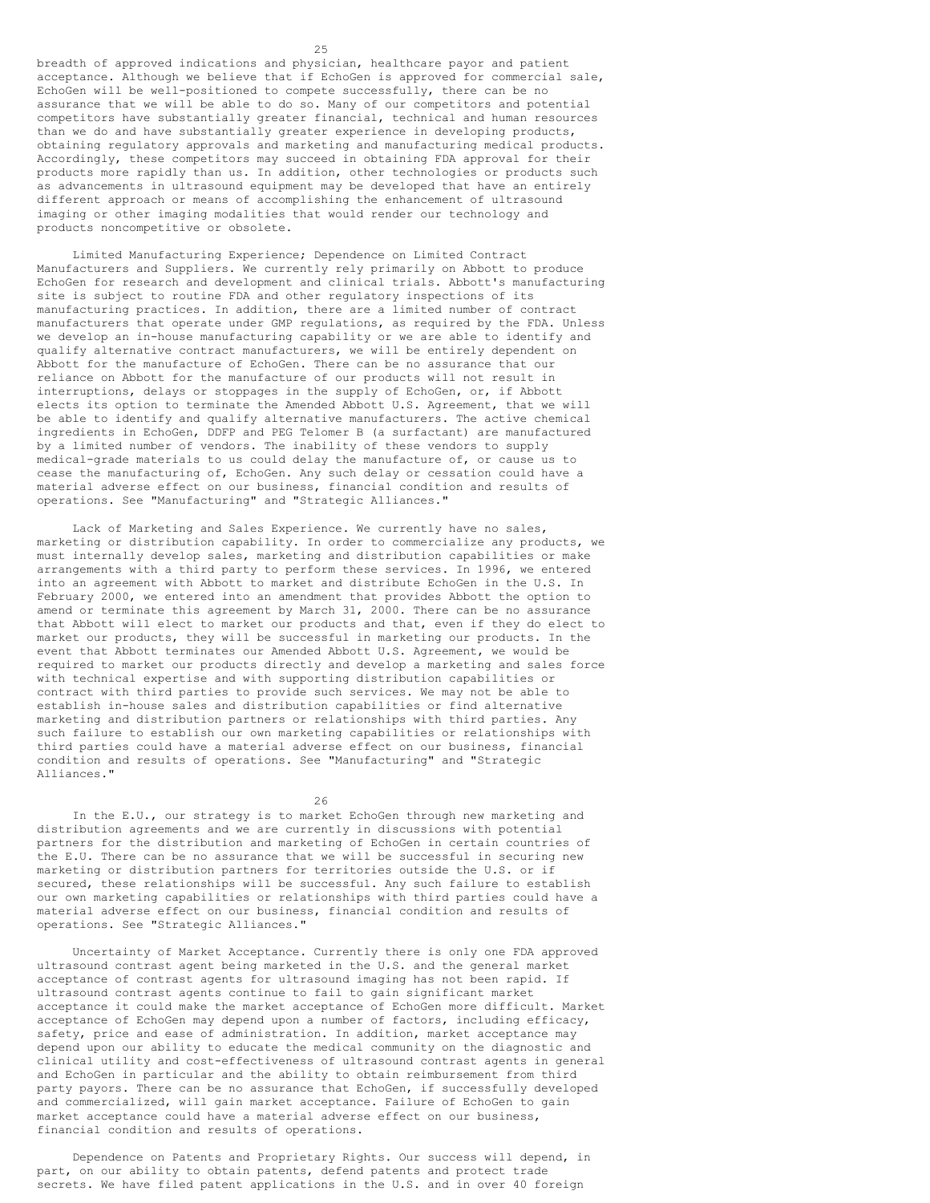breadth of approved indications and physician, healthcare payor and patient acceptance. Although we believe that if EchoGen is approved for commercial sale, EchoGen will be well-positioned to compete successfully, there can be no assurance that we will be able to do so. Many of our competitors and potential competitors have substantially greater financial, technical and human resources than we do and have substantially greater experience in developing products, obtaining regulatory approvals and marketing and manufacturing medical products. Accordingly, these competitors may succeed in obtaining FDA approval for their products more rapidly than us. In addition, other technologies or products such as advancements in ultrasound equipment may be developed that have an entirely different approach or means of accomplishing the enhancement of ultrasound imaging or other imaging modalities that would render our technology and products noncompetitive or obsolete.

Limited Manufacturing Experience; Dependence on Limited Contract Manufacturers and Suppliers. We currently rely primarily on Abbott to produce EchoGen for research and development and clinical trials. Abbott's manufacturing site is subject to routine FDA and other regulatory inspections of its manufacturing practices. In addition, there are a limited number of contract manufacturers that operate under GMP regulations, as required by the FDA. Unless we develop an in-house manufacturing capability or we are able to identify and qualify alternative contract manufacturers, we will be entirely dependent on Abbott for the manufacture of EchoGen. There can be no assurance that our reliance on Abbott for the manufacture of our products will not result in interruptions, delays or stoppages in the supply of EchoGen, or, if Abbott elects its option to terminate the Amended Abbott U.S. Agreement, that we will be able to identify and qualify alternative manufacturers. The active chemical ingredients in EchoGen, DDFP and PEG Telomer B (a surfactant) are manufactured by a limited number of vendors. The inability of these vendors to supply medical-grade materials to us could delay the manufacture of, or cause us to cease the manufacturing of, EchoGen. Any such delay or cessation could have a material adverse effect on our business, financial condition and results of operations. See "Manufacturing" and "Strategic Alliances."

Lack of Marketing and Sales Experience. We currently have no sales, marketing or distribution capability. In order to commercialize any products, we must internally develop sales, marketing and distribution capabilities or make arrangements with a third party to perform these services. In 1996, we entered into an agreement with Abbott to market and distribute EchoGen in the U.S. In February 2000, we entered into an amendment that provides Abbott the option to amend or terminate this agreement by March 31, 2000. There can be no assurance that Abbott will elect to market our products and that, even if they do elect to market our products, they will be successful in marketing our products. In the event that Abbott terminates our Amended Abbott U.S. Agreement, we would be required to market our products directly and develop a marketing and sales force with technical expertise and with supporting distribution capabilities or contract with third parties to provide such services. We may not be able to establish in-house sales and distribution capabilities or find alternative marketing and distribution partners or relationships with third parties. Any such failure to establish our own marketing capabilities or relationships with third parties could have a material adverse effect on our business, financial condition and results of operations. See "Manufacturing" and "Strategic Alliances."

In the E.U., our strategy is to market EchoGen through new marketing and distribution agreements and we are currently in discussions with potential partners for the distribution and marketing of EchoGen in certain countries of the E.U. There can be no assurance that we will be successful in securing new marketing or distribution partners for territories outside the U.S. or if secured, these relationships will be successful. Any such failure to establish our own marketing capabilities or relationships with third parties could have a material adverse effect on our business, financial condition and results of operations. See "Strategic Alliances."

Uncertainty of Market Acceptance. Currently there is only one FDA approved ultrasound contrast agent being marketed in the U.S. and the general market acceptance of contrast agents for ultrasound imaging has not been rapid. If ultrasound contrast agents continue to fail to gain significant market acceptance it could make the market acceptance of EchoGen more difficult. Market acceptance of EchoGen may depend upon a number of factors, including efficacy, safety, price and ease of administration. In addition, market acceptance may depend upon our ability to educate the medical community on the diagnostic and clinical utility and cost-effectiveness of ultrasound contrast agents in general and EchoGen in particular and the ability to obtain reimbursement from third party payors. There can be no assurance that EchoGen, if successfully developed and commercialized, will gain market acceptance. Failure of EchoGen to gain market acceptance could have a material adverse effect on our business, financial condition and results of operations.

Dependence on Patents and Proprietary Rights. Our success will depend, in part, on our ability to obtain patents, defend patents and protect trade secrets. We have filed patent applications in the U.S. and in over 40 foreign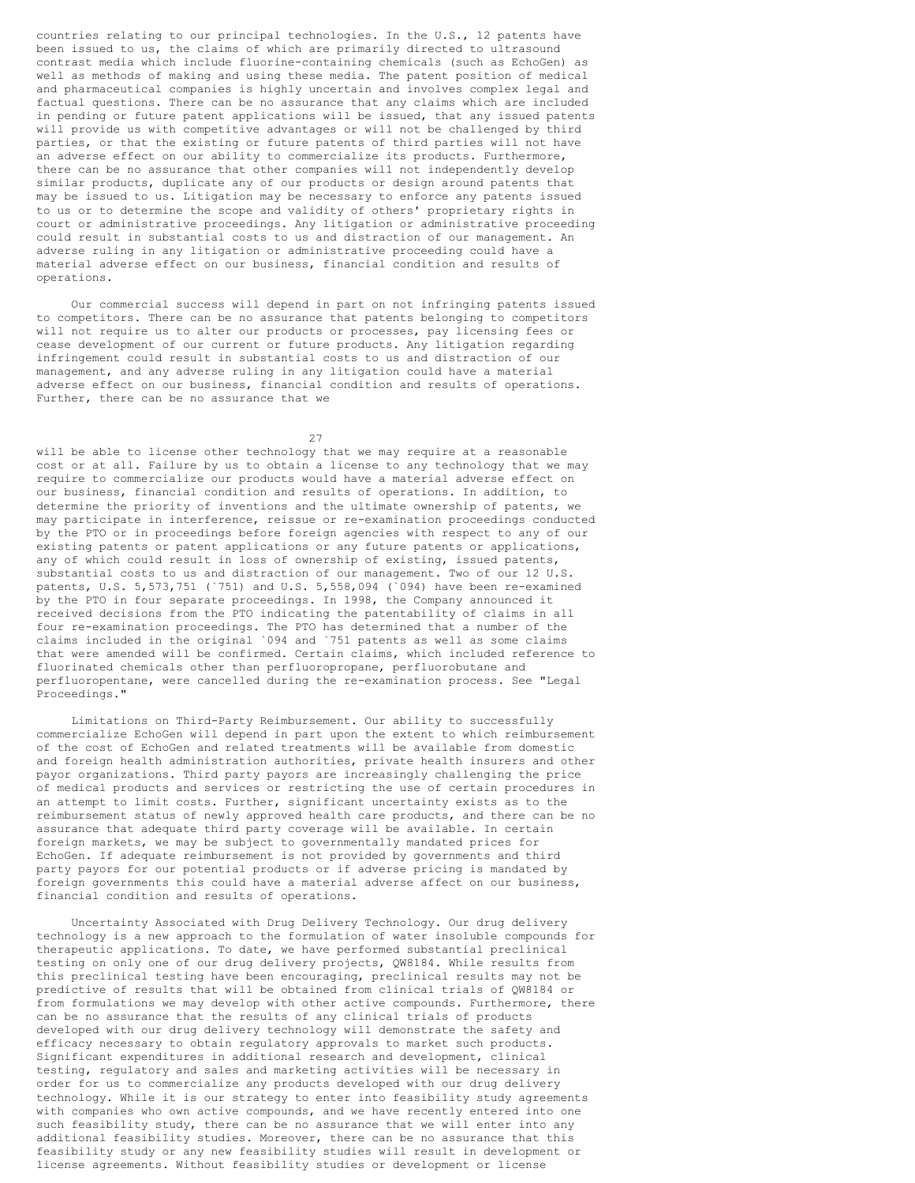countries relating to our principal technologies. In the U.S., 12 patents have been issued to us, the claims of which are primarily directed to ultrasound contrast media which include fluorine-containing chemicals (such as EchoGen) as well as methods of making and using these media. The patent position of medical and pharmaceutical companies is highly uncertain and involves complex legal and factual questions. There can be no assurance that any claims which are included in pending or future patent applications will be issued, that any issued patents will provide us with competitive advantages or will not be challenged by third parties, or that the existing or future patents of third parties will not have an adverse effect on our ability to commercialize its products. Furthermore, there can be no assurance that other companies will not independently develop similar products, duplicate any of our products or design around patents that may be issued to us. Litigation may be necessary to enforce any patents issued to us or to determine the scope and validity of others' proprietary rights in court or administrative proceedings. Any litigation or administrative proceeding could result in substantial costs to us and distraction of our management. An adverse ruling in any litigation or administrative proceeding could have a material adverse effect on our business, financial condition and results of operations.

Our commercial success will depend in part on not infringing patents issued to competitors. There can be no assurance that patents belonging to competitors will not require us to alter our products or processes, pay licensing fees or cease development of our current or future products. Any litigation regarding infringement could result in substantial costs to us and distraction of our management, and any adverse ruling in any litigation could have a material adverse effect on our business, financial condition and results of operations. Further, there can be no assurance that we will be able to license other technology that we may require at a reasonable cost or at all. Failure by us to obtain a license to any technology that we may require to commercialize our products would have a material adverse effect on our business, financial condition and results of operations. In addition, to determine the priority of inventions and the ultimate ownership of patents, we may participate in interference, reissue or re-examination proceedings conducted by the PTO or in proceedings before foreign agencies with respect to any of our existing patents or patent applications or any future patents or applications, any of which could result in loss of ownership of existing, issued patents, substantial costs to us and distraction of our management. Two of our 12 U.S. patents, U.S. 5,573,751 (`751) and U.S. 5,558,094 (`094) have been re-examined by the PTO in four separate proceedings. In 1998, the Company announced it received decisions from the PTO indicating the patentability of claims in all four re-examination proceedings. The PTO has determined that a number of the claims included in the original `094 and `751 patents as well as some claims that were amended will be confirmed. Certain claims, which included reference to fluorinated chemicals other than perfluoropropane, perfluorobutane and perfluoropentane, were cancelled during the re-examination process. See "Legal Proceedings."

Limitations on Third-Party Reimbursement. Our ability to successfully commercialize EchoGen will depend in part upon the extent to which reimbursement of the cost of EchoGen and related treatments will be available from domestic and foreign health administration authorities, private health insurers and other payor organizations. Third party payors are increasingly challenging the price of medical products and services or restricting the use of certain procedures in an attempt to limit costs. Further, significant uncertainty exists as to the reimbursement status of newly approved health care products, and there can be no assurance that adequate third party coverage will be available. In certain foreign markets, we may be subject to governmentally mandated prices for EchoGen. If adequate reimbursement is not provided by governments and third party payors for our potential products or if adverse pricing is mandated by foreign governments this could have a material adverse affect on our business, financial condition and results of operations.

Uncertainty Associated with Drug Delivery Technology. Our drug delivery technology is a new approach to the formulation of water insoluble compounds for therapeutic applications. To date, we have performed substantial preclinical testing on only one of our drug delivery projects, QW8184. While results from this preclinical testing have been encouraging, preclinical results may not be predictive of results that will be obtained from clinical trials of QW8184 or from formulations we may develop with other active compounds. Furthermore, there can be no assurance that the results of any clinical trials of products developed with our drug delivery technology will demonstrate the safety and efficacy necessary to obtain regulatory approvals to market such products. Significant expenditures in additional research and development, clinical testing, regulatory and sales and marketing activities will be necessary in order for us to commercialize any products developed with our drug delivery technology. While it is our strategy to enter into feasibility study agreements with companies who own active compounds, and we have recently entered into one such feasibility study, there can be no assurance that we will enter into any additional feasibility studies. Moreover, there can be no assurance that this feasibility study or any new feasibility studies will result in development or license agreements. Without feasibility studies or development or license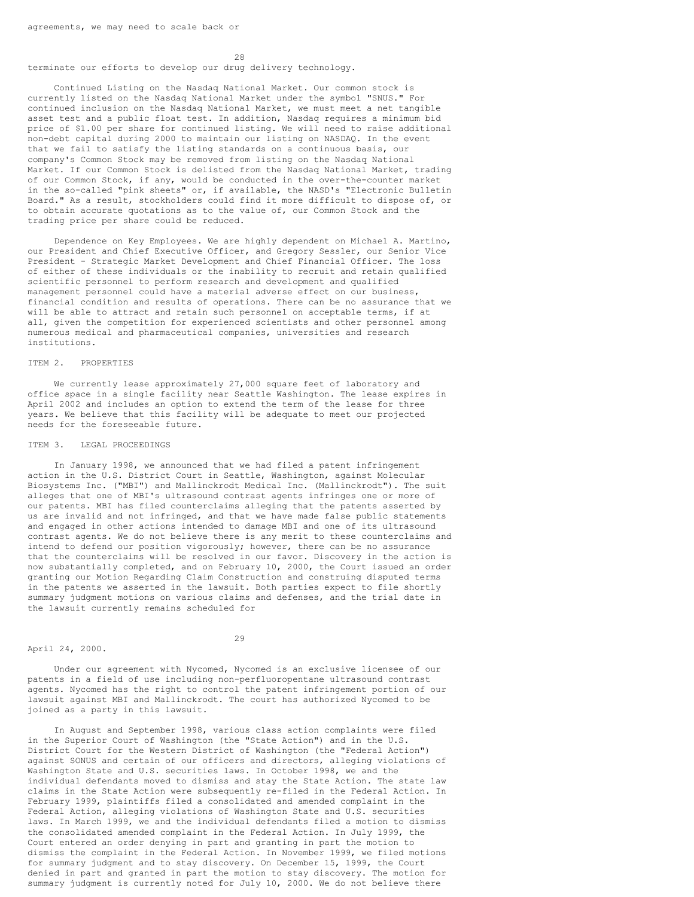agreements, we may need to scale back or terminate our efforts to develop our drug delivery technology.

Continued Listing on the Nasdaq National Market. Our common stock is currently listed on the Nasdaq National Market under the symbol "SNUS." For continued inclusion on the Nasdaq National Market, we must meet a net tangible asset test and a public float test. In addition, Nasdaq requires a minimum bid price of $1.00 per share for continued listing. We will need to raise additional non-debt capital during 2000 to maintain our listing on NASDAQ. In the event that we fail to satisfy the listing standards on a continuous basis, our company's Common Stock may be removed from listing on the Nasdaq National Market. If our Common Stock is delisted from the Nasdaq National Market, trading of our Common Stock, if any, would be conducted in the over-the-counter market in the so-called "pink sheets" or, if available, the NASD's "Electronic Bulletin Board." As a result, stockholders could find it more difficult to dispose of, or to obtain accurate quotations as to the value of, our Common Stock and the trading price per share could be reduced.

Dependence on Key Employees. We are highly dependent on Michael A. Martino, our President and Chief Executive Officer, and Gregory Sessler, our Senior Vice President - Strategic Market Development and Chief Financial Officer. The loss of either of these individuals or the inability to recruit and retain qualified scientific personnel to perform research and development and qualified management personnel could have a material adverse effect on our business, financial condition and results of operations. There can be no assurance that we will be able to attract and retain such personnel on acceptable terms, if at all, given the competition for experienced scientists and other personnel among numerous medical and pharmaceutical companies, universities and research institutions.

## ITEM 2. PROPERTIES

We currently lease approximately 27,000 square feet of laboratory and office space in a single facility near Seattle Washington. The lease expires in April 2002 and includes an option to extend the term of the lease for three years. We believe that this facility will be adequate to meet our projected needs for the foreseeable future.

## ITEM 3. LEGAL PROCEEDINGS

In January 1998, we announced that we had filed a patent infringement action in the U.S. District Court in Seattle, Washington, against Molecular Biosystems Inc. ("MBI") and Mallinckrodt Medical Inc. (Mallinckrodt"). The suit alleges that one of MBI's ultrasound contrast agents infringes one or more of our patents. MBI has filed counterclaims alleging that the patents asserted by us are invalid and not infringed, and that we have made false public statements and engaged in other actions intended to damage MBI and one of its ultrasound contrast agents. We do not believe there is any merit to these counterclaims and intend to defend our position vigorously; however, there can be no assurance that the counterclaims will be resolved in our favor. Discovery in the action is now substantially completed, and on February 10, 2000, the Court issued an order granting our Motion Regarding Claim Construction and construing disputed terms in the patents we asserted in the lawsuit. Both parties expect to file shortly summary judgment motions on various claims and defenses, and the trial date in the lawsuit currently remains scheduled for April 24, 2000.

Under our agreement with Nycomed, Nycomed is an exclusive licensee of our patents in a field of use including non-perfluoropentane ultrasound contrast agents. Nycomed has the right to control the patent infringement portion of our lawsuit against MBI and Mallinckrodt. The court has authorized Nycomed to be joined as a party in this lawsuit.

In August and September 1998, various class action complaints were filed in the Superior Court of Washington (the "State Action") and in the U.S. District Court for the Western District of Washington (the "Federal Action") against SONUS and certain of our officers and directors, alleging violations of Washington State and U.S. securities laws. In October 1998, we and the individual defendants moved to dismiss and stay the State Action. The state law claims in the State Action were subsequently re-filed in the Federal Action. In February 1999, plaintiffs filed a consolidated and amended complaint in the Federal Action, alleging violations of Washington State and U.S. securities laws. In March 1999, we and the individual defendants filed a motion to dismiss the consolidated amended complaint in the Federal Action. In July 1999, the Court entered an order denying in part and granting in part the motion to dismiss the complaint in the Federal Action. In November 1999, we filed motions for summary judgment and to stay discovery. On December 15, 1999, the Court denied in part and granted in part the motion to stay discovery. The motion for summary judgment is currently noted for July 10, 2000. We do not believe there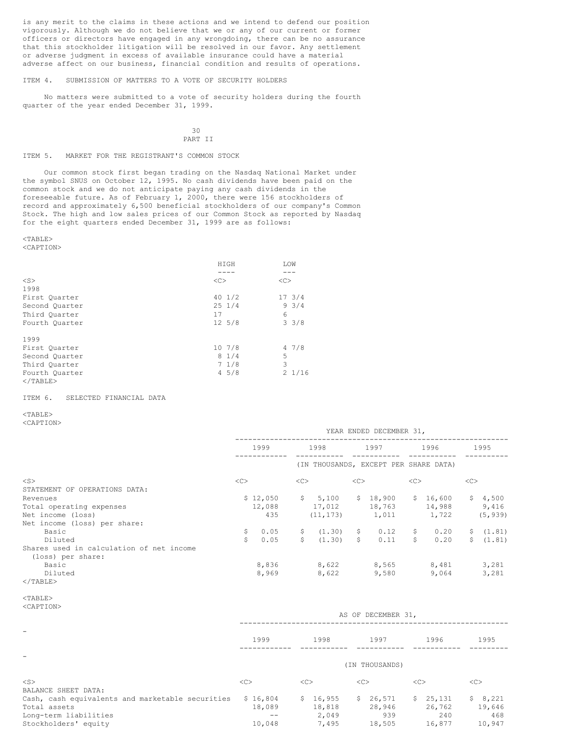is any merit to the claims in these actions and we intend to defend our position vigorously. Although we do not believe that we or any of our current or former officers or directors have engaged in any wrongdoing, there can be no assurance that this stockholder litigation will be resolved in our favor. Any settlement or adverse judgment in excess of available insurance could have a material adverse affect on our business, financial condition and results of operations.

ITEM 4. SUBMISSION OF MATTERS TO A VOTE OF SECURITY HOLDERS

No matters were submitted to a vote of security holders during the fourth quarter of the year ended December 31, 1999.

PART II

ITEM 5. MARKET FOR THE REGISTRANT'S COMMON STOCK

Our common stock first began trading on the Nasdaq National Market under the symbol SNUS on October 12, 1995. No cash dividends have been paid on the common stock and we do not anticipate paying any cash dividends in the foreseeable future. As of February 1, 2000, there were 156 stockholders of record and approximately 6,500 beneficial stockholders of our company's Common Stock. The high and low sales prices of our Common Stock as reported by Nasdaq for the eight quarters ended December 31, 1999 are as follows:

| | HIGH | LOW |
|---|---|---|
| **1998** | | |
| First Quarter | 40 1/2 | 17 3/4 |
| Second Quarter | 25 1/4 | 9 3/4 |
| Third Quarter | 17 | 6 |
| Fourth Quarter | 12 5/8 | 3 3/8 |
| **1999** | | |
| First Quarter | 10 7/8 | 4 7/8 |
| Second Quarter | 8 1/4 | 5 |
| Third Quarter | 7 1/8 | 3 |
| Fourth Quarter | 4 5/8 | 2 1/16 |

ITEM 6. SELECTED FINANCIAL DATA

| | YEAR ENDED DECEMBER 31, | | | | |
|---|---|---|---|---|---|
| | 1999 | 1998 | 1997 | 1996 | 1995 |
| | (IN THOUSANDS, EXCEPT PER SHARE DATA) | | | | |
| STATEMENT OF OPERATIONS DATA: | | | | | |
| Revenues | $ 12,050 | $ 5,100 | $ 18,900 | $ 16,600 | $ 4,500 |
| Total operating expenses | 12,088 | 17,012 | 18,763 | 14,988 | 9,416 |
| Net income (loss) | 435 | (11,173) | 1,011 | 1,722 | (5,939) |
| Net income (loss) per share: | | | | | |
| Basic | $ 0.05 | $ (1.30) | $ 0.12 | $ 0.20 | $ (1.81) |
| Diluted | $ 0.05 | $ (1.30) | $ 0.11 | $ 0.20 | $ (1.81) |
| Shares used in calculation of net income (loss) per share: | | | | | |
| Basic | 8,836 | 8,622 | 8,565 | 8,481 | 3,281 |
| Diluted | 8,969 | 8,622 | 9,580 | 9,064 | 3,281 |

| | AS OF DECEMBER 31, | | | | |
|---|---|---|---|---|---|
| | 1999 | 1998 | 1997 | 1996 | 1995 |
| | (IN THOUSANDS) | | | | |
| BALANCE SHEET DATA: | | | | | |
| Cash, cash equivalents and marketable securities | $ 16,804 | $ 16,955 | $ 26,571 | $ 25,131 | $ 8,221 |
| Total assets | 18,089 | 18,818 | 28,946 | 26,762 | 19,646 |
| Long-term liabilities | -- | 2,049 | 939 | 240 | 468 |
| Stockholders' equity | 10,048 | 7,495 | 18,505 | 16,877 | 10,947 |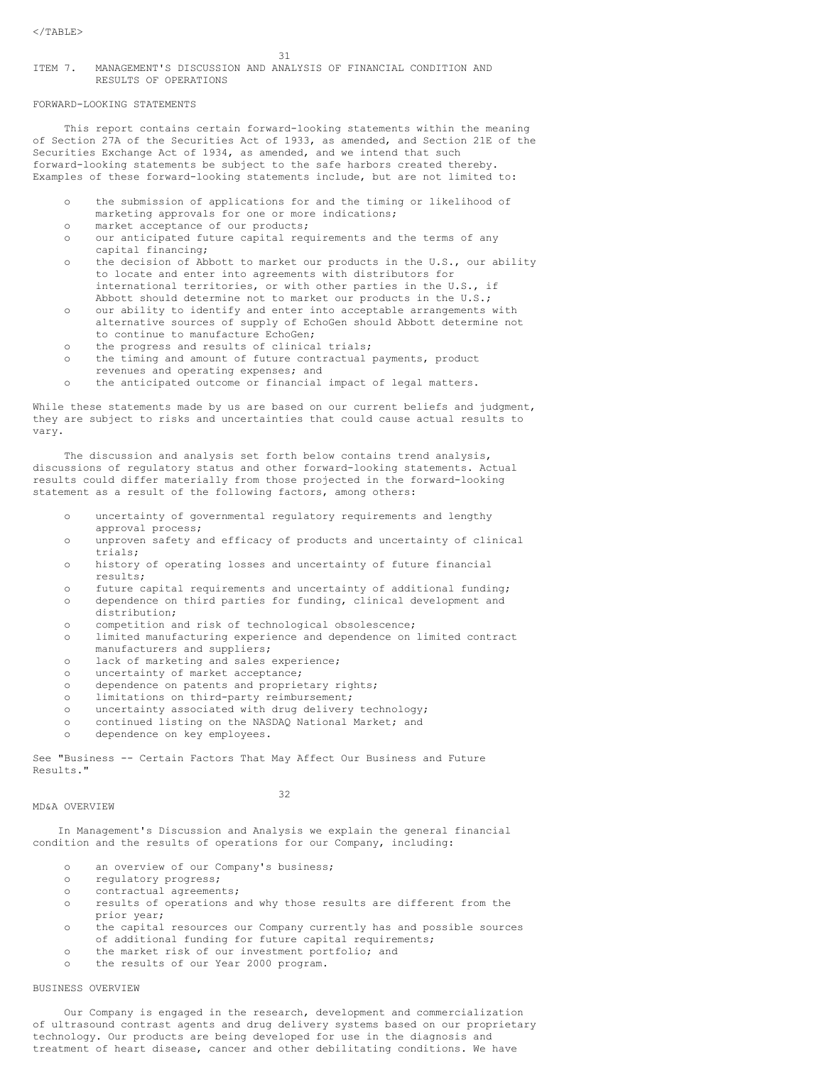## ITEM 7. MANAGEMENT'S DISCUSSION AND ANALYSIS OF FINANCIAL CONDITION AND RESULTS OF OPERATIONS

### FORWARD-LOOKING STATEMENTS

This report contains certain forward-looking statements within the meaning of Section 27A of the Securities Act of 1933, as amended, and Section 21E of the Securities Exchange Act of 1934, as amended, and we intend that such forward-looking statements be subject to the safe harbors created thereby. Examples of these forward-looking statements include, but are not limited to:

- the submission of applications for and the timing or likelihood of marketing approvals for one or more indications;
- market acceptance of our products;
- our anticipated future capital requirements and the terms of any capital financing;
- the decision of Abbott to market our products in the U.S., our ability to locate and enter into agreements with distributors for international territories, or with other parties in the U.S., if Abbott should determine not to market our products in the U.S.;
- our ability to identify and enter into acceptable arrangements with alternative sources of supply of EchoGen should Abbott determine not to continue to manufacture EchoGen;
- the progress and results of clinical trials;
- the timing and amount of future contractual payments, product revenues and operating expenses; and
- the anticipated outcome or financial impact of legal matters.

While these statements made by us are based on our current beliefs and judgment, they are subject to risks and uncertainties that could cause actual results to vary.

The discussion and analysis set forth below contains trend analysis, discussions of regulatory status and other forward-looking statements. Actual results could differ materially from those projected in the forward-looking statement as a result of the following factors, among others:

- uncertainty of governmental regulatory requirements and lengthy approval process;
- unproven safety and efficacy of products and uncertainty of clinical trials;
- history of operating losses and uncertainty of future financial results;
- future capital requirements and uncertainty of additional funding;
- dependence on third parties for funding, clinical development and distribution;
- competition and risk of technological obsolescence;
- limited manufacturing experience and dependence on limited contract manufacturers and suppliers;
- lack of marketing and sales experience;
- uncertainty of market acceptance;
- dependence on patents and proprietary rights;
- limitations on third-party reimbursement;
- uncertainty associated with drug delivery technology;
- continued listing on the NASDAQ National Market; and
- dependence on key employees.

See "Business -- Certain Factors That May Affect Our Business and Future Results."

### MD&A OVERVIEW

In Management's Discussion and Analysis we explain the general financial condition and the results of operations for our Company, including:

- an overview of our Company's business;
- regulatory progress;
- contractual agreements;
- results of operations and why those results are different from the prior year;
- the capital resources our Company currently has and possible sources of additional funding for future capital requirements;
- the market risk of our investment portfolio; and
- the results of our Year 2000 program.

### BUSINESS OVERVIEW

Our Company is engaged in the research, development and commercialization of ultrasound contrast agents and drug delivery systems based on our proprietary technology. Our products are being developed for use in the diagnosis and treatment of heart disease, cancer and other debilitating conditions. We have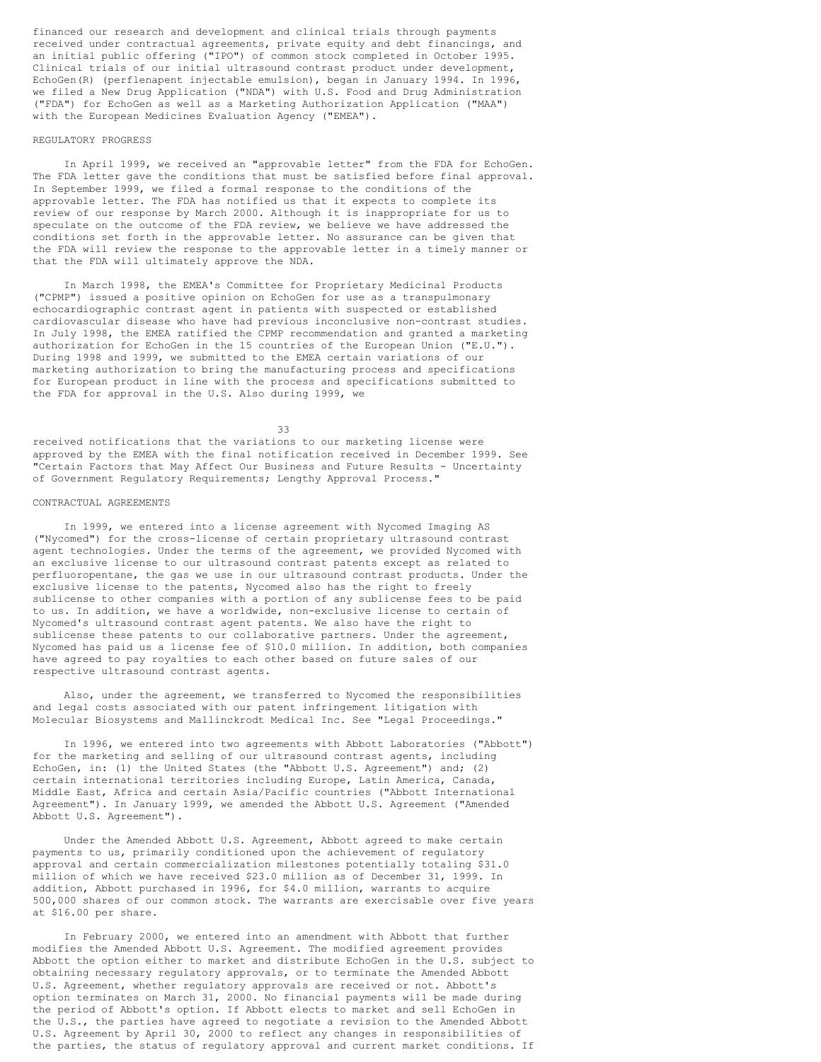financed our research and development and clinical trials through payments received under contractual agreements, private equity and debt financings, and an initial public offering ("IPO") of common stock completed in October 1995. Clinical trials of our initial ultrasound contrast product under development, EchoGen(R) (perflenapent injectable emulsion), began in January 1994. In 1996, we filed a New Drug Application ("NDA") with U.S. Food and Drug Administration ("FDA") for EchoGen as well as a Marketing Authorization Application ("MAA") with the European Medicines Evaluation Agency ("EMEA").

## REGULATORY PROGRESS

In April 1999, we received an "approvable letter" from the FDA for EchoGen. The FDA letter gave the conditions that must be satisfied before final approval. In September 1999, we filed a formal response to the conditions of the approvable letter. The FDA has notified us that it expects to complete its review of our response by March 2000. Although it is inappropriate for us to speculate on the outcome of the FDA review, we believe we have addressed the conditions set forth in the approvable letter. No assurance can be given that the FDA will review the response to the approvable letter in a timely manner or that the FDA will ultimately approve the NDA.

In March 1998, the EMEA's Committee for Proprietary Medicinal Products ("CPMP") issued a positive opinion on EchoGen for use as a transpulmonary echocardiographic contrast agent in patients with suspected or established cardiovascular disease who have had previous inconclusive non-contrast studies. In July 1998, the EMEA ratified the CPMP recommendation and granted a marketing authorization for EchoGen in the 15 countries of the European Union ("E.U."). During 1998 and 1999, we submitted to the EMEA certain variations of our marketing authorization to bring the manufacturing process and specifications for European product in line with the process and specifications submitted to the FDA for approval in the U.S. Also during 1999, we received notifications that the variations to our marketing license were approved by the EMEA with the final notification received in December 1999. See "Certain Factors that May Affect Our Business and Future Results - Uncertainty of Government Regulatory Requirements; Lengthy Approval Process."

## CONTRACTUAL AGREEMENTS

In 1999, we entered into a license agreement with Nycomed Imaging AS ("Nycomed") for the cross-license of certain proprietary ultrasound contrast agent technologies. Under the terms of the agreement, we provided Nycomed with an exclusive license to our ultrasound contrast patents except as related to perfluoropentane, the gas we use in our ultrasound contrast products. Under the exclusive license to the patents, Nycomed also has the right to freely sublicense to other companies with a portion of any sublicense fees to be paid to us. In addition, we have a worldwide, non-exclusive license to certain of Nycomed's ultrasound contrast agent patents. We also have the right to sublicense these patents to our collaborative partners. Under the agreement, Nycomed has paid us a license fee of $10.0 million. In addition, both companies have agreed to pay royalties to each other based on future sales of our respective ultrasound contrast agents.

Also, under the agreement, we transferred to Nycomed the responsibilities and legal costs associated with our patent infringement litigation with Molecular Biosystems and Mallinckrodt Medical Inc. See "Legal Proceedings."

In 1996, we entered into two agreements with Abbott Laboratories ("Abbott") for the marketing and selling of our ultrasound contrast agents, including EchoGen, in: (1) the United States (the "Abbott U.S. Agreement") and; (2) certain international territories including Europe, Latin America, Canada, Middle East, Africa and certain Asia/Pacific countries ("Abbott International Agreement"). In January 1999, we amended the Abbott U.S. Agreement ("Amended Abbott U.S. Agreement").

Under the Amended Abbott U.S. Agreement, Abbott agreed to make certain payments to us, primarily conditioned upon the achievement of regulatory approval and certain commercialization milestones potentially totaling $31.0 million of which we have received $23.0 million as of December 31, 1999. In addition, Abbott purchased in 1996, for $4.0 million, warrants to acquire 500,000 shares of our common stock. The warrants are exercisable over five years at $16.00 per share.

In February 2000, we entered into an amendment with Abbott that further modifies the Amended Abbott U.S. Agreement. The modified agreement provides Abbott the option either to market and distribute EchoGen in the U.S. subject to obtaining necessary regulatory approvals, or to terminate the Amended Abbott U.S. Agreement, whether regulatory approvals are received or not. Abbott's option terminates on March 31, 2000. No financial payments will be made during the period of Abbott's option. If Abbott elects to market and sell EchoGen in the U.S., the parties have agreed to negotiate a revision to the Amended Abbott U.S. Agreement by April 30, 2000 to reflect any changes in responsibilities of the parties, the status of regulatory approval and current market conditions. If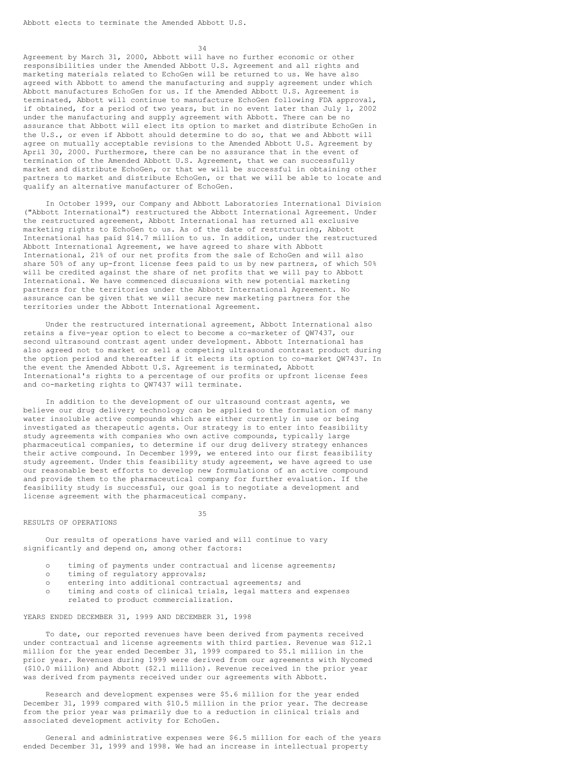Abbott elects to terminate the Amended Abbott U.S. Agreement by March 31, 2000, Abbott will have no further economic or other responsibilities under the Amended Abbott U.S. Agreement and all rights and marketing materials related to EchoGen will be returned to us. We have also agreed with Abbott to amend the manufacturing and supply agreement under which Abbott manufactures EchoGen for us. If the Amended Abbott U.S. Agreement is terminated, Abbott will continue to manufacture EchoGen following FDA approval, if obtained, for a period of two years, but in no event later than July 1, 2002 under the manufacturing and supply agreement with Abbott. There can be no assurance that Abbott will elect its option to market and distribute EchoGen in the U.S., or even if Abbott should determine to do so, that we and Abbott will agree on mutually acceptable revisions to the Amended Abbott U.S. Agreement by April 30, 2000. Furthermore, there can be no assurance that in the event of termination of the Amended Abbott U.S. Agreement, that we can successfully market and distribute EchoGen, or that we will be successful in obtaining other partners to market and distribute EchoGen, or that we will be able to locate and qualify an alternative manufacturer of EchoGen.

In October 1999, our Company and Abbott Laboratories International Division ("Abbott International") restructured the Abbott International Agreement. Under the restructured agreement, Abbott International has returned all exclusive marketing rights to EchoGen to us. As of the date of restructuring, Abbott International has paid $14.7 million to us. In addition, under the restructured Abbott International Agreement, we have agreed to share with Abbott International, 21% of our net profits from the sale of EchoGen and will also share 50% of any up-front license fees paid to us by new partners, of which 50% will be credited against the share of net profits that we will pay to Abbott International. We have commenced discussions with new potential marketing partners for the territories under the Abbott International Agreement. No assurance can be given that we will secure new marketing partners for the territories under the Abbott International Agreement.

Under the restructured international agreement, Abbott International also retains a five-year option to elect to become a co-marketer of QW7437, our second ultrasound contrast agent under development. Abbott International has also agreed not to market or sell a competing ultrasound contrast product during the option period and thereafter if it elects its option to co-market QW7437. In the event the Amended Abbott U.S. Agreement is terminated, Abbott International's rights to a percentage of our profits or upfront license fees and co-marketing rights to QW7437 will terminate.

In addition to the development of our ultrasound contrast agents, we believe our drug delivery technology can be applied to the formulation of many water insoluble active compounds which are either currently in use or being investigated as therapeutic agents. Our strategy is to enter into feasibility study agreements with companies who own active compounds, typically large pharmaceutical companies, to determine if our drug delivery strategy enhances their active compound. In December 1999, we entered into our first feasibility study agreement. Under this feasibility study agreement, we have agreed to use our reasonable best efforts to develop new formulations of an active compound and provide them to the pharmaceutical company for further evaluation. If the feasibility study is successful, our goal is to negotiate a development and license agreement with the pharmaceutical company.

## RESULTS OF OPERATIONS

Our results of operations have varied and will continue to vary significantly and depend on, among other factors:

- timing of payments under contractual and license agreements;
- timing of regulatory approvals;
- entering into additional contractual agreements; and
- timing and costs of clinical trials, legal matters and expenses related to product commercialization.

### YEARS ENDED DECEMBER 31, 1999 AND DECEMBER 31, 1998

To date, our reported revenues have been derived from payments received under contractual and license agreements with third parties. Revenue was $12.1 million for the year ended December 31, 1999 compared to $5.1 million in the prior year. Revenues during 1999 were derived from our agreements with Nycomed ($10.0 million) and Abbott ($2.1 million). Revenue received in the prior year was derived from payments received under our agreements with Abbott.

Research and development expenses were $5.6 million for the year ended December 31, 1999 compared with $10.5 million in the prior year. The decrease from the prior year was primarily due to a reduction in clinical trials and associated development activity for EchoGen.

General and administrative expenses were $6.5 million for each of the years ended December 31, 1999 and 1998. We had an increase in intellectual property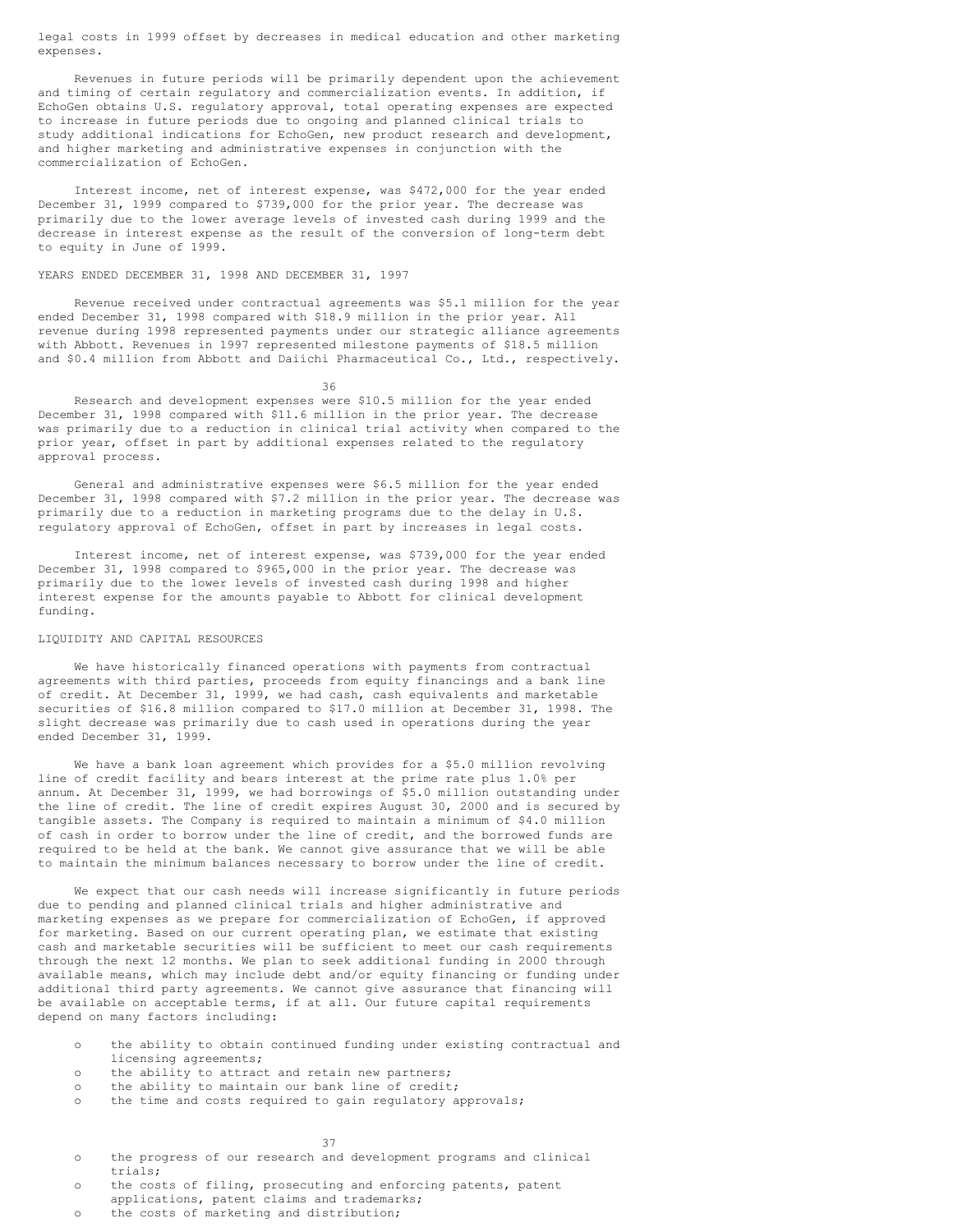legal costs in 1999 offset by decreases in medical education and other marketing expenses.

Revenues in future periods will be primarily dependent upon the achievement and timing of certain regulatory and commercialization events. In addition, if EchoGen obtains U.S. regulatory approval, total operating expenses are expected to increase in future periods due to ongoing and planned clinical trials to study additional indications for EchoGen, new product research and development, and higher marketing and administrative expenses in conjunction with the commercialization of EchoGen.

Interest income, net of interest expense, was $472,000 for the year ended December 31, 1999 compared to $739,000 for the prior year. The decrease was primarily due to the lower average levels of invested cash during 1999 and the decrease in interest expense as the result of the conversion of long-term debt to equity in June of 1999.

YEARS ENDED DECEMBER 31, 1998 AND DECEMBER 31, 1997

Revenue received under contractual agreements was $5.1 million for the year ended December 31, 1998 compared with $18.9 million in the prior year. All revenue during 1998 represented payments under our strategic alliance agreements with Abbott. Revenues in 1997 represented milestone payments of $18.5 million and $0.4 million from Abbott and Daiichi Pharmaceutical Co., Ltd., respectively.

Research and development expenses were $10.5 million for the year ended December 31, 1998 compared with $11.6 million in the prior year. The decrease was primarily due to a reduction in clinical trial activity when compared to the prior year, offset in part by additional expenses related to the regulatory approval process.

General and administrative expenses were $6.5 million for the year ended December 31, 1998 compared with $7.2 million in the prior year. The decrease was primarily due to a reduction in marketing programs due to the delay in U.S. regulatory approval of EchoGen, offset in part by increases in legal costs.

Interest income, net of interest expense, was $739,000 for the year ended December 31, 1998 compared to $965,000 in the prior year. The decrease was primarily due to the lower levels of invested cash during 1998 and higher interest expense for the amounts payable to Abbott for clinical development funding.

LIQUIDITY AND CAPITAL RESOURCES

We have historically financed operations with payments from contractual agreements with third parties, proceeds from equity financings and a bank line of credit. At December 31, 1999, we had cash, cash equivalents and marketable securities of $16.8 million compared to $17.0 million at December 31, 1998. The slight decrease was primarily due to cash used in operations during the year ended December 31, 1999.

We have a bank loan agreement which provides for a $5.0 million revolving line of credit facility and bears interest at the prime rate plus 1.0% per annum. At December 31, 1999, we had borrowings of $5.0 million outstanding under the line of credit. The line of credit expires August 30, 2000 and is secured by tangible assets. The Company is required to maintain a minimum of $4.0 million of cash in order to borrow under the line of credit, and the borrowed funds are required to be held at the bank. We cannot give assurance that we will be able to maintain the minimum balances necessary to borrow under the line of credit.

We expect that our cash needs will increase significantly in future periods due to pending and planned clinical trials and higher administrative and marketing expenses as we prepare for commercialization of EchoGen, if approved for marketing. Based on our current operating plan, we estimate that existing cash and marketable securities will be sufficient to meet our cash requirements through the next 12 months. We plan to seek additional funding in 2000 through available means, which may include debt and/or equity financing or funding under additional third party agreements. We cannot give assurance that financing will be available on acceptable terms, if at all. Our future capital requirements depend on many factors including:

- the ability to obtain continued funding under existing contractual and licensing agreements;
- the ability to attract and retain new partners;
- the ability to maintain our bank line of credit;
- the time and costs required to gain regulatory approvals;
- the progress of our research and development programs and clinical trials;
- the costs of filing, prosecuting and enforcing patents, patent applications, patent claims and trademarks;
- the costs of marketing and distribution;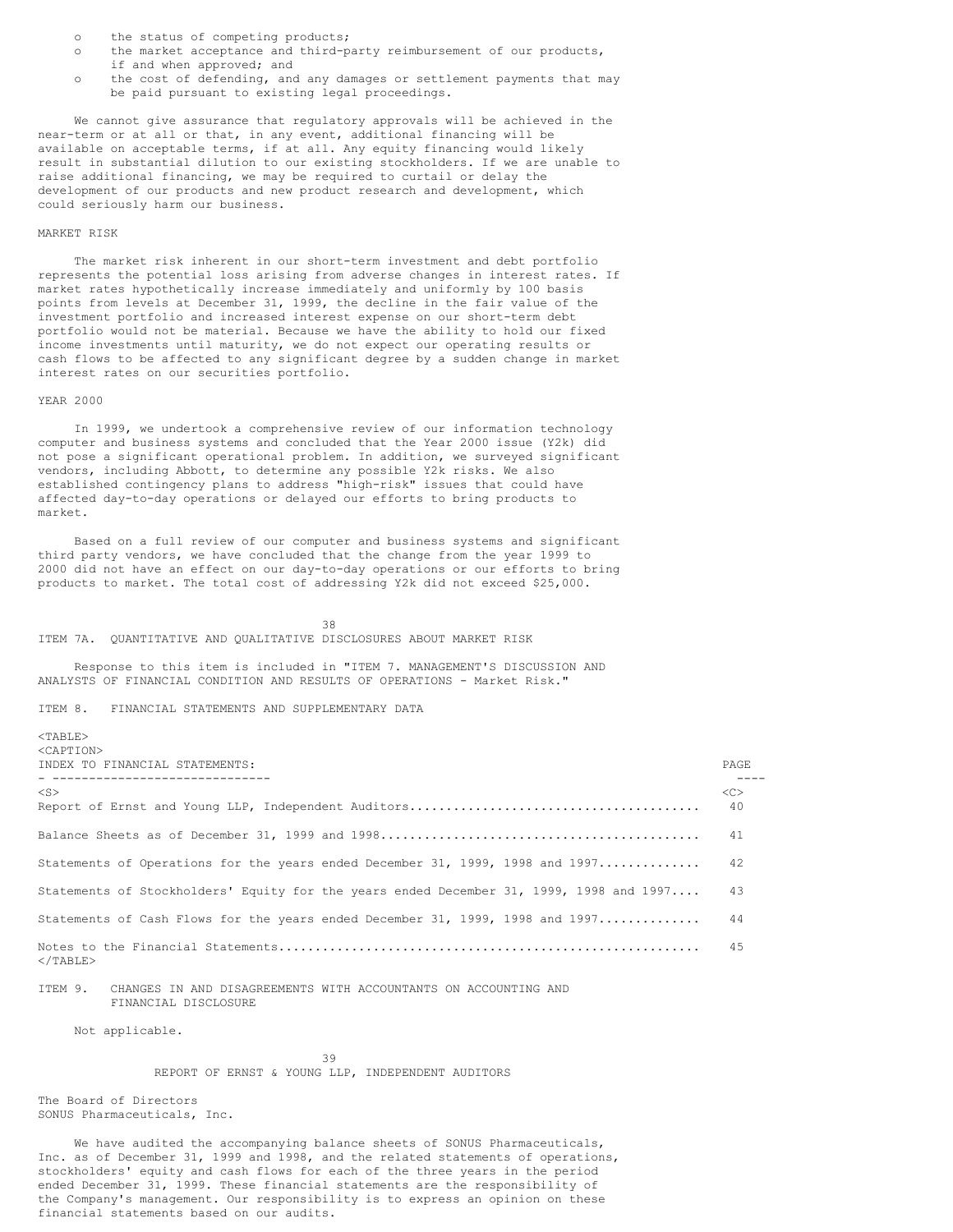- the status of competing products;
- the market acceptance and third-party reimbursement of our products, if and when approved; and
- the cost of defending, and any damages or settlement payments that may be paid pursuant to existing legal proceedings.

We cannot give assurance that regulatory approvals will be achieved in the near-term or at all or that, in any event, additional financing will be available on acceptable terms, if at all. Any equity financing would likely result in substantial dilution to our existing stockholders. If we are unable to raise additional financing, we may be required to curtail or delay the development of our products and new product research and development, which could seriously harm our business.

MARKET RISK

The market risk inherent in our short-term investment and debt portfolio represents the potential loss arising from adverse changes in interest rates. If market rates hypothetically increase immediately and uniformly by 100 basis points from levels at December 31, 1999, the decline in the fair value of the investment portfolio and increased interest expense on our short-term debt portfolio would not be material. Because we have the ability to hold our fixed income investments until maturity, we do not expect our operating results or cash flows to be affected to any significant degree by a sudden change in market interest rates on our securities portfolio.

YEAR 2000

In 1999, we undertook a comprehensive review of our information technology computer and business systems and concluded that the Year 2000 issue (Y2k) did not pose a significant operational problem. In addition, we surveyed significant vendors, including Abbott, to determine any possible Y2k risks. We also established contingency plans to address "high-risk" issues that could have affected day-to-day operations or delayed our efforts to bring products to market.

Based on a full review of our computer and business systems and significant third party vendors, we have concluded that the change from the year 1999 to 2000 did not have an effect on our day-to-day operations or our efforts to bring products to market. The total cost of addressing Y2k did not exceed $25,000.

ITEM 7A. QUANTITATIVE AND QUALITATIVE DISCLOSURES ABOUT MARKET RISK

Response to this item is included in "ITEM 7. MANAGEMENT'S DISCUSSION AND ANALYSTS OF FINANCIAL CONDITION AND RESULTS OF OPERATIONS - Market Risk."

ITEM 8. FINANCIAL STATEMENTS AND SUPPLEMENTARY DATA

| INDEX TO FINANCIAL STATEMENTS: | PAGE |
|---|---|
| Report of Ernst and Young LLP, Independent Auditors | 40 |
| Balance Sheets as of December 31, 1999 and 1998 | 41 |
| Statements of Operations for the years ended December 31, 1999, 1998 and 1997 | 42 |
| Statements of Stockholders' Equity for the years ended December 31, 1999, 1998 and 1997 | 43 |
| Statements of Cash Flows for the years ended December 31, 1999, 1998 and 1997 | 44 |
| Notes to the Financial Statements | 45 |

ITEM 9. CHANGES IN AND DISAGREEMENTS WITH ACCOUNTANTS ON ACCOUNTING AND FINANCIAL DISCLOSURE

Not applicable.

REPORT OF ERNST & YOUNG LLP, INDEPENDENT AUDITORS

The Board of Directors
SONUS Pharmaceuticals, Inc.

We have audited the accompanying balance sheets of SONUS Pharmaceuticals, Inc. as of December 31, 1999 and 1998, and the related statements of operations, stockholders' equity and cash flows for each of the three years in the period ended December 31, 1999. These financial statements are the responsibility of the Company's management. Our responsibility is to express an opinion on these financial statements based on our audits.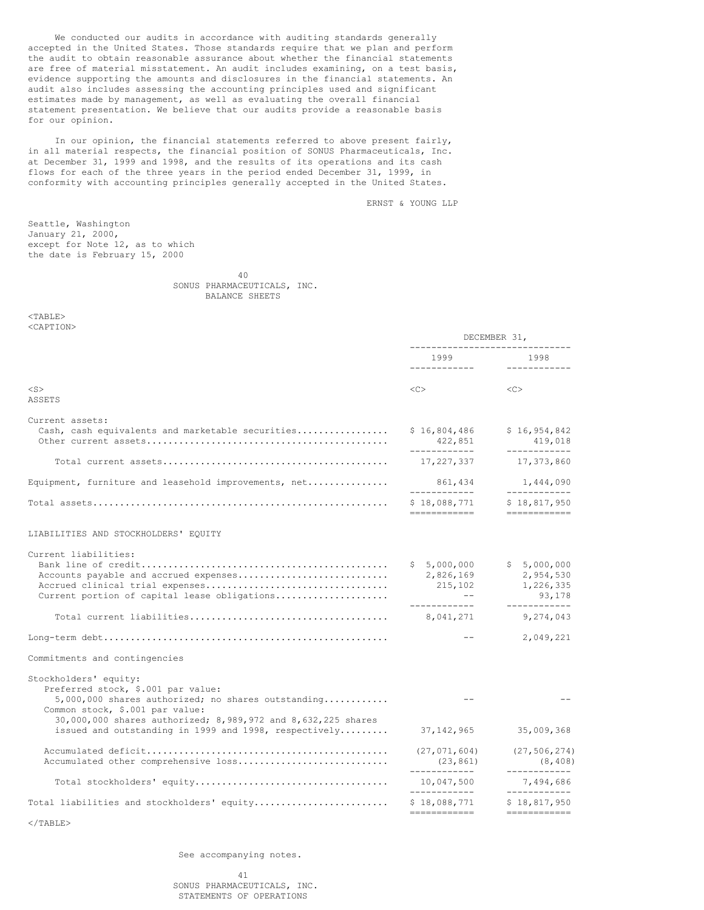We conducted our audits in accordance with auditing standards generally accepted in the United States. Those standards require that we plan and perform the audit to obtain reasonable assurance about whether the financial statements are free of material misstatement. An audit includes examining, on a test basis, evidence supporting the amounts and disclosures in the financial statements. An audit also includes assessing the accounting principles used and significant estimates made by management, as well as evaluating the overall financial statement presentation. We believe that our audits provide a reasonable basis for our opinion.

In our opinion, the financial statements referred to above present fairly, in all material respects, the financial position of SONUS Pharmaceuticals, Inc. at December 31, 1999 and 1998, and the results of its operations and its cash flows for each of the three years in the period ended December 31, 1999, in conformity with accounting principles generally accepted in the United States.

ERNST & YOUNG LLP

Seattle, Washington
January 21, 2000,
except for Note 12, as to which
the date is February 15, 2000

SONUS PHARMACEUTICALS, INC.
BALANCE SHEETS

| | DECEMBER 31, | |
|---|---|---|
| | 1999 | 1998 |
| **ASSETS** | | |
| Current assets: | | |
| Cash, cash equivalents and marketable securities | $ 16,804,486 | $ 16,954,842 |
| Other current assets | 422,851 | 419,018 |
| Total current assets | 17,227,337 | 17,373,860 |
| Equipment, furniture and leasehold improvements, net | 861,434 | 1,444,090 |
| Total assets | $ 18,088,771 | $ 18,817,950 |
| **LIABILITIES AND STOCKHOLDERS' EQUITY** | | |
| Current liabilities: | | |
| Bank line of credit | $ 5,000,000 | $ 5,000,000 |
| Accounts payable and accrued expenses | 2,826,169 | 2,954,530 |
| Accrued clinical trial expenses | 215,102 | 1,226,335 |
| Current portion of capital lease obligations | -- | 93,178 |
| Total current liabilities | 8,041,271 | 9,274,043 |
| Long-term debt | -- | 2,049,221 |
| Commitments and contingencies | | |
| Stockholders' equity: | | |
| Preferred stock, $.001 par value: 5,000,000 shares authorized; no shares outstanding | -- | -- |
| Common stock, $.001 par value: 30,000,000 shares authorized; 8,989,972 and 8,632,225 shares issued and outstanding in 1999 and 1998, respectively | 37,142,965 | 35,009,368 |
| Accumulated deficit | (27,071,604) | (27,506,274) |
| Accumulated other comprehensive loss | (23,861) | (8,408) |
| Total stockholders' equity | 10,047,500 | 7,494,686 |
| Total liabilities and stockholders' equity | $ 18,088,771 | $ 18,817,950 |

See accompanying notes.

SONUS PHARMACEUTICALS, INC.
STATEMENTS OF OPERATIONS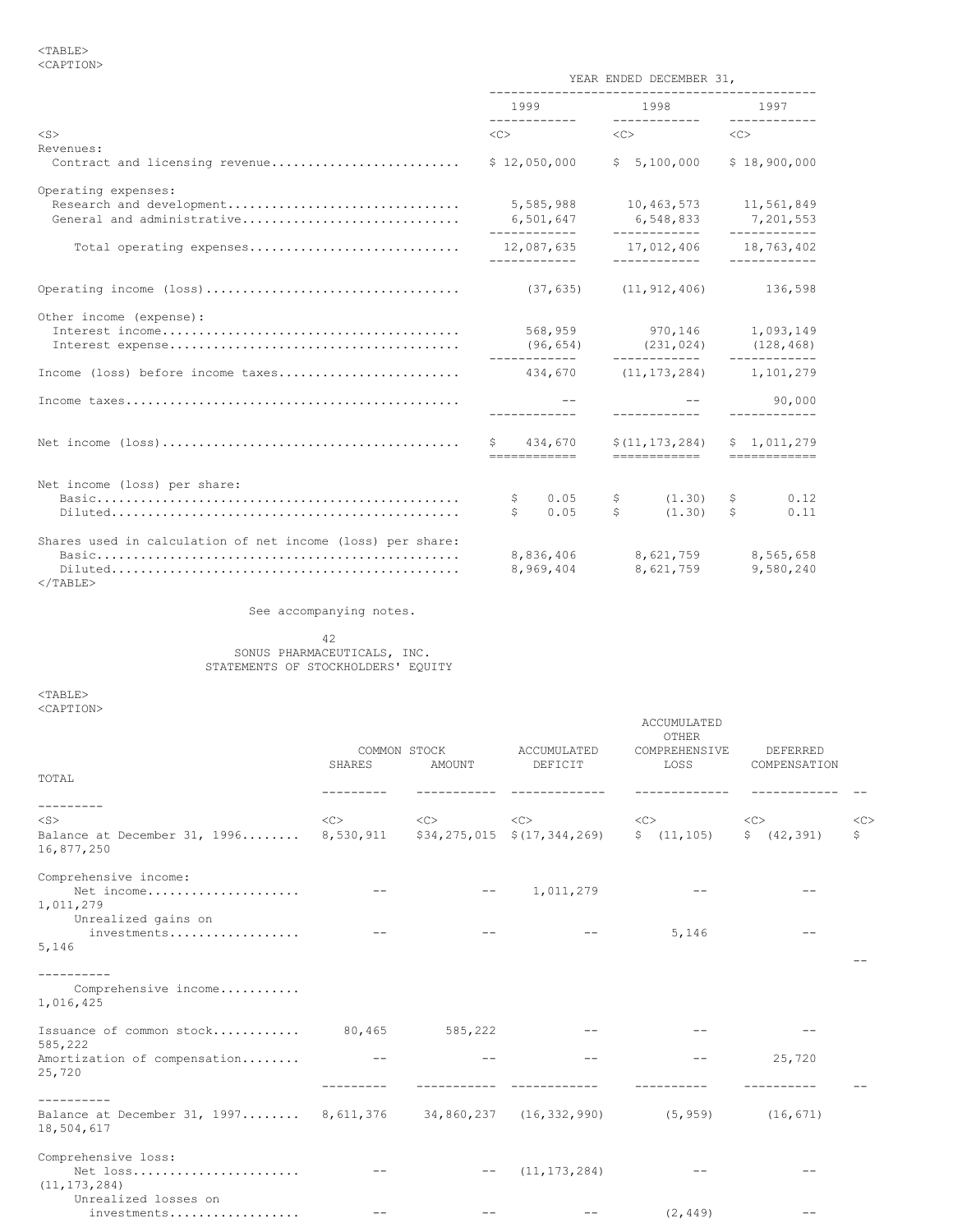| | YEAR ENDED DECEMBER 31, | | |
|---|---|---|---|
| | 1999 | 1998 | 1997 |
| Revenues: | | | |
| Contract and licensing revenue | $ 12,050,000 | $ 5,100,000 | $ 18,900,000 |
| Operating expenses: | | | |
| Research and development | 5,585,988 | 10,463,573 | 11,561,849 |
| General and administrative | 6,501,647 | 6,548,833 | 7,201,553 |
| Total operating expenses | 12,087,635 | 17,012,406 | 18,763,402 |
| Operating income (loss) | (37,635) | (11,912,406) | 136,598 |
| Other income (expense): | | | |
| Interest income | 568,959 | 970,146 | 1,093,149 |
| Interest expense | (96,654) | (231,024) | (128,468) |
| Income (loss) before income taxes | 434,670 | (11,173,284) | 1,101,279 |
| Income taxes | -- | -- | 90,000 |
| Net income (loss) | $ 434,670 | $(11,173,284) | $ 1,011,279 |
| Net income (loss) per share: | | | |
| Basic | $ 0.05 | $ (1.30) | $ 0.12 |
| Diluted | $ 0.05 | $ (1.30) | $ 0.11 |
| Shares used in calculation of net income (loss) per share: | | | |
| Basic | 8,836,406 | 8,621,759 | 8,565,658 |
| Diluted | 8,969,404 | 8,621,759 | 9,580,240 |

See accompanying notes.

SONUS PHARMACEUTICALS, INC.

STATEMENTS OF STOCKHOLDERS' EQUITY

| | COMMON STOCK SHARES | COMMON STOCK AMOUNT | ACCUMULATED DEFICIT | ACCUMULATED OTHER COMPREHENSIVE LOSS | DEFERRED COMPENSATION | TOTAL |
|---|---|---|---|---|---|---|
| Balance at December 31, 1996 | 8,530,911 | $34,275,015 | $(17,344,269) | $ (11,105) | $ (42,391) | $ 16,877,250 |
| Comprehensive income: | | | | | | |
| Net income | -- | -- | 1,011,279 | -- | -- | 1,011,279 |
| Unrealized gains on investments | -- | -- | -- | 5,146 | -- | 5,146 |
| Comprehensive income | | | | | | 1,016,425 |
| Issuance of common stock | 80,465 | 585,222 | -- | -- | -- | 585,222 |
| Amortization of compensation | -- | -- | -- | -- | 25,720 | 25,720 |
| Balance at December 31, 1997 | 8,611,376 | 34,860,237 | (16,332,990) | (5,959) | (16,671) | 18,504,617 |
| Comprehensive loss: | | | | | | |
| Net loss | -- | -- | (11,173,284) | -- | -- | (11,173,284) |
| Unrealized losses on investments | -- | -- | -- | (2,449) | -- | |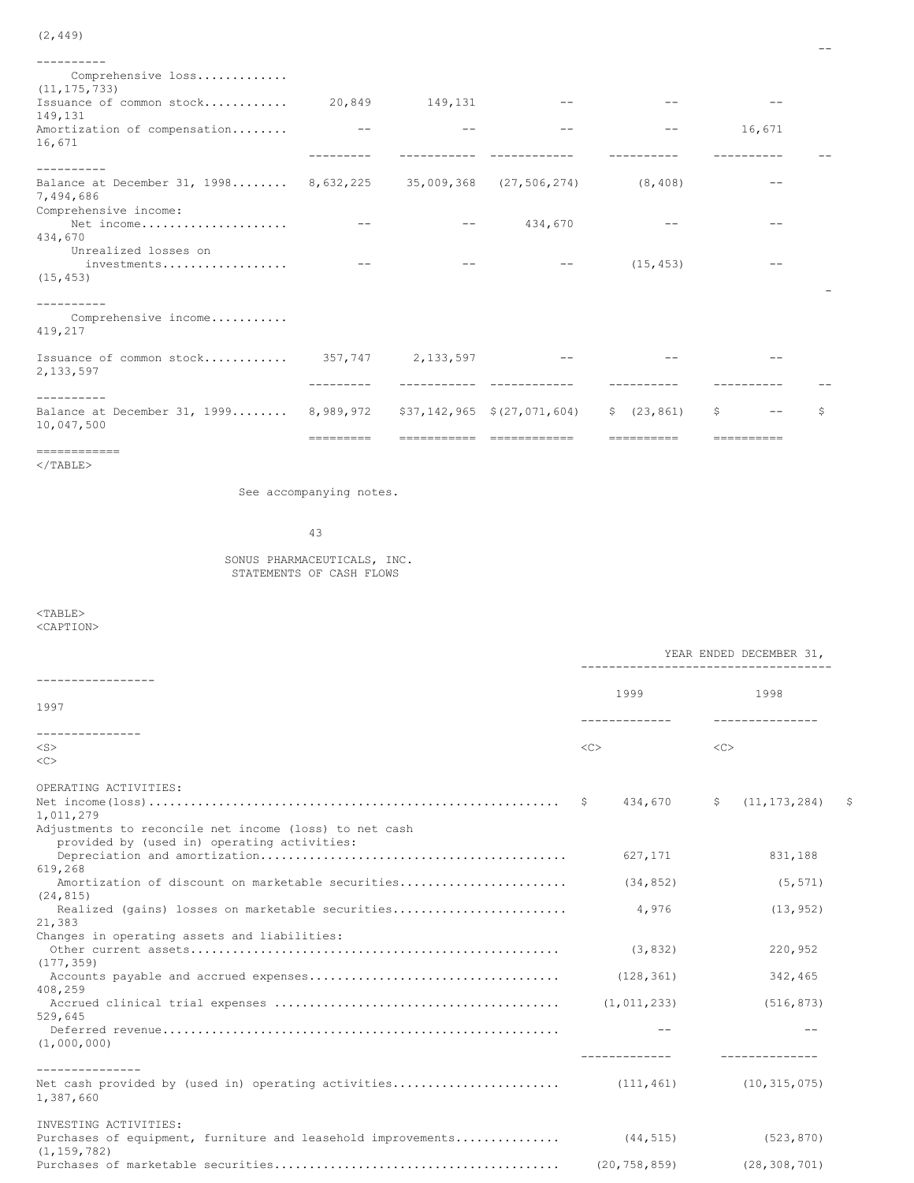| | Shares | Common Stock Amount | Accumulated Deficit | Accumulated Other Comprehensive Income (Loss) | Deferred Compensation | Total |
|---|---|---|---|---|---|---|
| | | | | | | (2,449) |
| Comprehensive loss............. | | | | | | (11,175,733) |
| Issuance of common stock........... | 20,849 | 149,131 | -- | -- | -- | 149,131 |
| Amortization of compensation........ | -- | -- | -- | -- | 16,671 | 16,671 |
| Balance at December 31, 1998........ | 8,632,225 | 35,009,368 | (27,506,274) | (8,408) | -- | 7,494,686 |
| Comprehensive income: | | | | | | |
| Net income..................... | -- | -- | 434,670 | -- | -- | 434,670 |
| Unrealized losses on investments.................. | -- | -- | -- | (15,453) | -- | (15,453) |
| Comprehensive income........... | | | | | | 419,217 |
| Issuance of common stock........... | 357,747 | 2,133,597 | -- | -- | -- | 2,133,597 |
| Balance at December 31, 1999........ | 8,989,972 | $37,142,965 | $(27,071,604) | $ (23,861) | $ -- | $ 10,047,500 |

See accompanying notes.

SONUS PHARMACEUTICALS, INC.
STATEMENTS OF CASH FLOWS

| | YEAR ENDED DECEMBER 31, | | |
|---|---|---|---|
| | 1999 | 1998 | 1997 |
| OPERATING ACTIVITIES: | | | |
| Net income(loss)........................................................... | $ 434,670 | $ (11,173,284) | $ 1,011,279 |
| Adjustments to reconcile net income (loss) to net cash provided by (used in) operating activities: | | | |
| Depreciation and amortization........................................... | 627,171 | 831,188 | 619,268 |
| Amortization of discount on marketable securities........................ | (34,852) | (5,571) | (24,815) |
| Realized (gains) losses on marketable securities......................... | 4,976 | (13,952) | 21,383 |
| Changes in operating assets and liabilities: | | | |
| Other current assets.................................................... | (3,832) | 220,952 | (177,359) |
| Accounts payable and accrued expenses.................................... | (128,361) | 342,465 | 408,259 |
| Accrued clinical trial expenses ........................................ | (1,011,233) | (516,873) | 529,645 |
| Deferred revenue........................................................ | -- | -- | (1,000,000) |
| Net cash provided by (used in) operating activities........................ | (111,461) | (10,315,075) | 1,387,660 |
| INVESTING ACTIVITIES: | | | |
| Purchases of equipment, furniture and leasehold improvements.............. | (44,515) | (523,870) | (1,159,782) |
| Purchases of marketable securities......................................... | (20,758,859) | (28,308,701) | |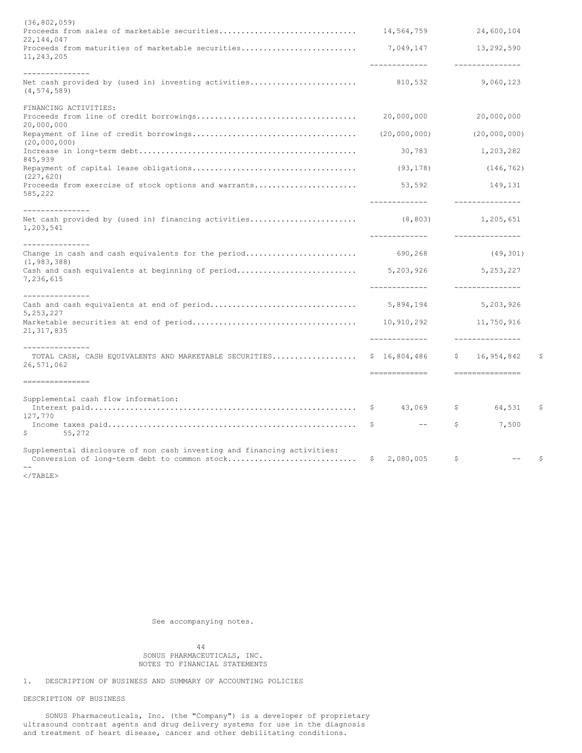| | | | |
|---|---|---|---|
| | | | (36,802,059) |
| Proceeds from sales of marketable securities | 14,564,759 | 24,600,104 | 22,144,047 |
| Proceeds from maturities of marketable securities | 7,049,147 | 13,292,590 | 11,243,205 |
| Net cash provided by (used in) investing activities | 810,532 | 9,060,123 | (4,574,589) |
| FINANCING ACTIVITIES: | | | |
| Proceeds from line of credit borrowings | 20,000,000 | 20,000,000 | 20,000,000 |
| Repayment of line of credit borrowings | (20,000,000) | (20,000,000) | (20,000,000) |
| Increase in long-term debt | 30,783 | 1,203,282 | 845,939 |
| Repayment of capital lease obligations | (93,178) | (146,762) | (227,620) |
| Proceeds from exercise of stock options and warrants | 53,592 | 149,131 | 585,222 |
| Net cash provided by (used in) financing activities | (8,803) | 1,205,651 | 1,203,541 |
| Change in cash and cash equivalents for the period | 690,268 | (49,301) | (1,983,388) |
| Cash and cash equivalents at beginning of period | 5,203,926 | 5,253,227 | 7,236,615 |
| Cash and cash equivalents at end of period | 5,894,194 | 5,203,926 | 5,253,227 |
| Marketable securities at end of period | 10,910,292 | 11,750,916 | 21,317,835 |
| TOTAL CASH, CASH EQUIVALENTS AND MARKETABLE SECURITIES | $ 16,804,486 | $ 16,954,842 | $ 26,571,062 |
| Supplemental cash flow information: | | | |
| Interest paid | $ 43,069 | $ 64,531 | $ 127,770 |
| Income taxes paid | $ -- | $ 7,500 | $ 55,272 |
| Supplemental disclosure of non cash investing and financing activities: | | | |
| Conversion of long-term debt to common stock | $ 2,080,005 | $ -- | $ -- |

See accompanying notes.

SONUS PHARMACEUTICALS, INC.
NOTES TO FINANCIAL STATEMENTS

1. DESCRIPTION OF BUSINESS AND SUMMARY OF ACCOUNTING POLICIES

DESCRIPTION OF BUSINESS

SONUS Pharmaceuticals, Inc. (the "Company") is a developer of proprietary ultrasound contrast agents and drug delivery systems for use in the diagnosis and treatment of heart disease, cancer and other debilitating conditions.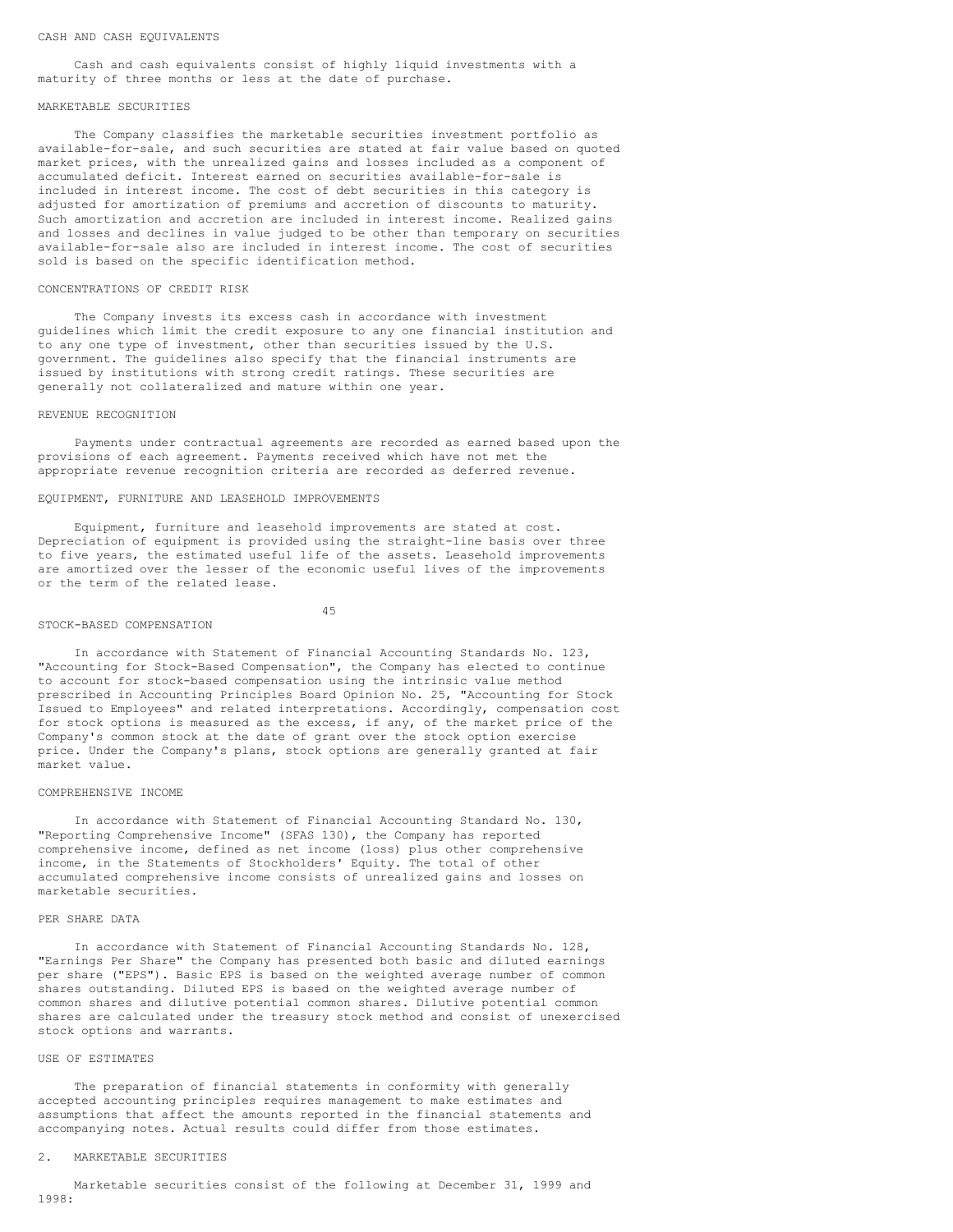### CASH AND CASH EQUIVALENTS

Cash and cash equivalents consist of highly liquid investments with a maturity of three months or less at the date of purchase.

### MARKETABLE SECURITIES

The Company classifies the marketable securities investment portfolio as available-for-sale, and such securities are stated at fair value based on quoted market prices, with the unrealized gains and losses included as a component of accumulated deficit. Interest earned on securities available-for-sale is included in interest income. The cost of debt securities in this category is adjusted for amortization of premiums and accretion of discounts to maturity. Such amortization and accretion are included in interest income. Realized gains and losses and declines in value judged to be other than temporary on securities available-for-sale also are included in interest income. The cost of securities sold is based on the specific identification method.

### CONCENTRATIONS OF CREDIT RISK

The Company invests its excess cash in accordance with investment guidelines which limit the credit exposure to any one financial institution and to any one type of investment, other than securities issued by the U.S. government. The guidelines also specify that the financial instruments are issued by institutions with strong credit ratings. These securities are generally not collateralized and mature within one year.

### REVENUE RECOGNITION

Payments under contractual agreements are recorded as earned based upon the provisions of each agreement. Payments received which have not met the appropriate revenue recognition criteria are recorded as deferred revenue.

### EQUIPMENT, FURNITURE AND LEASEHOLD IMPROVEMENTS

Equipment, furniture and leasehold improvements are stated at cost. Depreciation of equipment is provided using the straight-line basis over three to five years, the estimated useful life of the assets. Leasehold improvements are amortized over the lesser of the economic useful lives of the improvements or the term of the related lease.

### STOCK-BASED COMPENSATION

In accordance with Statement of Financial Accounting Standards No. 123, "Accounting for Stock-Based Compensation", the Company has elected to continue to account for stock-based compensation using the intrinsic value method prescribed in Accounting Principles Board Opinion No. 25, "Accounting for Stock Issued to Employees" and related interpretations. Accordingly, compensation cost for stock options is measured as the excess, if any, of the market price of the Company's common stock at the date of grant over the stock option exercise price. Under the Company's plans, stock options are generally granted at fair market value.

### COMPREHENSIVE INCOME

In accordance with Statement of Financial Accounting Standard No. 130, "Reporting Comprehensive Income" (SFAS 130), the Company has reported comprehensive income, defined as net income (loss) plus other comprehensive income, in the Statements of Stockholders' Equity. The total of other accumulated comprehensive income consists of unrealized gains and losses on marketable securities.

### PER SHARE DATA

In accordance with Statement of Financial Accounting Standards No. 128, "Earnings Per Share" the Company has presented both basic and diluted earnings per share ("EPS"). Basic EPS is based on the weighted average number of common shares outstanding. Diluted EPS is based on the weighted average number of common shares and dilutive potential common shares. Dilutive potential common shares are calculated under the treasury stock method and consist of unexercised stock options and warrants.

### USE OF ESTIMATES

The preparation of financial statements in conformity with generally accepted accounting principles requires management to make estimates and assumptions that affect the amounts reported in the financial statements and accompanying notes. Actual results could differ from those estimates.

## 2. MARKETABLE SECURITIES

Marketable securities consist of the following at December 31, 1999 and 1998: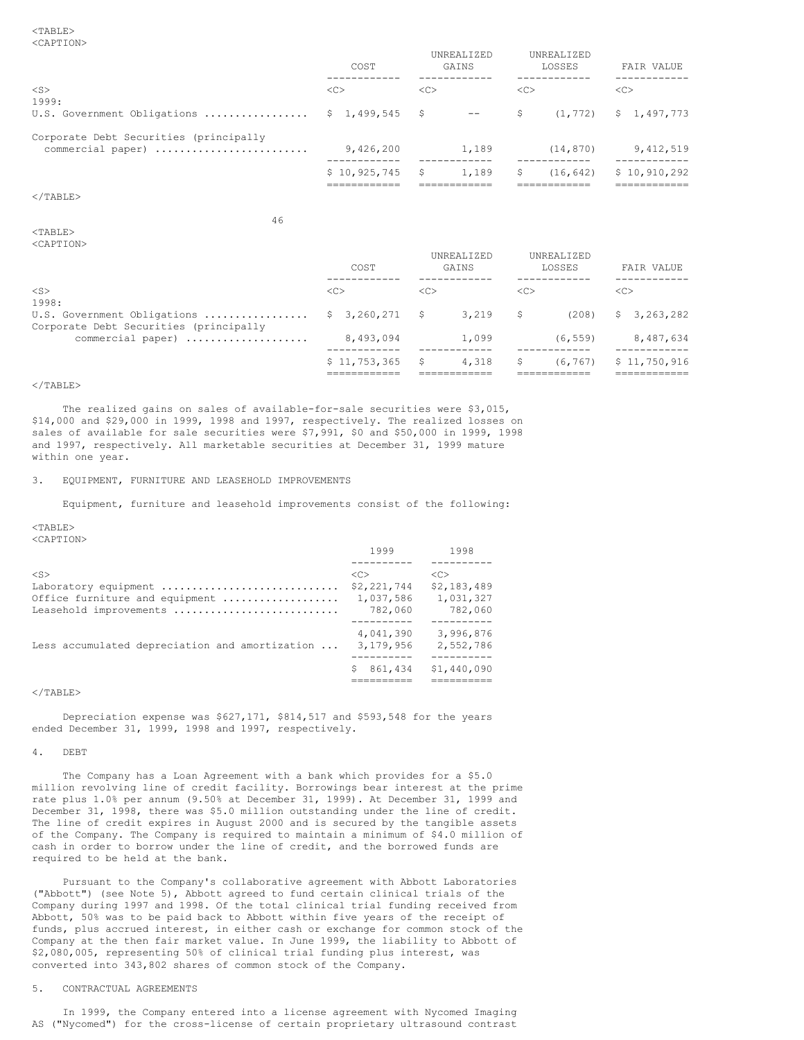| | COST | UNREALIZED GAINS | UNREALIZED LOSSES | FAIR VALUE |
|---|---|---|---|---|
| 1999: | | | | |
| U.S. Government Obligations | $ 1,499,545 | $ -- | $ (1,772) | $ 1,497,773 |
| Corporate Debt Securities (principally commercial paper) | 9,426,200 | 1,189 | (14,870) | 9,412,519 |
| | $ 10,925,745 | $ 1,189 | $ (16,642) | $ 10,910,292 |

| | COST | UNREALIZED GAINS | UNREALIZED LOSSES | FAIR VALUE |
|---|---|---|---|---|
| 1998: | | | | |
| U.S. Government Obligations | $ 3,260,271 | $ 3,219 | $ (208) | $ 3,263,282 |
| Corporate Debt Securities (principally commercial paper) | 8,493,094 | 1,099 | (6,559) | 8,487,634 |
| | $ 11,753,365 | $ 4,318 | $ (6,767) | $ 11,750,916 |

The realized gains on sales of available-for-sale securities were $3,015, $14,000 and $29,000 in 1999, 1998 and 1997, respectively. The realized losses on sales of available for sale securities were $7,991, $0 and $50,000 in 1999, 1998 and 1997, respectively. All marketable securities at December 31, 1999 mature within one year.

## 3. EQUIPMENT, FURNITURE AND LEASEHOLD IMPROVEMENTS

Equipment, furniture and leasehold improvements consist of the following:

| | 1999 | 1998 |
|---|---|---|
| Laboratory equipment | $2,221,744 | $2,183,489 |
| Office furniture and equipment | 1,037,586 | 1,031,327 |
| Leasehold improvements | 782,060 | 782,060 |
| | 4,041,390 | 3,996,876 |
| Less accumulated depreciation and amortization | 3,179,956 | 2,552,786 |
| | $ 861,434 | $1,440,090 |

Depreciation expense was $627,171, $814,517 and $593,548 for the years ended December 31, 1999, 1998 and 1997, respectively.

## 4. DEBT

The Company has a Loan Agreement with a bank which provides for a $5.0 million revolving line of credit facility. Borrowings bear interest at the prime rate plus 1.0% per annum (9.50% at December 31, 1999). At December 31, 1999 and December 31, 1998, there was $5.0 million outstanding under the line of credit. The line of credit expires in August 2000 and is secured by the tangible assets of the Company. The Company is required to maintain a minimum of $4.0 million of cash in order to borrow under the line of credit, and the borrowed funds are required to be held at the bank.

Pursuant to the Company's collaborative agreement with Abbott Laboratories ("Abbott") (see Note 5), Abbott agreed to fund certain clinical trials of the Company during 1997 and 1998. Of the total clinical trial funding received from Abbott, 50% was to be paid back to Abbott within five years of the receipt of funds, plus accrued interest, in either cash or exchange for common stock of the Company at the then fair market value. In June 1999, the liability to Abbott of $2,080,005, representing 50% of clinical trial funding plus interest, was converted into 343,802 shares of common stock of the Company.

## 5. CONTRACTUAL AGREEMENTS

In 1999, the Company entered into a license agreement with Nycomed Imaging AS ("Nycomed") for the cross-license of certain proprietary ultrasound contrast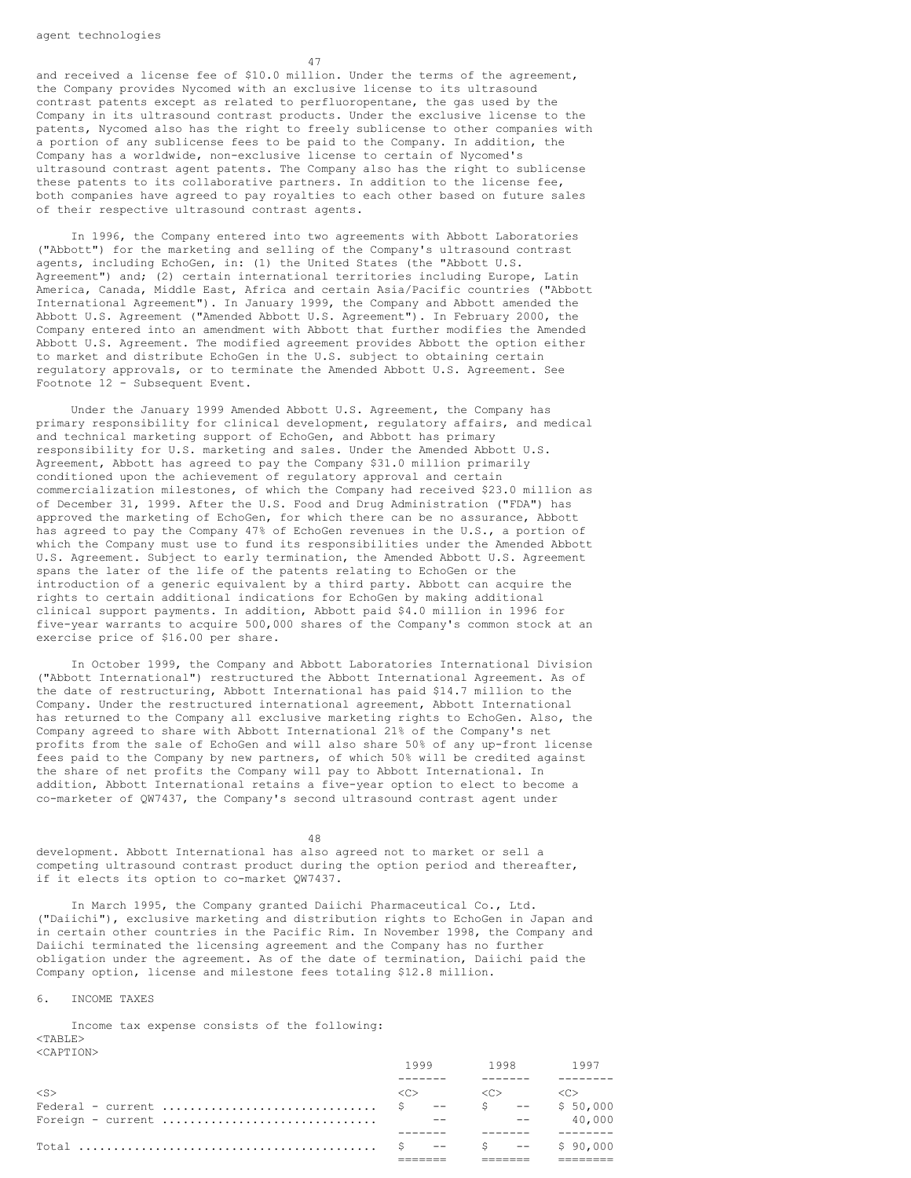agent technologies

and received a license fee of $10.0 million. Under the terms of the agreement, the Company provides Nycomed with an exclusive license to its ultrasound contrast patents except as related to perfluoropentane, the gas used by the Company in its ultrasound contrast products. Under the exclusive license to the patents, Nycomed also has the right to freely sublicense to other companies with a portion of any sublicense fees to be paid to the Company. In addition, the Company has a worldwide, non-exclusive license to certain of Nycomed's ultrasound contrast agent patents. The Company also has the right to sublicense these patents to its collaborative partners. In addition to the license fee, both companies have agreed to pay royalties to each other based on future sales of their respective ultrasound contrast agents.

In 1996, the Company entered into two agreements with Abbott Laboratories ("Abbott") for the marketing and selling of the Company's ultrasound contrast agents, including EchoGen, in: (1) the United States (the "Abbott U.S. Agreement") and; (2) certain international territories including Europe, Latin America, Canada, Middle East, Africa and certain Asia/Pacific countries ("Abbott International Agreement"). In January 1999, the Company and Abbott amended the Abbott U.S. Agreement ("Amended Abbott U.S. Agreement"). In February 2000, the Company entered into an amendment with Abbott that further modifies the Amended Abbott U.S. Agreement. The modified agreement provides Abbott the option either to market and distribute EchoGen in the U.S. subject to obtaining certain regulatory approvals, or to terminate the Amended Abbott U.S. Agreement. See Footnote 12 - Subsequent Event.

Under the January 1999 Amended Abbott U.S. Agreement, the Company has primary responsibility for clinical development, regulatory affairs, and medical and technical marketing support of EchoGen, and Abbott has primary responsibility for U.S. marketing and sales. Under the Amended Abbott U.S. Agreement, Abbott has agreed to pay the Company $31.0 million primarily conditioned upon the achievement of regulatory approval and certain commercialization milestones, of which the Company had received $23.0 million as of December 31, 1999. After the U.S. Food and Drug Administration ("FDA") has approved the marketing of EchoGen, for which there can be no assurance, Abbott has agreed to pay the Company 47% of EchoGen revenues in the U.S., a portion of which the Company must use to fund its responsibilities under the Amended Abbott U.S. Agreement. Subject to early termination, the Amended Abbott U.S. Agreement spans the later of the life of the patents relating to EchoGen or the introduction of a generic equivalent by a third party. Abbott can acquire the rights to certain additional indications for EchoGen by making additional clinical support payments. In addition, Abbott paid $4.0 million in 1996 for five-year warrants to acquire 500,000 shares of the Company's common stock at an exercise price of $16.00 per share.

In October 1999, the Company and Abbott Laboratories International Division ("Abbott International") restructured the Abbott International Agreement. As of the date of restructuring, Abbott International has paid $14.7 million to the Company. Under the restructured international agreement, Abbott International has returned to the Company all exclusive marketing rights to EchoGen. Also, the Company agreed to share with Abbott International 21% of the Company's net profits from the sale of EchoGen and will also share 50% of any up-front license fees paid to the Company by new partners, of which 50% will be credited against the share of net profits the Company will pay to Abbott International. In addition, Abbott International retains a five-year option to elect to become a co-marketer of QW7437, the Company's second ultrasound contrast agent under development. Abbott International has also agreed not to market or sell a competing ultrasound contrast product during the option period and thereafter, if it elects its option to co-market QW7437.

In March 1995, the Company granted Daiichi Pharmaceutical Co., Ltd. ("Daiichi"), exclusive marketing and distribution rights to EchoGen in Japan and in certain other countries in the Pacific Rim. In November 1998, the Company and Daiichi terminated the licensing agreement and the Company has no further obligation under the agreement. As of the date of termination, Daiichi paid the Company option, license and milestone fees totaling $12.8 million.

6. INCOME TAXES

Income tax expense consists of the following:

| | 1999 | 1998 | 1997 |
|---|---|---|---|
| Federal - current | $ -- | $ -- | $ 50,000 |
| Foreign - current | -- | -- | 40,000 |
| Total | $ -- | $ -- | $ 90,000 |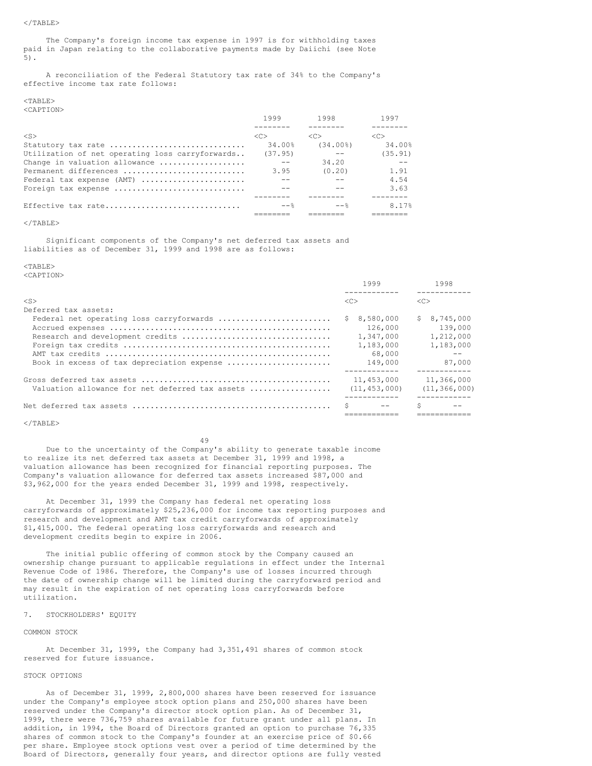The Company's foreign income tax expense in 1997 is for withholding taxes paid in Japan relating to the collaborative payments made by Daiichi (see Note 5).

A reconciliation of the Federal Statutory tax rate of 34% to the Company's effective income tax rate follows:

| | 1999 | 1998 | 1997 |
|---|---|---|---|
| Statutory tax rate | 34.00% | (34.00%) | 34.00% |
| Utilization of net operating loss carryforwards | (37.95) | -- | (35.91) |
| Change in valuation allowance | -- | 34.20 | -- |
| Permanent differences | 3.95 | (0.20) | 1.91 |
| Federal tax expense (AMT) | -- | -- | 4.54 |
| Foreign tax expense | -- | -- | 3.63 |
| Effective tax rate | --% | --% | 8.17% |

Significant components of the Company's net deferred tax assets and liabilities as of December 31, 1999 and 1998 are as follows:

| | 1999 | 1998 |
|---|---|---|
| Deferred tax assets: | | |
| Federal net operating loss carryforwards | $ 8,580,000 | $ 8,745,000 |
| Accrued expenses | 126,000 | 139,000 |
| Research and development credits | 1,347,000 | 1,212,000 |
| Foreign tax credits | 1,183,000 | 1,183,000 |
| AMT tax credits | 68,000 | -- |
| Book in excess of tax depreciation expense | 149,000 | 87,000 |
| Gross deferred tax assets | 11,453,000 | 11,366,000 |
| Valuation allowance for net deferred tax assets | (11,453,000) | (11,366,000) |
| Net deferred tax assets | $ -- | $ -- |

Due to the uncertainty of the Company's ability to generate taxable income to realize its net deferred tax assets at December 31, 1999 and 1998, a valuation allowance has been recognized for financial reporting purposes. The Company's valuation allowance for deferred tax assets increased $87,000 and $3,962,000 for the years ended December 31, 1999 and 1998, respectively.

At December 31, 1999 the Company has federal net operating loss carryforwards of approximately $25,236,000 for income tax reporting purposes and research and development and AMT tax credit carryforwards of approximately $1,415,000. The federal operating loss carryforwards and research and development credits begin to expire in 2006.

The initial public offering of common stock by the Company caused an ownership change pursuant to applicable regulations in effect under the Internal Revenue Code of 1986. Therefore, the Company's use of losses incurred through the date of ownership change will be limited during the carryforward period and may result in the expiration of net operating loss carryforwards before utilization.

## 7. STOCKHOLDERS' EQUITY

### COMMON STOCK

At December 31, 1999, the Company had 3,351,491 shares of common stock reserved for future issuance.

### STOCK OPTIONS

As of December 31, 1999, 2,800,000 shares have been reserved for issuance under the Company's employee stock option plans and 250,000 shares have been reserved under the Company's director stock option plan. As of December 31, 1999, there were 736,759 shares available for future grant under all plans. In addition, in 1994, the Board of Directors granted an option to purchase 76,335 shares of common stock to the Company's founder at an exercise price of $0.66 per share. Employee stock options vest over a period of time determined by the Board of Directors, generally four years, and director options are fully vested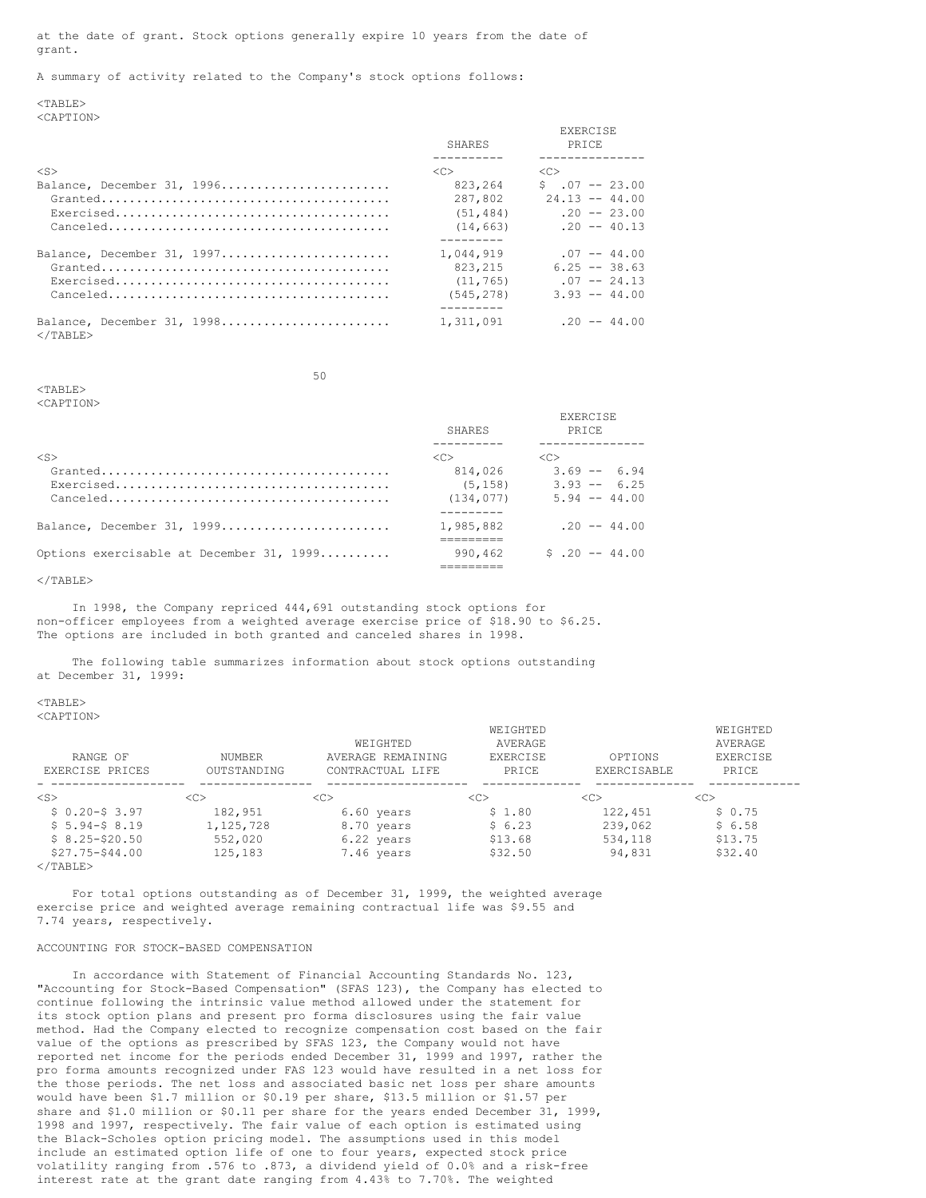at the date of grant. Stock options generally expire 10 years from the date of grant.

A summary of activity related to the Company's stock options follows:

| | SHARES | EXERCISE PRICE |
|---|---|---|
| Balance, December 31, 1996 | 823,264 | $ .07 -- 23.00 |
| Granted | 287,802 | 24.13 -- 44.00 |
| Exercised | (51,484) | .20 -- 23.00 |
| Canceled | (14,663) | .20 -- 40.13 |
| Balance, December 31, 1997 | 1,044,919 | .07 -- 44.00 |
| Granted | 823,215 | 6.25 -- 38.63 |
| Exercised | (11,765) | .07 -- 24.13 |
| Canceled | (545,278) | 3.93 -- 44.00 |
| Balance, December 31, 1998 | 1,311,091 | .20 -- 44.00 |
| Granted | 814,026 | 3.69 -- 6.94 |
| Exercised | (5,158) | 3.93 -- 6.25 |
| Canceled | (134,077) | 5.94 -- 44.00 |
| Balance, December 31, 1999 | 1,985,882 | .20 -- 44.00 |
| Options exercisable at December 31, 1999 | 990,462 | $ .20 -- 44.00 |

In 1998, the Company repriced 444,691 outstanding stock options for non-officer employees from a weighted average exercise price of $18.90 to $6.25. The options are included in both granted and canceled shares in 1998.

The following table summarizes information about stock options outstanding at December 31, 1999:

| RANGE OF EXERCISE PRICES | NUMBER OUTSTANDING | WEIGHTED AVERAGE REMAINING CONTRACTUAL LIFE | WEIGHTED AVERAGE EXERCISE PRICE | OPTIONS EXERCISABLE | WEIGHTED AVERAGE EXERCISE PRICE |
|---|---|---|---|---|---|
| $ 0.20-$ 3.97 | 182,951 | 6.60 years | $ 1.80 | 122,451 | $ 0.75 |
| $ 5.94-$ 8.19 | 1,125,728 | 8.70 years | $ 6.23 | 239,062 | $ 6.58 |
| $ 8.25-$20.50 | 552,020 | 6.22 years | $13.68 | 534,118 | $13.75 |
| $27.75-$44.00 | 125,183 | 7.46 years | $32.50 | 94,831 | $32.40 |

For total options outstanding as of December 31, 1999, the weighted average exercise price and weighted average remaining contractual life was $9.55 and 7.74 years, respectively.

ACCOUNTING FOR STOCK-BASED COMPENSATION

In accordance with Statement of Financial Accounting Standards No. 123, "Accounting for Stock-Based Compensation" (SFAS 123), the Company has elected to continue following the intrinsic value method allowed under the statement for its stock option plans and present pro forma disclosures using the fair value method. Had the Company elected to recognize compensation cost based on the fair value of the options as prescribed by SFAS 123, the Company would not have reported net income for the periods ended December 31, 1999 and 1997, rather the pro forma amounts recognized under FAS 123 would have resulted in a net loss for the those periods. The net loss and associated basic net loss per share amounts would have been $1.7 million or $0.19 per share, $13.5 million or $1.57 per share and $1.0 million or $0.11 per share for the years ended December 31, 1999, 1998 and 1997, respectively. The fair value of each option is estimated using the Black-Scholes option pricing model. The assumptions used in this model include an estimated option life of one to four years, expected stock price volatility ranging from .576 to .873, a dividend yield of 0.0% and a risk-free interest rate at the grant date ranging from 4.43% to 7.70%. The weighted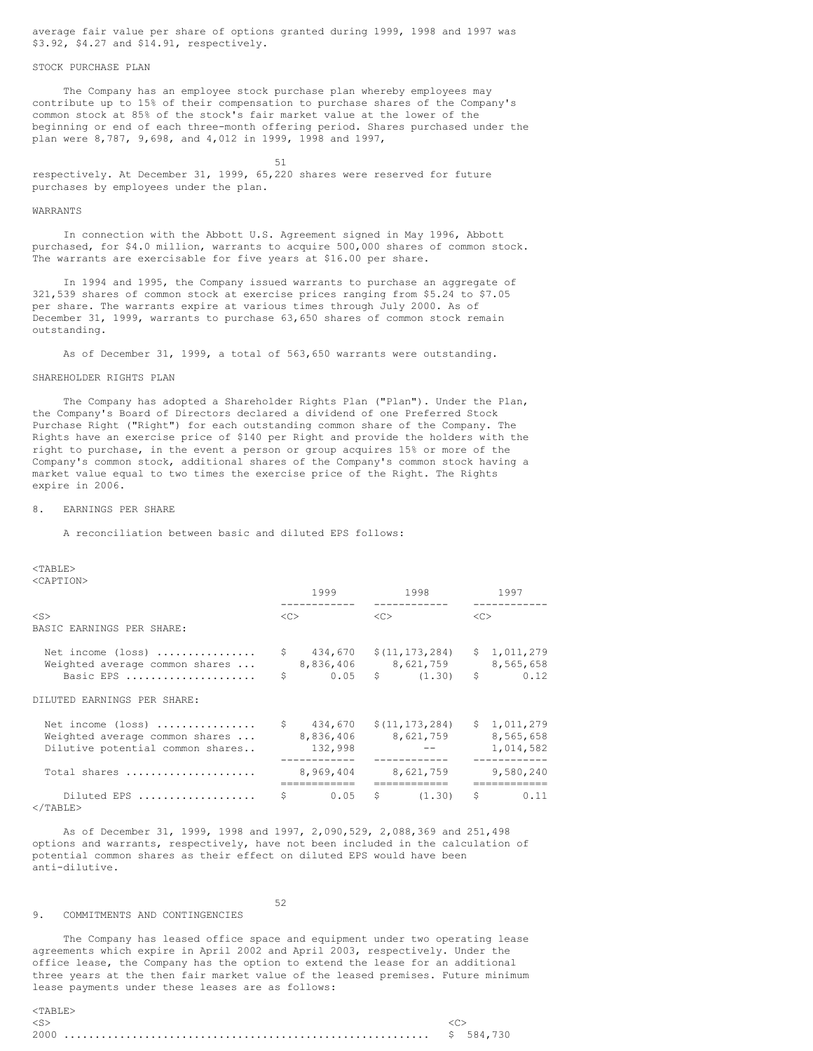average fair value per share of options granted during 1999, 1998 and 1997 was $3.92, $4.27 and $14.91, respectively.

STOCK PURCHASE PLAN

The Company has an employee stock purchase plan whereby employees may contribute up to 15% of their compensation to purchase shares of the Company's common stock at 85% of the stock's fair market value at the lower of the beginning or end of each three-month offering period. Shares purchased under the plan were 8,787, 9,698, and 4,012 in 1999, 1998 and 1997, respectively. At December 31, 1999, 65,220 shares were reserved for future purchases by employees under the plan.

WARRANTS

In connection with the Abbott U.S. Agreement signed in May 1996, Abbott purchased, for $4.0 million, warrants to acquire 500,000 shares of common stock. The warrants are exercisable for five years at $16.00 per share.

In 1994 and 1995, the Company issued warrants to purchase an aggregate of 321,539 shares of common stock at exercise prices ranging from $5.24 to $7.05 per share. The warrants expire at various times through July 2000. As of December 31, 1999, warrants to purchase 63,650 shares of common stock remain outstanding.

As of December 31, 1999, a total of 563,650 warrants were outstanding.

SHAREHOLDER RIGHTS PLAN

The Company has adopted a Shareholder Rights Plan ("Plan"). Under the Plan, the Company's Board of Directors declared a dividend of one Preferred Stock Purchase Right ("Right") for each outstanding common share of the Company. The Rights have an exercise price of $140 per Right and provide the holders with the right to purchase, in the event a person or group acquires 15% or more of the Company's common stock, additional shares of the Company's common stock having a market value equal to two times the exercise price of the Right. The Rights expire in 2006.

8. EARNINGS PER SHARE

A reconciliation between basic and diluted EPS follows:

| | 1999 | 1998 | 1997 |
|---|---|---|---|
| BASIC EARNINGS PER SHARE: | | | |
| Net income (loss) | $ 434,670 | $(11,173,284) | $ 1,011,279 |
| Weighted average common shares | 8,836,406 | 8,621,759 | 8,565,658 |
| Basic EPS | $ 0.05 | $ (1.30) | $ 0.12 |
| DILUTED EARNINGS PER SHARE: | | | |
| Net income (loss) | $ 434,670 | $(11,173,284) | $ 1,011,279 |
| Weighted average common shares | 8,836,406 | 8,621,759 | 8,565,658 |
| Dilutive potential common shares | 132,998 | -- | 1,014,582 |
| Total shares | 8,969,404 | 8,621,759 | 9,580,240 |
| Diluted EPS | $ 0.05 | $ (1.30) | $ 0.11 |

As of December 31, 1999, 1998 and 1997, 2,090,529, 2,088,369 and 251,498 options and warrants, respectively, have not been included in the calculation of potential common shares as their effect on diluted EPS would have been anti-dilutive.

9. COMMITMENTS AND CONTINGENCIES

The Company has leased office space and equipment under two operating lease agreements which expire in April 2002 and April 2003, respectively. Under the office lease, the Company has the option to extend the lease for an additional three years at the then fair market value of the leased premises. Future minimum lease payments under these leases are as follows:

| | |
|---|---|
| 2000 | $ 584,730 |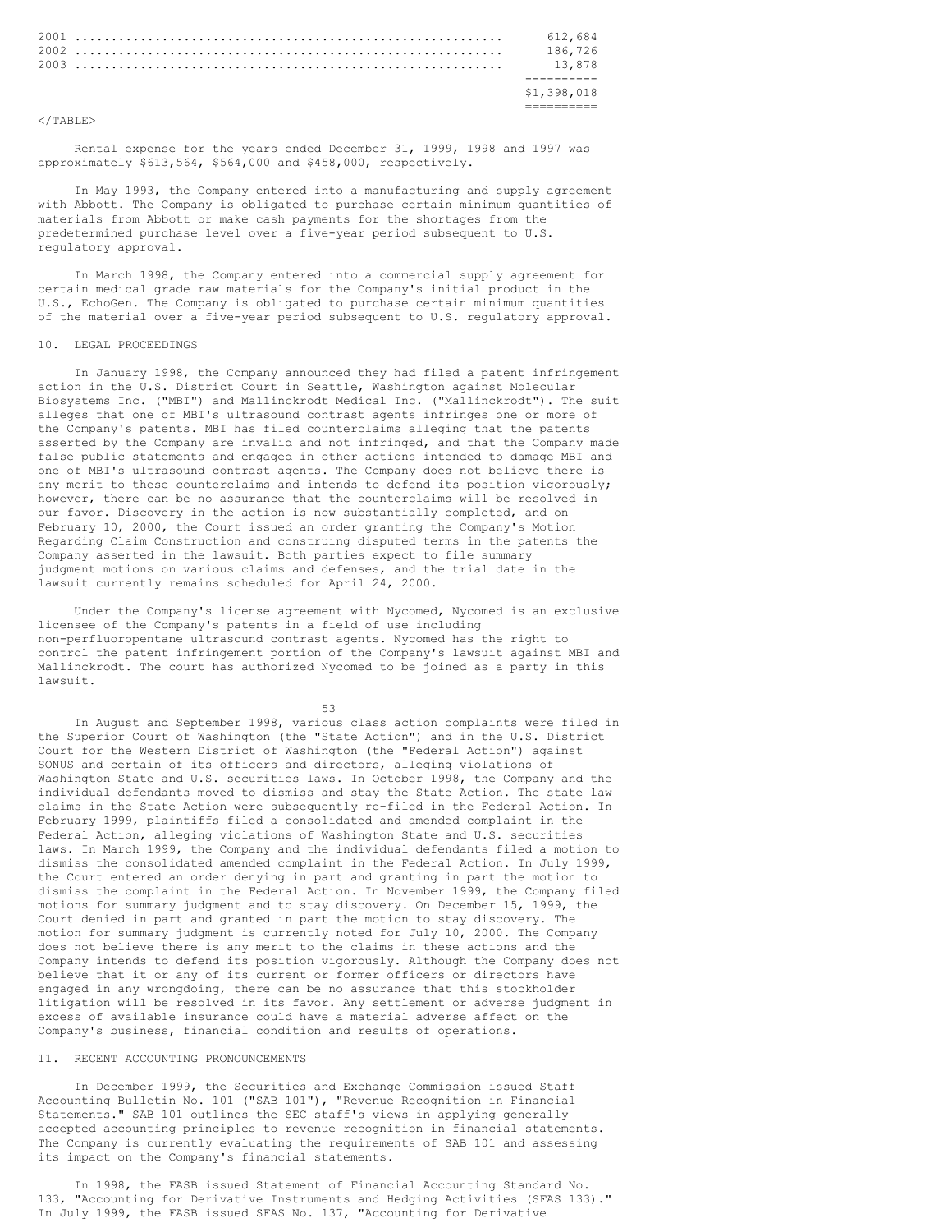| | |
|---|---|
| 2001 | 612,684 |
| 2002 | 186,726 |
| 2003 | 13,878 |
| | $1,398,018 |

Rental expense for the years ended December 31, 1999, 1998 and 1997 was approximately $613,564, $564,000 and $458,000, respectively.

In May 1993, the Company entered into a manufacturing and supply agreement with Abbott. The Company is obligated to purchase certain minimum quantities of materials from Abbott or make cash payments for the shortages from the predetermined purchase level over a five-year period subsequent to U.S. regulatory approval.

In March 1998, the Company entered into a commercial supply agreement for certain medical grade raw materials for the Company's initial product in the U.S., EchoGen. The Company is obligated to purchase certain minimum quantities of the material over a five-year period subsequent to U.S. regulatory approval.

## 10. LEGAL PROCEEDINGS

In January 1998, the Company announced they had filed a patent infringement action in the U.S. District Court in Seattle, Washington against Molecular Biosystems Inc. ("MBI") and Mallinckrodt Medical Inc. ("Mallinckrodt"). The suit alleges that one of MBI's ultrasound contrast agents infringes one or more of the Company's patents. MBI has filed counterclaims alleging that the patents asserted by the Company are invalid and not infringed, and that the Company made false public statements and engaged in other actions intended to damage MBI and one of MBI's ultrasound contrast agents. The Company does not believe there is any merit to these counterclaims and intends to defend its position vigorously; however, there can be no assurance that the counterclaims will be resolved in our favor. Discovery in the action is now substantially completed, and on February 10, 2000, the Court issued an order granting the Company's Motion Regarding Claim Construction and construing disputed terms in the patents the Company asserted in the lawsuit. Both parties expect to file summary judgment motions on various claims and defenses, and the trial date in the lawsuit currently remains scheduled for April 24, 2000.

Under the Company's license agreement with Nycomed, Nycomed is an exclusive licensee of the Company's patents in a field of use including non-perfluoropentane ultrasound contrast agents. Nycomed has the right to control the patent infringement portion of the Company's lawsuit against MBI and Mallinckrodt. The court has authorized Nycomed to be joined as a party in this lawsuit.

In August and September 1998, various class action complaints were filed in the Superior Court of Washington (the "State Action") and in the U.S. District Court for the Western District of Washington (the "Federal Action") against SONUS and certain of its officers and directors, alleging violations of Washington State and U.S. securities laws. In October 1998, the Company and the individual defendants moved to dismiss and stay the State Action. The state law claims in the State Action were subsequently re-filed in the Federal Action. In February 1999, plaintiffs filed a consolidated and amended complaint in the Federal Action, alleging violations of Washington State and U.S. securities laws. In March 1999, the Company and the individual defendants filed a motion to dismiss the consolidated amended complaint in the Federal Action. In July 1999, the Court entered an order denying in part and granting in part the motion to dismiss the complaint in the Federal Action. In November 1999, the Company filed motions for summary judgment and to stay discovery. On December 15, 1999, the Court denied in part and granted in part the motion to stay discovery. The motion for summary judgment is currently noted for July 10, 2000. The Company does not believe there is any merit to the claims in these actions and the Company intends to defend its position vigorously. Although the Company does not believe that it or any of its current or former officers or directors have engaged in any wrongdoing, there can be no assurance that this stockholder litigation will be resolved in its favor. Any settlement or adverse judgment in excess of available insurance could have a material adverse affect on the Company's business, financial condition and results of operations.

## 11. RECENT ACCOUNTING PRONOUNCEMENTS

In December 1999, the Securities and Exchange Commission issued Staff Accounting Bulletin No. 101 ("SAB 101"), "Revenue Recognition in Financial Statements." SAB 101 outlines the SEC staff's views in applying generally accepted accounting principles to revenue recognition in financial statements. The Company is currently evaluating the requirements of SAB 101 and assessing its impact on the Company's financial statements.

In 1998, the FASB issued Statement of Financial Accounting Standard No. 133, "Accounting for Derivative Instruments and Hedging Activities (SFAS 133)." In July 1999, the FASB issued SFAS No. 137, "Accounting for Derivative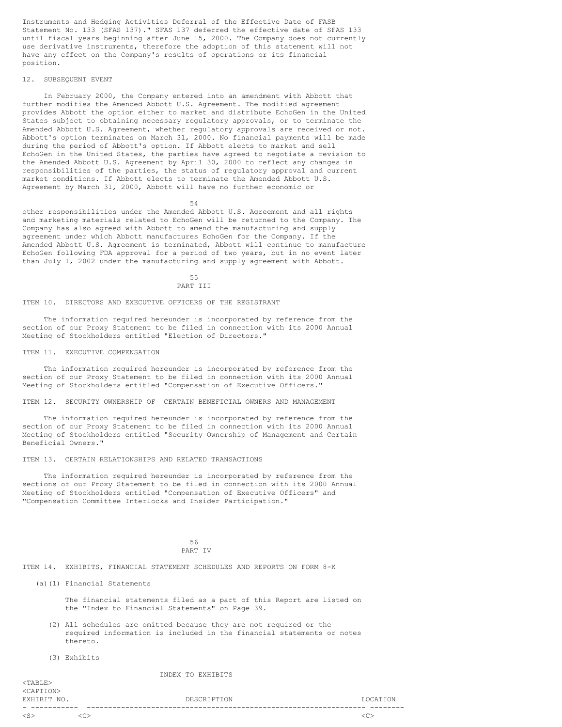Instruments and Hedging Activities Deferral of the Effective Date of FASB Statement No. 133 (SFAS 137)." SFAS 137 deferred the effective date of SFAS 133 until fiscal years beginning after June 15, 2000. The Company does not currently use derivative instruments, therefore the adoption of this statement will not have any effect on the Company's results of operations or its financial position.

## 12. SUBSEQUENT EVENT

In February 2000, the Company entered into an amendment with Abbott that further modifies the Amended Abbott U.S. Agreement. The modified agreement provides Abbott the option either to market and distribute EchoGen in the United States subject to obtaining necessary regulatory approvals, or to terminate the Amended Abbott U.S. Agreement, whether regulatory approvals are received or not. Abbott's option terminates on March 31, 2000. No financial payments will be made during the period of Abbott's option. If Abbott elects to market and sell EchoGen in the United States, the parties have agreed to negotiate a revision to the Amended Abbott U.S. Agreement by April 30, 2000 to reflect any changes in responsibilities of the parties, the status of regulatory approval and current market conditions. If Abbott elects to terminate the Amended Abbott U.S. Agreement by March 31, 2000, Abbott will have no further economic or other responsibilities under the Amended Abbott U.S. Agreement and all rights and marketing materials related to EchoGen will be returned to the Company. The Company has also agreed with Abbott to amend the manufacturing and supply agreement under which Abbott manufactures EchoGen for the Company. If the Amended Abbott U.S. Agreement is terminated, Abbott will continue to manufacture EchoGen following FDA approval for a period of two years, but in no event later than July 1, 2002 under the manufacturing and supply agreement with Abbott.

# PART III

## ITEM 10. DIRECTORS AND EXECUTIVE OFFICERS OF THE REGISTRANT

The information required hereunder is incorporated by reference from the section of our Proxy Statement to be filed in connection with its 2000 Annual Meeting of Stockholders entitled "Election of Directors."

## ITEM 11. EXECUTIVE COMPENSATION

The information required hereunder is incorporated by reference from the section of our Proxy Statement to be filed in connection with its 2000 Annual Meeting of Stockholders entitled "Compensation of Executive Officers."

## ITEM 12. SECURITY OWNERSHIP OF CERTAIN BENEFICIAL OWNERS AND MANAGEMENT

The information required hereunder is incorporated by reference from the section of our Proxy Statement to be filed in connection with its 2000 Annual Meeting of Stockholders entitled "Security Ownership of Management and Certain Beneficial Owners."

## ITEM 13. CERTAIN RELATIONSHIPS AND RELATED TRANSACTIONS

The information required hereunder is incorporated by reference from the sections of our Proxy Statement to be filed in connection with its 2000 Annual Meeting of Stockholders entitled "Compensation of Executive Officers" and "Compensation Committee Interlocks and Insider Participation."

# PART IV

## ITEM 14. EXHIBITS, FINANCIAL STATEMENT SCHEDULES AND REPORTS ON FORM 8-K

(a)(1) Financial Statements

The financial statements filed as a part of this Report are listed on the "Index to Financial Statements" on Page 39.

(2) All schedules are omitted because they are not required or the required information is included in the financial statements or notes thereto.

(3) Exhibits

INDEX TO EXHIBITS

| EXHIBIT NO. | DESCRIPTION | LOCATION |
|---|---|---|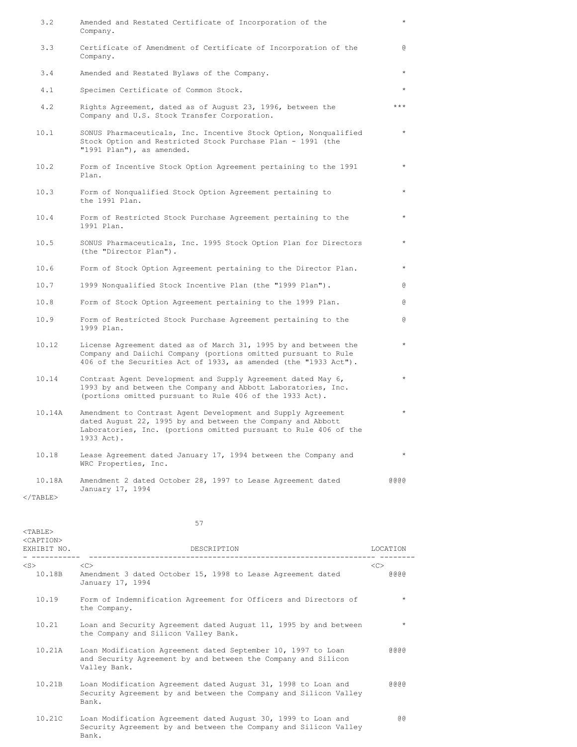| EXHIBIT NO. | DESCRIPTION | LOCATION |
|---|---|---|
| 3.2 | Amended and Restated Certificate of Incorporation of the Company. | * |
| 3.3 | Certificate of Amendment of Certificate of Incorporation of the Company. | @ |
| 3.4 | Amended and Restated Bylaws of the Company. | * |
| 4.1 | Specimen Certificate of Common Stock. | * |
| 4.2 | Rights Agreement, dated as of August 23, 1996, between the Company and U.S. Stock Transfer Corporation. | *** |
| 10.1 | SONUS Pharmaceuticals, Inc. Incentive Stock Option, Nonqualified Stock Option and Restricted Stock Purchase Plan - 1991 (the "1991 Plan"), as amended. | * |
| 10.2 | Form of Incentive Stock Option Agreement pertaining to the 1991 Plan. | * |
| 10.3 | Form of Nonqualified Stock Option Agreement pertaining to the 1991 Plan. | * |
| 10.4 | Form of Restricted Stock Purchase Agreement pertaining to the 1991 Plan. | * |
| 10.5 | SONUS Pharmaceuticals, Inc. 1995 Stock Option Plan for Directors (the "Director Plan"). | * |
| 10.6 | Form of Stock Option Agreement pertaining to the Director Plan. | * |
| 10.7 | 1999 Nonqualified Stock Incentive Plan (the "1999 Plan"). | @ |
| 10.8 | Form of Stock Option Agreement pertaining to the 1999 Plan. | @ |
| 10.9 | Form of Restricted Stock Purchase Agreement pertaining to the 1999 Plan. | @ |
| 10.12 | License Agreement dated as of March 31, 1995 by and between the Company and Daiichi Company (portions omitted pursuant to Rule 406 of the Securities Act of 1933, as amended (the "1933 Act"). | * |
| 10.14 | Contrast Agent Development and Supply Agreement dated May 6, 1993 by and between the Company and Abbott Laboratories, Inc. (portions omitted pursuant to Rule 406 of the 1933 Act). | * |
| 10.14A | Amendment to Contrast Agent Development and Supply Agreement dated August 22, 1995 by and between the Company and Abbott Laboratories, Inc. (portions omitted pursuant to Rule 406 of the 1933 Act). | * |
| 10.18 | Lease Agreement dated January 17, 1994 between the Company and WRC Properties, Inc. | * |
| 10.18A | Amendment 2 dated October 28, 1997 to Lease Agreement dated January 17, 1994 | @@@@ |
| 10.18B | Amendment 3 dated October 15, 1998 to Lease Agreement dated January 17, 1994 | @@@@ |
| 10.19 | Form of Indemnification Agreement for Officers and Directors of the Company. | * |
| 10.21 | Loan and Security Agreement dated August 11, 1995 by and between the Company and Silicon Valley Bank. | * |
| 10.21A | Loan Modification Agreement dated September 10, 1997 to Loan and Security Agreement by and between the Company and Silicon Valley Bank. | @@@@ |
| 10.21B | Loan Modification Agreement dated August 31, 1998 to Loan and Security Agreement by and between the Company and Silicon Valley Bank. | @@@@ |
| 10.21C | Loan Modification Agreement dated August 30, 1999 to Loan and Security Agreement by and between the Company and Silicon Valley Bank. | @@ |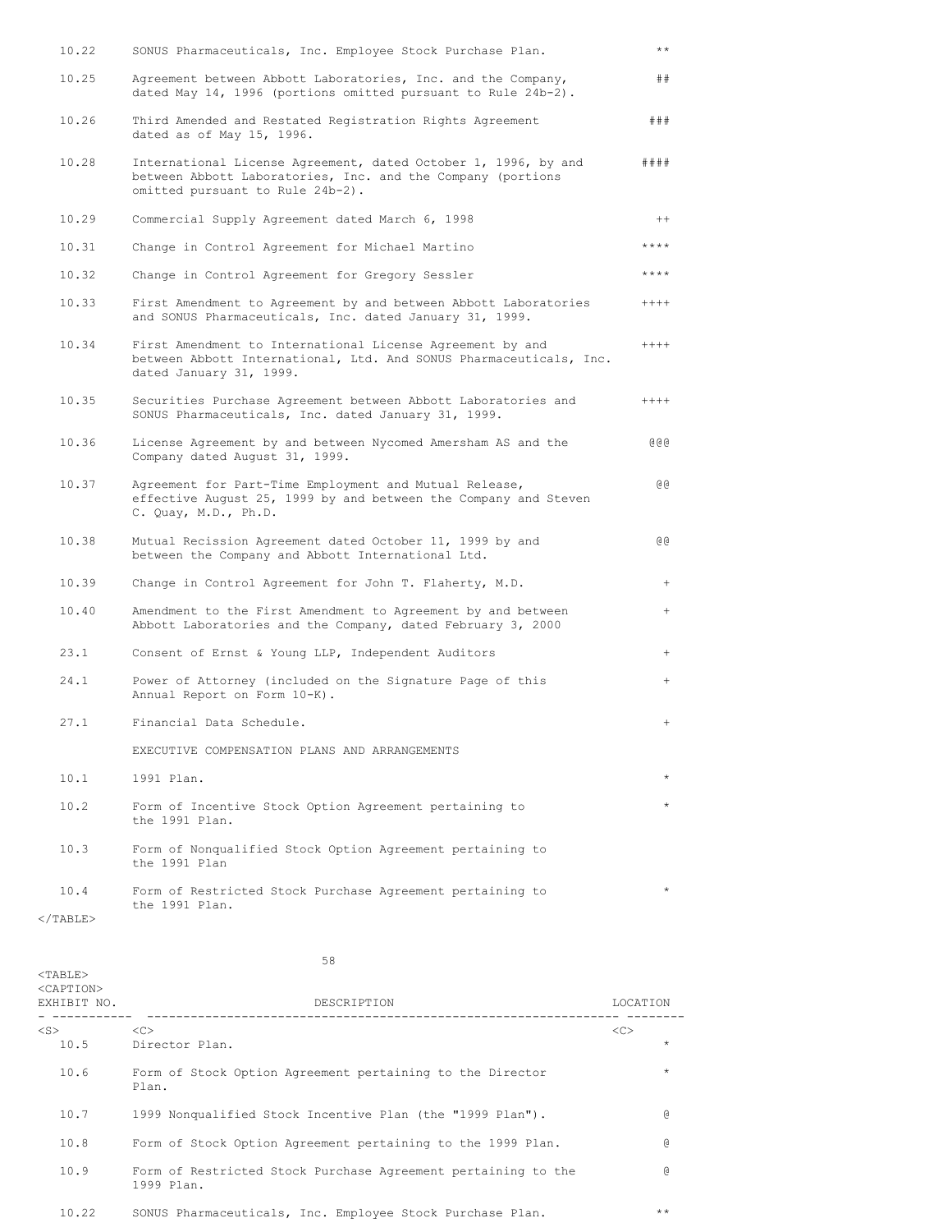| EXHIBIT NO. | DESCRIPTION | LOCATION |
|---|---|---|
| 10.22 | SONUS Pharmaceuticals, Inc. Employee Stock Purchase Plan. | ** |
| 10.25 | Agreement between Abbott Laboratories, Inc. and the Company, dated May 14, 1996 (portions omitted pursuant to Rule 24b-2). | ## |
| 10.26 | Third Amended and Restated Registration Rights Agreement dated as of May 15, 1996. | ### |
| 10.28 | International License Agreement, dated October 1, 1996, by and between Abbott Laboratories, Inc. and the Company (portions omitted pursuant to Rule 24b-2). | #### |
| 10.29 | Commercial Supply Agreement dated March 6, 1998 | ++ |
| 10.31 | Change in Control Agreement for Michael Martino | **** |
| 10.32 | Change in Control Agreement for Gregory Sessler | **** |
| 10.33 | First Amendment to Agreement by and between Abbott Laboratories and SONUS Pharmaceuticals, Inc. dated January 31, 1999. | ++++ |
| 10.34 | First Amendment to International License Agreement by and between Abbott International, Ltd. And SONUS Pharmaceuticals, Inc. dated January 31, 1999. | ++++ |
| 10.35 | Securities Purchase Agreement between Abbott Laboratories and SONUS Pharmaceuticals, Inc. dated January 31, 1999. | ++++ |
| 10.36 | License Agreement by and between Nycomed Amersham AS and the Company dated August 31, 1999. | @@@ |
| 10.37 | Agreement for Part-Time Employment and Mutual Release, effective August 25, 1999 by and between the Company and Steven C. Quay, M.D., Ph.D. | @@ |
| 10.38 | Mutual Recission Agreement dated October 11, 1999 by and between the Company and Abbott International Ltd. | @@ |
| 10.39 | Change in Control Agreement for John T. Flaherty, M.D. | + |
| 10.40 | Amendment to the First Amendment to Agreement by and between Abbott Laboratories and the Company, dated February 3, 2000 | + |
| 23.1 | Consent of Ernst & Young LLP, Independent Auditors | + |
| 24.1 | Power of Attorney (included on the Signature Page of this Annual Report on Form 10-K). | + |
| 27.1 | Financial Data Schedule. | + |
| | EXECUTIVE COMPENSATION PLANS AND ARRANGEMENTS | |
| 10.1 | 1991 Plan. | * |
| 10.2 | Form of Incentive Stock Option Agreement pertaining to the 1991 Plan. | * |
| 10.3 | Form of Nonqualified Stock Option Agreement pertaining to the 1991 Plan | |
| 10.4 | Form of Restricted Stock Purchase Agreement pertaining to the 1991 Plan. | * |
| 10.5 | Director Plan. | * |
| 10.6 | Form of Stock Option Agreement pertaining to the Director Plan. | * |
| 10.7 | 1999 Nonqualified Stock Incentive Plan (the "1999 Plan"). | @ |
| 10.8 | Form of Stock Option Agreement pertaining to the 1999 Plan. | @ |
| 10.9 | Form of Restricted Stock Purchase Agreement pertaining to the 1999 Plan. | @ |
| 10.22 | SONUS Pharmaceuticals, Inc. Employee Stock Purchase Plan. | ** |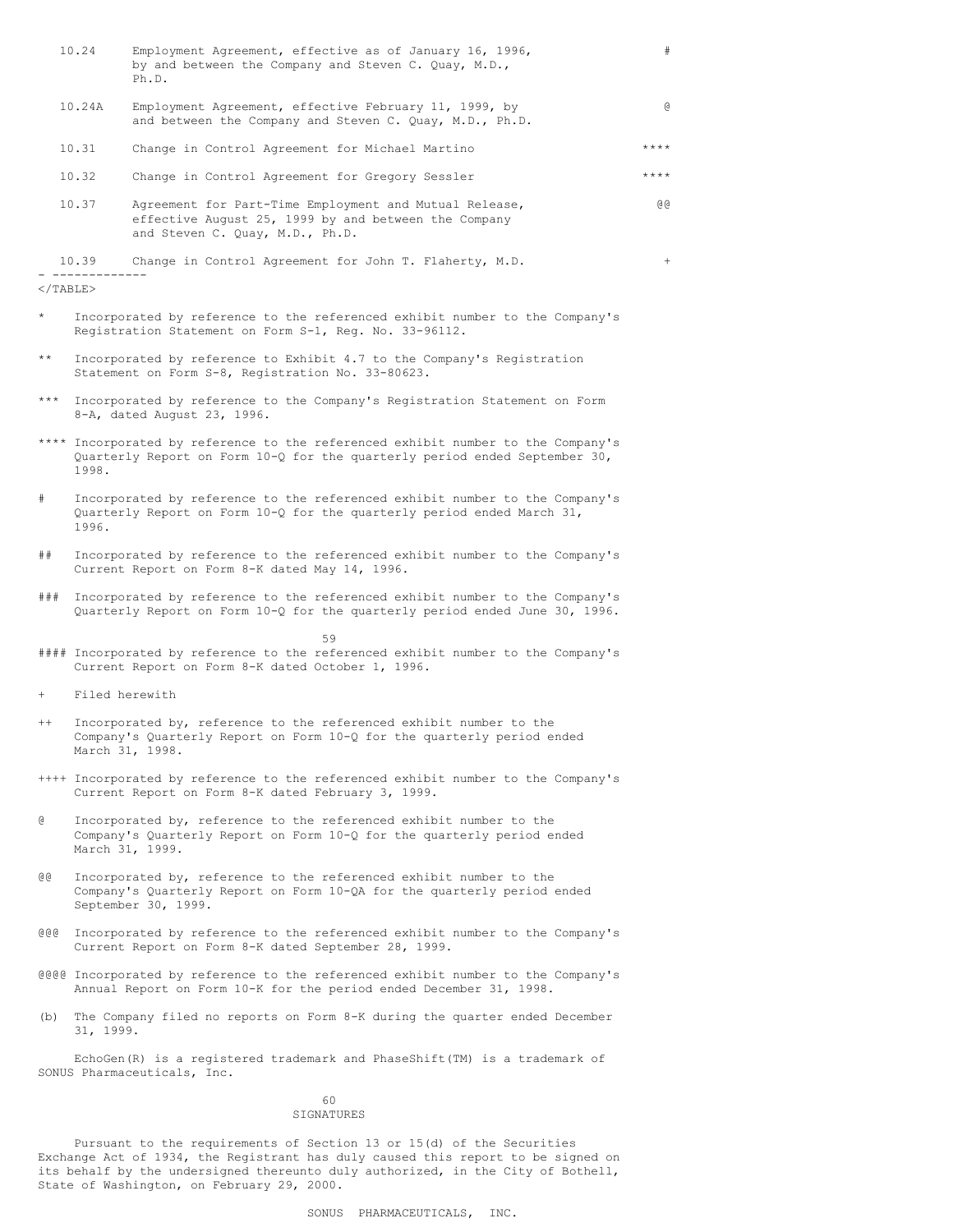| | | |
|---|---|---|
| 10.24 | Employment Agreement, effective as of January 16, 1996, by and between the Company and Steven C. Quay, M.D., Ph.D. | # |
| 10.24A | Employment Agreement, effective February 11, 1999, by and between the Company and Steven C. Quay, M.D., Ph.D. | @ |
| 10.31 | Change in Control Agreement for Michael Martino | **** |
| 10.32 | Change in Control Agreement for Gregory Sessler | **** |
| 10.37 | Agreement for Part-Time Employment and Mutual Release, effective August 25, 1999 by and between the Company and Steven C. Quay, M.D., Ph.D. | @@ |
| 10.39 | Change in Control Agreement for John T. Flaherty, M.D. | + |

- -------------

*    Incorporated by reference to the referenced exhibit number to the Company's Registration Statement on Form S-1, Reg. No. 33-96112.

**   Incorporated by reference to Exhibit 4.7 to the Company's Registration Statement on Form S-8, Registration No. 33-80623.

***  Incorporated by reference to the Company's Registration Statement on Form 8-A, dated August 23, 1996.

**** Incorporated by reference to the referenced exhibit number to the Company's Quarterly Report on Form 10-Q for the quarterly period ended September 30, 1998.

#    Incorporated by reference to the referenced exhibit number to the Company's Quarterly Report on Form 10-Q for the quarterly period ended March 31, 1996.

##   Incorporated by reference to the referenced exhibit number to the Company's Current Report on Form 8-K dated May 14, 1996.

###  Incorporated by reference to the referenced exhibit number to the Company's Quarterly Report on Form 10-Q for the quarterly period ended June 30, 1996.

#### Incorporated by reference to the referenced exhibit number to the Company's Current Report on Form 8-K dated October 1, 1996.

+    Filed herewith

++   Incorporated by, reference to the referenced exhibit number to the Company's Quarterly Report on Form 10-Q for the quarterly period ended March 31, 1998.

++++ Incorporated by reference to the referenced exhibit number to the Company's Current Report on Form 8-K dated February 3, 1999.

@    Incorporated by, reference to the referenced exhibit number to the Company's Quarterly Report on Form 10-Q for the quarterly period ended March 31, 1999.

@@   Incorporated by, reference to the referenced exhibit number to the Company's Quarterly Report on Form 10-QA for the quarterly period ended September 30, 1999.

@@@  Incorporated by reference to the referenced exhibit number to the Company's Current Report on Form 8-K dated September 28, 1999.

@@@@ Incorporated by reference to the referenced exhibit number to the Company's Annual Report on Form 10-K for the period ended December 31, 1998.

(b) The Company filed no reports on Form 8-K during the quarter ended December 31, 1999.

EchoGen(R) is a registered trademark and PhaseShift(TM) is a trademark of SONUS Pharmaceuticals, Inc.

## SIGNATURES

Pursuant to the requirements of Section 13 or 15(d) of the Securities Exchange Act of 1934, the Registrant has duly caused this report to be signed on its behalf by the undersigned thereunto duly authorized, in the City of Bothell, State of Washington, on February 29, 2000.

SONUS PHARMACEUTICALS, INC.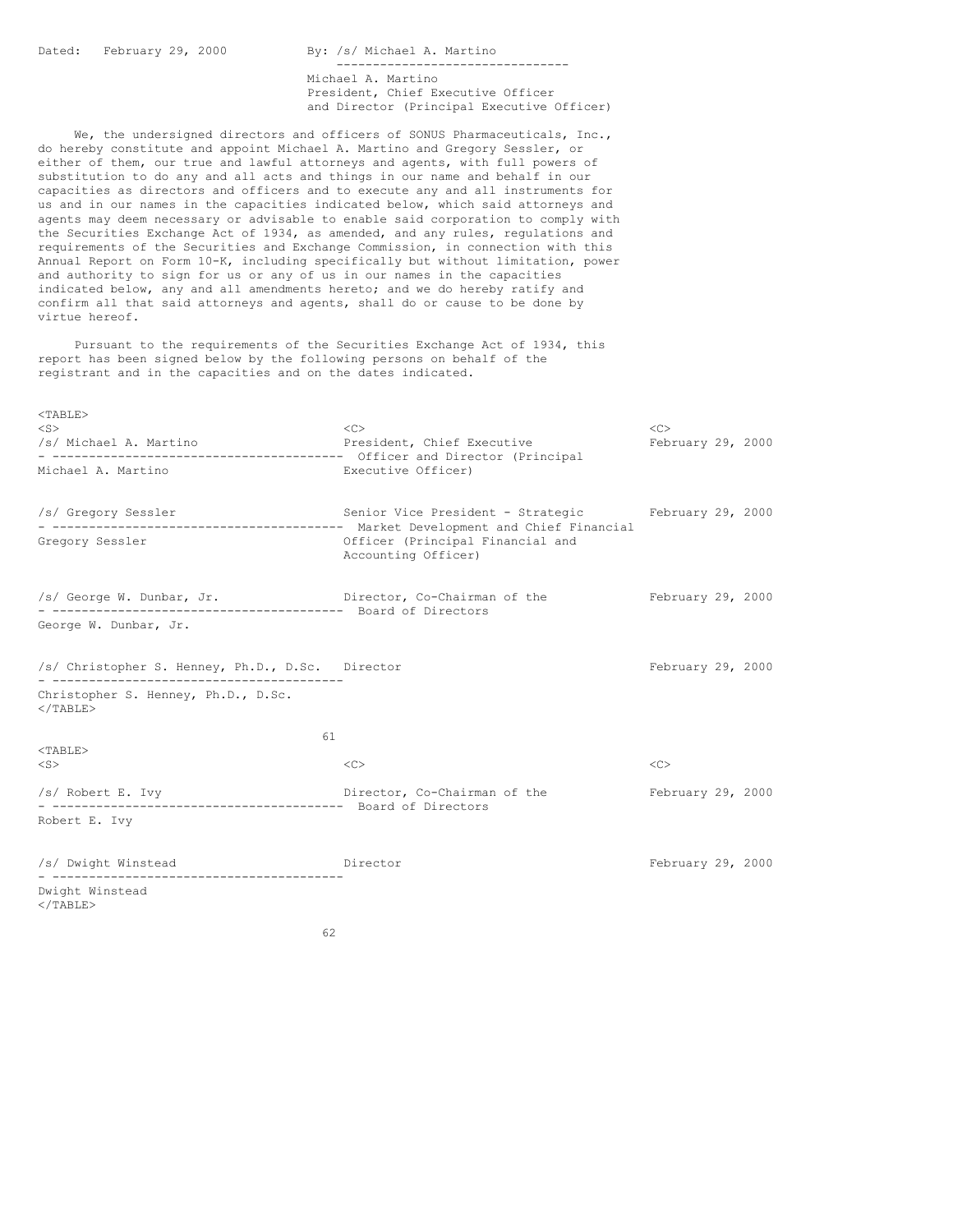Dated: February 29, 2000

By: /s/ Michael A. Martino

Michael A. Martino
President, Chief Executive Officer
and Director (Principal Executive Officer)

We, the undersigned directors and officers of SONUS Pharmaceuticals, Inc., do hereby constitute and appoint Michael A. Martino and Gregory Sessler, or either of them, our true and lawful attorneys and agents, with full powers of substitution to do any and all acts and things in our name and behalf in our capacities as directors and officers and to execute any and all instruments for us and in our names in the capacities indicated below, which said attorneys and agents may deem necessary or advisable to enable said corporation to comply with the Securities Exchange Act of 1934, as amended, and any rules, regulations and requirements of the Securities and Exchange Commission, in connection with this Annual Report on Form 10-K, including specifically but without limitation, power and authority to sign for us or any of us in our names in the capacities indicated below, any and all amendments hereto; and we do hereby ratify and confirm all that said attorneys and agents, shall do or cause to be done by virtue hereof.

Pursuant to the requirements of the Securities Exchange Act of 1934, this report has been signed below by the following persons on behalf of the registrant and in the capacities and on the dates indicated.

| Signature | Title | Date |
|---|---|---|
| /s/ Michael A. Martino<br>Michael A. Martino | President, Chief Executive Officer and Director (Principal Executive Officer) | February 29, 2000 |
| /s/ Gregory Sessler<br>Gregory Sessler | Senior Vice President - Strategic Market Development and Chief Financial Officer (Principal Financial and Accounting Officer) | February 29, 2000 |
| /s/ George W. Dunbar, Jr.<br>George W. Dunbar, Jr. | Director, Co-Chairman of the Board of Directors | February 29, 2000 |
| /s/ Christopher S. Henney, Ph.D., D.Sc.<br>Christopher S. Henney, Ph.D., D.Sc. | Director | February 29, 2000 |
| /s/ Robert E. Ivy<br>Robert E. Ivy | Director, Co-Chairman of the Board of Directors | February 29, 2000 |
| /s/ Dwight Winstead<br>Dwight Winstead | Director | February 29, 2000 |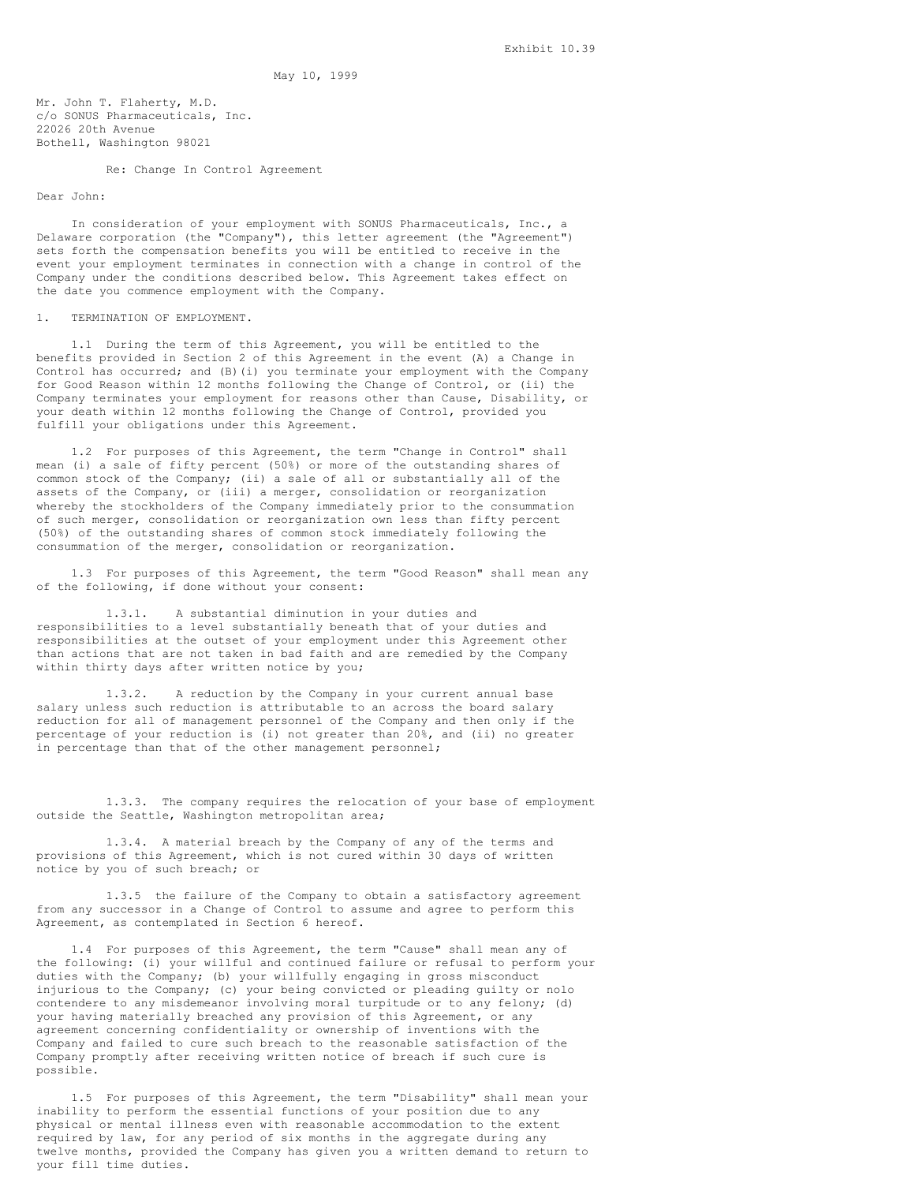Exhibit 10.39

May 10, 1999

Mr. John T. Flaherty, M.D.
c/o SONUS Pharmaceuticals, Inc.
22026 20th Avenue
Bothell, Washington 98021

Re: Change In Control Agreement

Dear John:

In consideration of your employment with SONUS Pharmaceuticals, Inc., a Delaware corporation (the "Company"), this letter agreement (the "Agreement") sets forth the compensation benefits you will be entitled to receive in the event your employment terminates in connection with a change in control of the Company under the conditions described below. This Agreement takes effect on the date you commence employment with the Company.

1. TERMINATION OF EMPLOYMENT.

1.1 During the term of this Agreement, you will be entitled to the benefits provided in Section 2 of this Agreement in the event (A) a Change in Control has occurred; and (B)(i) you terminate your employment with the Company for Good Reason within 12 months following the Change of Control, or (ii) the Company terminates your employment for reasons other than Cause, Disability, or your death within 12 months following the Change of Control, provided you fulfill your obligations under this Agreement.

1.2 For purposes of this Agreement, the term "Change in Control" shall mean (i) a sale of fifty percent (50%) or more of the outstanding shares of common stock of the Company; (ii) a sale of all or substantially all of the assets of the Company, or (iii) a merger, consolidation or reorganization whereby the stockholders of the Company immediately prior to the consummation of such merger, consolidation or reorganization own less than fifty percent (50%) of the outstanding shares of common stock immediately following the consummation of the merger, consolidation or reorganization.

1.3 For purposes of this Agreement, the term "Good Reason" shall mean any of the following, if done without your consent:

1.3.1. A substantial diminution in your duties and responsibilities to a level substantially beneath that of your duties and responsibilities at the outset of your employment under this Agreement other than actions that are not taken in bad faith and are remedied by the Company within thirty days after written notice by you;

1.3.2. A reduction by the Company in your current annual base salary unless such reduction is attributable to an across the board salary reduction for all of management personnel of the Company and then only if the percentage of your reduction is (i) not greater than 20%, and (ii) no greater in percentage than that of the other management personnel;

1.3.3. The company requires the relocation of your base of employment outside the Seattle, Washington metropolitan area;

1.3.4. A material breach by the Company of any of the terms and provisions of this Agreement, which is not cured within 30 days of written notice by you of such breach; or

1.3.5 the failure of the Company to obtain a satisfactory agreement from any successor in a Change of Control to assume and agree to perform this Agreement, as contemplated in Section 6 hereof.

1.4 For purposes of this Agreement, the term "Cause" shall mean any of the following: (i) your willful and continued failure or refusal to perform your duties with the Company; (b) your willfully engaging in gross misconduct injurious to the Company; (c) your being convicted or pleading guilty or nolo contendere to any misdemeanor involving moral turpitude or to any felony; (d) your having materially breached any provision of this Agreement, or any agreement concerning confidentiality or ownership of inventions with the Company and failed to cure such breach to the reasonable satisfaction of the Company promptly after receiving written notice of breach if such cure is possible.

1.5 For purposes of this Agreement, the term "Disability" shall mean your inability to perform the essential functions of your position due to any physical or mental illness even with reasonable accommodation to the extent required by law, for any period of six months in the aggregate during any twelve months, provided the Company has given you a written demand to return to your fill time duties.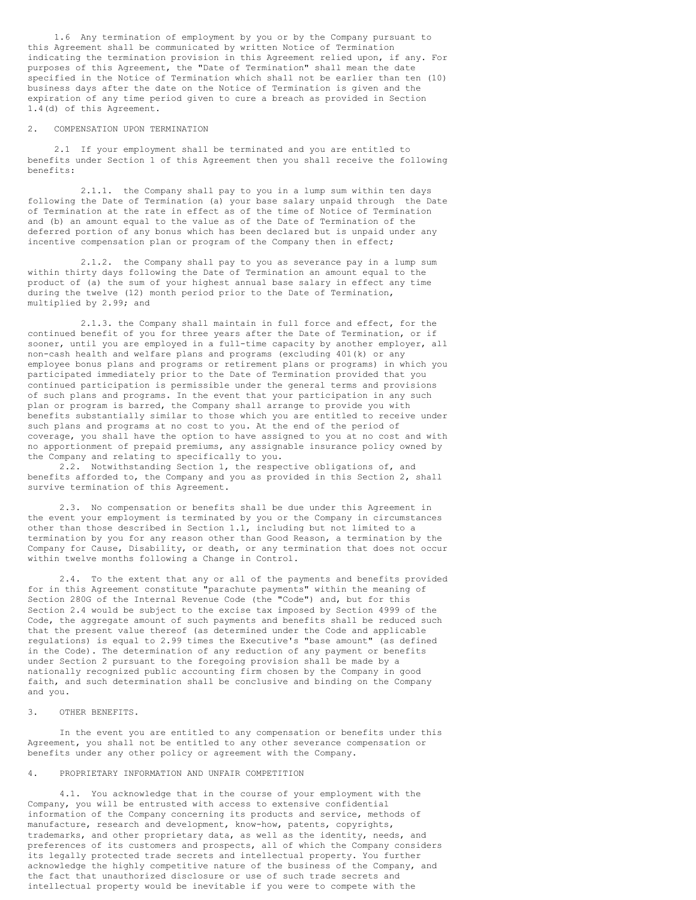1.6 Any termination of employment by you or by the Company pursuant to this Agreement shall be communicated by written Notice of Termination indicating the termination provision in this Agreement relied upon, if any. For purposes of this Agreement, the "Date of Termination" shall mean the date specified in the Notice of Termination which shall not be earlier than ten (10) business days after the date on the Notice of Termination is given and the expiration of any time period given to cure a breach as provided in Section 1.4(d) of this Agreement.

2. COMPENSATION UPON TERMINATION

2.1 If your employment shall be terminated and you are entitled to benefits under Section 1 of this Agreement then you shall receive the following benefits:

2.1.1. the Company shall pay to you in a lump sum within ten days following the Date of Termination (a) your base salary unpaid through the Date of Termination at the rate in effect as of the time of Notice of Termination and (b) an amount equal to the value as of the Date of Termination of the deferred portion of any bonus which has been declared but is unpaid under any incentive compensation plan or program of the Company then in effect;

2.1.2. the Company shall pay to you as severance pay in a lump sum within thirty days following the Date of Termination an amount equal to the product of (a) the sum of your highest annual base salary in effect any time during the twelve (12) month period prior to the Date of Termination, multiplied by 2.99; and

2.1.3. the Company shall maintain in full force and effect, for the continued benefit of you for three years after the Date of Termination, or if sooner, until you are employed in a full-time capacity by another employer, all non-cash health and welfare plans and programs (excluding 401(k) or any employee bonus plans and programs or retirement plans or programs) in which you participated immediately prior to the Date of Termination provided that you continued participation is permissible under the general terms and provisions of such plans and programs. In the event that your participation in any such plan or program is barred, the Company shall arrange to provide you with benefits substantially similar to those which you are entitled to receive under such plans and programs at no cost to you. At the end of the period of coverage, you shall have the option to have assigned to you at no cost and with no apportionment of prepaid premiums, any assignable insurance policy owned by the Company and relating to specifically to you.

2.2. Notwithstanding Section 1, the respective obligations of, and benefits afforded to, the Company and you as provided in this Section 2, shall survive termination of this Agreement.

2.3. No compensation or benefits shall be due under this Agreement in the event your employment is terminated by you or the Company in circumstances other than those described in Section 1.1, including but not limited to a termination by you for any reason other than Good Reason, a termination by the Company for Cause, Disability, or death, or any termination that does not occur within twelve months following a Change in Control.

2.4. To the extent that any or all of the payments and benefits provided for in this Agreement constitute "parachute payments" within the meaning of Section 280G of the Internal Revenue Code (the "Code") and, but for this Section 2.4 would be subject to the excise tax imposed by Section 4999 of the Code, the aggregate amount of such payments and benefits shall be reduced such that the present value thereof (as determined under the Code and applicable regulations) is equal to 2.99 times the Executive's "base amount" (as defined in the Code). The determination of any reduction of any payment or benefits under Section 2 pursuant to the foregoing provision shall be made by a nationally recognized public accounting firm chosen by the Company in good faith, and such determination shall be conclusive and binding on the Company and you.

3. OTHER BENEFITS.

In the event you are entitled to any compensation or benefits under this Agreement, you shall not be entitled to any other severance compensation or benefits under any other policy or agreement with the Company.

4. PROPRIETARY INFORMATION AND UNFAIR COMPETITION

4.1. You acknowledge that in the course of your employment with the Company, you will be entrusted with access to extensive confidential information of the Company concerning its products and service, methods of manufacture, research and development, know-how, patents, copyrights, trademarks, and other proprietary data, as well as the identity, needs, and preferences of its customers and prospects, all of which the Company considers its legally protected trade secrets and intellectual property. You further acknowledge the highly competitive nature of the business of the Company, and the fact that unauthorized disclosure or use of such trade secrets and intellectual property would be inevitable if you were to compete with the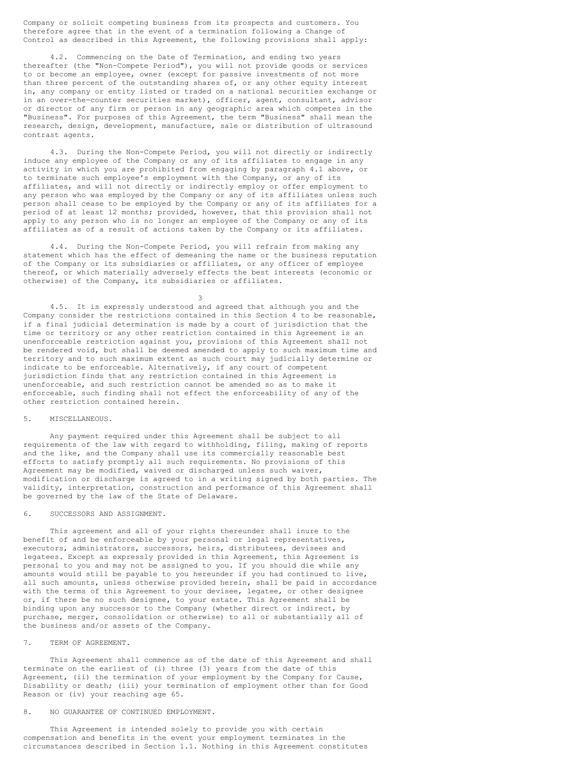Company or solicit competing business from its prospects and customers. You therefore agree that in the event of a termination following a Change of Control as described in this Agreement, the following provisions shall apply:

4.2. Commencing on the Date of Termination, and ending two years thereafter (the "Non-Compete Period"), you will not provide goods or services to or become an employee, owner (except for passive investments of not more than three percent of the outstanding shares of, or any other equity interest in, any company or entity listed or traded on a national securities exchange or in an over-the-counter securities market), officer, agent, consultant, advisor or director of any firm or person in any geographic area which competes in the "Business". For purposes of this Agreement, the term "Business" shall mean the research, design, development, manufacture, sale or distribution of ultrasound contrast agents.

4.3. During the Non-Compete Period, you will not directly or indirectly induce any employee of the Company or any of its affiliates to engage in any activity in which you are prohibited from engaging by paragraph 4.1 above, or to terminate such employee's employment with the Company, or any of its affiliates, and will not directly or indirectly employ or offer employment to any person who was employed by the Company or any of its affiliates unless such person shall cease to be employed by the Company or any of its affiliates for a period of at least 12 months; provided, however, that this provision shall not apply to any person who is no longer an employee of the Company or any of its affiliates as of a result of actions taken by the Company or its affiliates.

4.4. During the Non-Compete Period, you will refrain from making any statement which has the effect of demeaning the name or the business reputation of the Company or its subsidiaries or affiliates, or any officer of employee thereof, or which materially adversely effects the best interests (economic or otherwise) of the Company, its subsidiaries or affiliates.

4.5. It is expressly understood and agreed that although you and the Company consider the restrictions contained in this Section 4 to be reasonable, if a final judicial determination is made by a court of jurisdiction that the time or territory or any other restriction contained in this Agreement is an unenforceable restriction against you, provisions of this Agreement shall not be rendered void, but shall be deemed amended to apply to such maximum time and territory and to such maximum extent as such court may judicially determine or indicate to be enforceable. Alternatively, if any court of competent jurisdiction finds that any restriction contained in this Agreement is unenforceable, and such restriction cannot be amended so as to make it enforceable, such finding shall not effect the enforceability of any of the other restriction contained herein.

5. MISCELLANEOUS.

Any payment required under this Agreement shall be subject to all requirements of the law with regard to withholding, filing, making of reports and the like, and the Company shall use its commercially reasonable best efforts to satisfy promptly all such requirements. No provisions of this Agreement may be modified, waived or discharged unless such waiver, modification or discharge is agreed to in a writing signed by both parties. The validity, interpretation, construction and performance of this Agreement shall be governed by the law of the State of Delaware.

6. SUCCESSORS AND ASSIGNMENT.

This agreement and all of your rights thereunder shall inure to the benefit of and be enforceable by your personal or legal representatives, executors, administrators, successors, heirs, distributees, devisees and legatees. Except as expressly provided in this Agreement, this Agreement is personal to you and may not be assigned to you. If you should die while any amounts would still be payable to you hereunder if you had continued to live, all such amounts, unless otherwise provided herein, shall be paid in accordance with the terms of this Agreement to your devisee, legatee, or other designee or, if there be no such designee, to your estate. This Agreement shall be binding upon any successor to the Company (whether direct or indirect, by purchase, merger, consolidation or otherwise) to all or substantially all of the business and/or assets of the Company.

7. TERM OF AGREEMENT.

This Agreement shall commence as of the date of this Agreement and shall terminate on the earliest of (i) three (3) years from the date of this Agreement, (ii) the termination of your employment by the Company for Cause, Disability or death; (iii) your termination of employment other than for Good Reason or (iv) your reaching age 65.

8. NO GUARANTEE OF CONTINUED EMPLOYMENT.

This Agreement is intended solely to provide you with certain compensation and benefits in the event your employment terminates in the circumstances described in Section 1.1. Nothing in this Agreement constitutes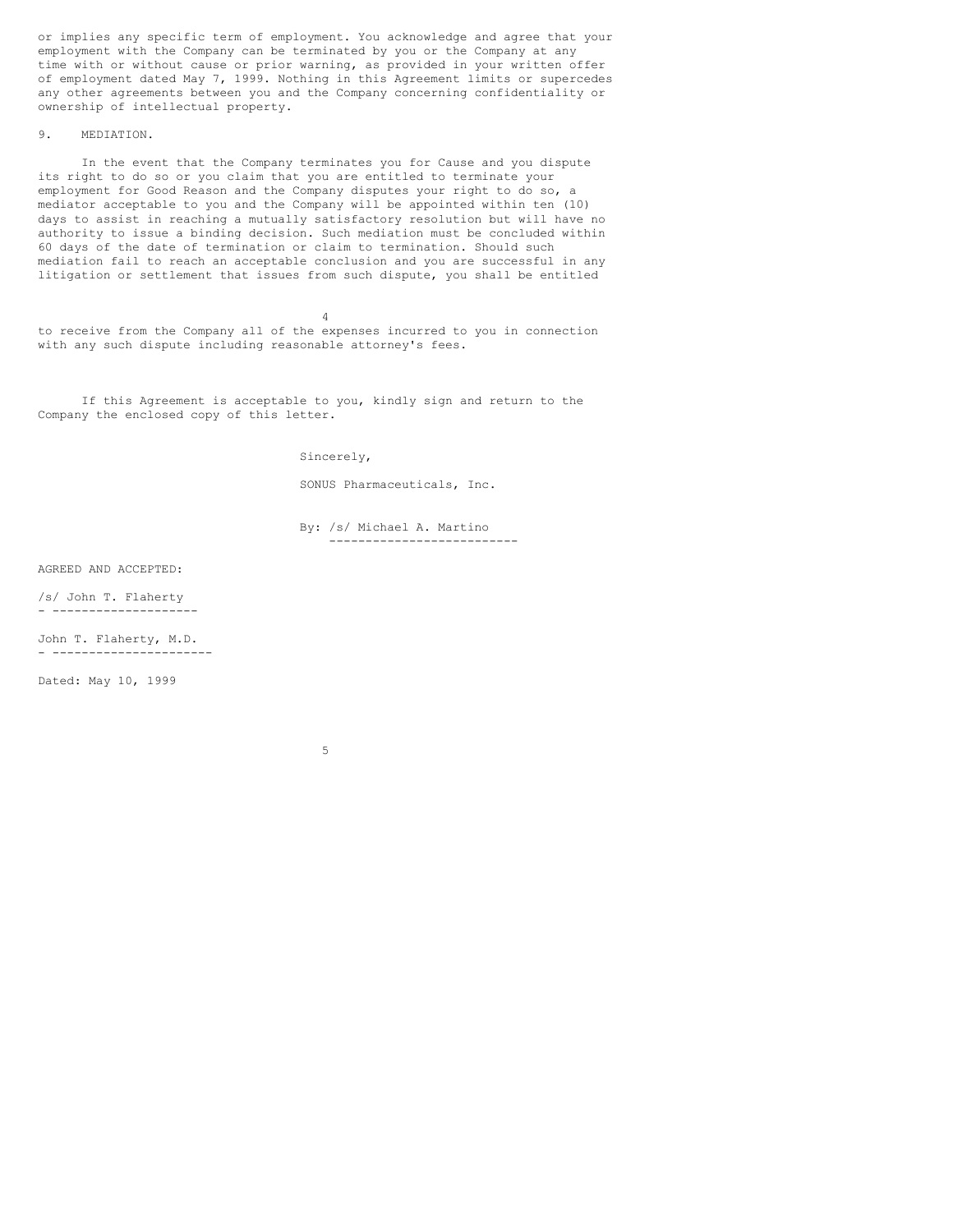or implies any specific term of employment. You acknowledge and agree that your employment with the Company can be terminated by you or the Company at any time with or without cause or prior warning, as provided in your written offer of employment dated May 7, 1999. Nothing in this Agreement limits or supercedes any other agreements between you and the Company concerning confidentiality or ownership of intellectual property.

9. MEDIATION.

In the event that the Company terminates you for Cause and you dispute its right to do so or you claim that you are entitled to terminate your employment for Good Reason and the Company disputes your right to do so, a mediator acceptable to you and the Company will be appointed within ten (10) days to assist in reaching a mutually satisfactory resolution but will have no authority to issue a binding decision. Such mediation must be concluded within 60 days of the date of termination or claim to termination. Should such mediation fail to reach an acceptable conclusion and you are successful in any litigation or settlement that issues from such dispute, you shall be entitled to receive from the Company all of the expenses incurred to you in connection with any such dispute including reasonable attorney's fees.

If this Agreement is acceptable to you, kindly sign and return to the Company the enclosed copy of this letter.

Sincerely,

SONUS Pharmaceuticals, Inc.

By: /s/ Michael A. Martino

AGREED AND ACCEPTED:

/s/ John T. Flaherty

John T. Flaherty, M.D.

Dated: May 10, 1999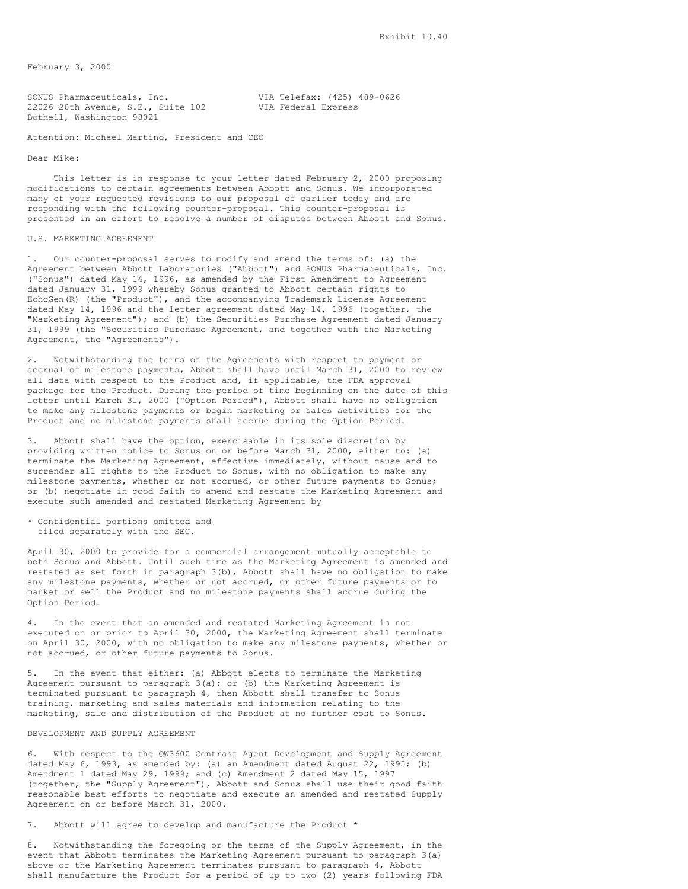Exhibit 10.40

February 3, 2000

SONUS Pharmaceuticals, Inc.
22026 20th Avenue, S.E., Suite 102
Bothell, Washington 98021

VIA Telefax: (425) 489-0626
VIA Federal Express

Attention: Michael Martino, President and CEO

Dear Mike:

This letter is in response to your letter dated February 2, 2000 proposing modifications to certain agreements between Abbott and Sonus. We incorporated many of your requested revisions to our proposal of earlier today and are responding with the following counter-proposal. This counter-proposal is presented in an effort to resolve a number of disputes between Abbott and Sonus.

U.S. MARKETING AGREEMENT

1. Our counter-proposal serves to modify and amend the terms of: (a) the Agreement between Abbott Laboratories ("Abbott") and SONUS Pharmaceuticals, Inc. ("Sonus") dated May 14, 1996, as amended by the First Amendment to Agreement dated January 31, 1999 whereby Sonus granted to Abbott certain rights to EchoGen(R) (the "Product"), and the accompanying Trademark License Agreement dated May 14, 1996 and the letter agreement dated May 14, 1996 (together, the "Marketing Agreement"); and (b) the Securities Purchase Agreement dated January 31, 1999 (the "Securities Purchase Agreement, and together with the Marketing Agreement, the "Agreements").

2. Notwithstanding the terms of the Agreements with respect to payment or accrual of milestone payments, Abbott shall have until March 31, 2000 to review all data with respect to the Product and, if applicable, the FDA approval package for the Product. During the period of time beginning on the date of this letter until March 31, 2000 ("Option Period"), Abbott shall have no obligation to make any milestone payments or begin marketing or sales activities for the Product and no milestone payments shall accrue during the Option Period.

3. Abbott shall have the option, exercisable in its sole discretion by providing written notice to Sonus on or before March 31, 2000, either to: (a) terminate the Marketing Agreement, effective immediately, without cause and to surrender all rights to the Product to Sonus, with no obligation to make any milestone payments, whether or not accrued, or other future payments to Sonus; or (b) negotiate in good faith to amend and restate the Marketing Agreement and execute such amended and restated Marketing Agreement by April 30, 2000 to provide for a commercial arrangement mutually acceptable to both Sonus and Abbott. Until such time as the Marketing Agreement is amended and restated as set forth in paragraph 3(b), Abbott shall have no obligation to make any milestone payments, whether or not accrued, or other future payments or to market or sell the Product and no milestone payments shall accrue during the Option Period.

\* Confidential portions omitted and filed separately with the SEC.

4. In the event that an amended and restated Marketing Agreement is not executed on or prior to April 30, 2000, the Marketing Agreement shall terminate on April 30, 2000, with no obligation to make any milestone payments, whether or not accrued, or other future payments to Sonus.

5. In the event that either: (a) Abbott elects to terminate the Marketing Agreement pursuant to paragraph 3(a); or (b) the Marketing Agreement is terminated pursuant to paragraph 4, then Abbott shall transfer to Sonus training, marketing and sales materials and information relating to the marketing, sale and distribution of the Product at no further cost to Sonus.

DEVELOPMENT AND SUPPLY AGREEMENT

6. With respect to the QW3600 Contrast Agent Development and Supply Agreement dated May 6, 1993, as amended by: (a) an Amendment dated August 22, 1995; (b) Amendment 1 dated May 29, 1999; and (c) Amendment 2 dated May 15, 1997 (together, the "Supply Agreement"), Abbott and Sonus shall use their good faith reasonable best efforts to negotiate and execute an amended and restated Supply Agreement on or before March 31, 2000.

7. Abbott will agree to develop and manufacture the Product *

8. Notwithstanding the foregoing or the terms of the Supply Agreement, in the event that Abbott terminates the Marketing Agreement pursuant to paragraph 3(a) above or the Marketing Agreement terminates pursuant to paragraph 4, Abbott shall manufacture the Product for a period of up to two (2) years following FDA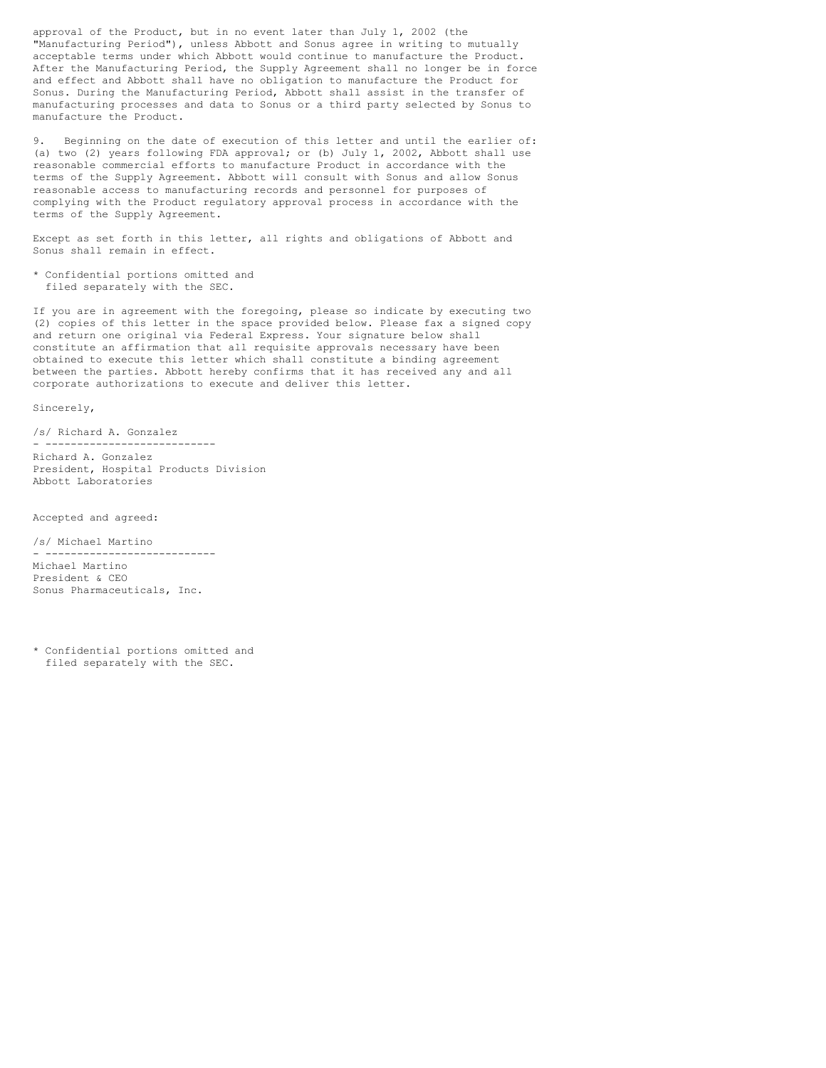approval of the Product, but in no event later than July 1, 2002 (the "Manufacturing Period"), unless Abbott and Sonus agree in writing to mutually acceptable terms under which Abbott would continue to manufacture the Product. After the Manufacturing Period, the Supply Agreement shall no longer be in force and effect and Abbott shall have no obligation to manufacture the Product for Sonus. During the Manufacturing Period, Abbott shall assist in the transfer of manufacturing processes and data to Sonus or a third party selected by Sonus to manufacture the Product.

9. Beginning on the date of execution of this letter and until the earlier of: (a) two (2) years following FDA approval; or (b) July 1, 2002, Abbott shall use reasonable commercial efforts to manufacture Product in accordance with the terms of the Supply Agreement. Abbott will consult with Sonus and allow Sonus reasonable access to manufacturing records and personnel for purposes of complying with the Product regulatory approval process in accordance with the terms of the Supply Agreement.

Except as set forth in this letter, all rights and obligations of Abbott and Sonus shall remain in effect.

\* Confidential portions omitted and filed separately with the SEC.

If you are in agreement with the foregoing, please so indicate by executing two (2) copies of this letter in the space provided below. Please fax a signed copy and return one original via Federal Express. Your signature below shall constitute an affirmation that all requisite approvals necessary have been obtained to execute this letter which shall constitute a binding agreement between the parties. Abbott hereby confirms that it has received any and all corporate authorizations to execute and deliver this letter.

Sincerely,

/s/ Richard A. Gonzalez

---------------------------

Richard A. Gonzalez
President, Hospital Products Division
Abbott Laboratories

Accepted and agreed:

/s/ Michael Martino

---------------------------

Michael Martino
President & CEO
Sonus Pharmaceuticals, Inc.

\* Confidential portions omitted and filed separately with the SEC.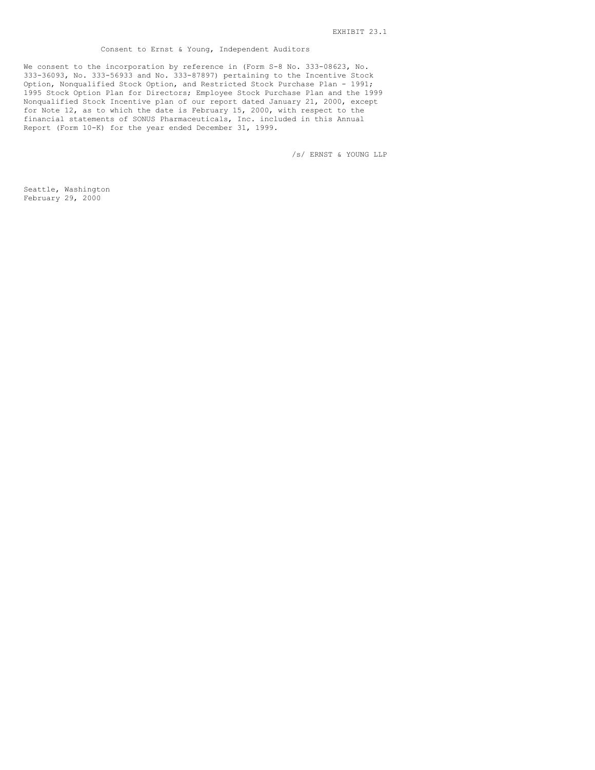EXHIBIT 23.1

## Consent to Ernst & Young, Independent Auditors

We consent to the incorporation by reference in (Form S-8 No. 333-08623, No. 333-36093, No. 333-56933 and No. 333-87897) pertaining to the Incentive Stock Option, Nonqualified Stock Option, and Restricted Stock Purchase Plan - 1991; 1995 Stock Option Plan for Directors; Employee Stock Purchase Plan and the 1999 Nonqualified Stock Incentive plan of our report dated January 21, 2000, except for Note 12, as to which the date is February 15, 2000, with respect to the financial statements of SONUS Pharmaceuticals, Inc. included in this Annual Report (Form 10-K) for the year ended December 31, 1999.

/s/ ERNST & YOUNG LLP

Seattle, Washington
February 29, 2000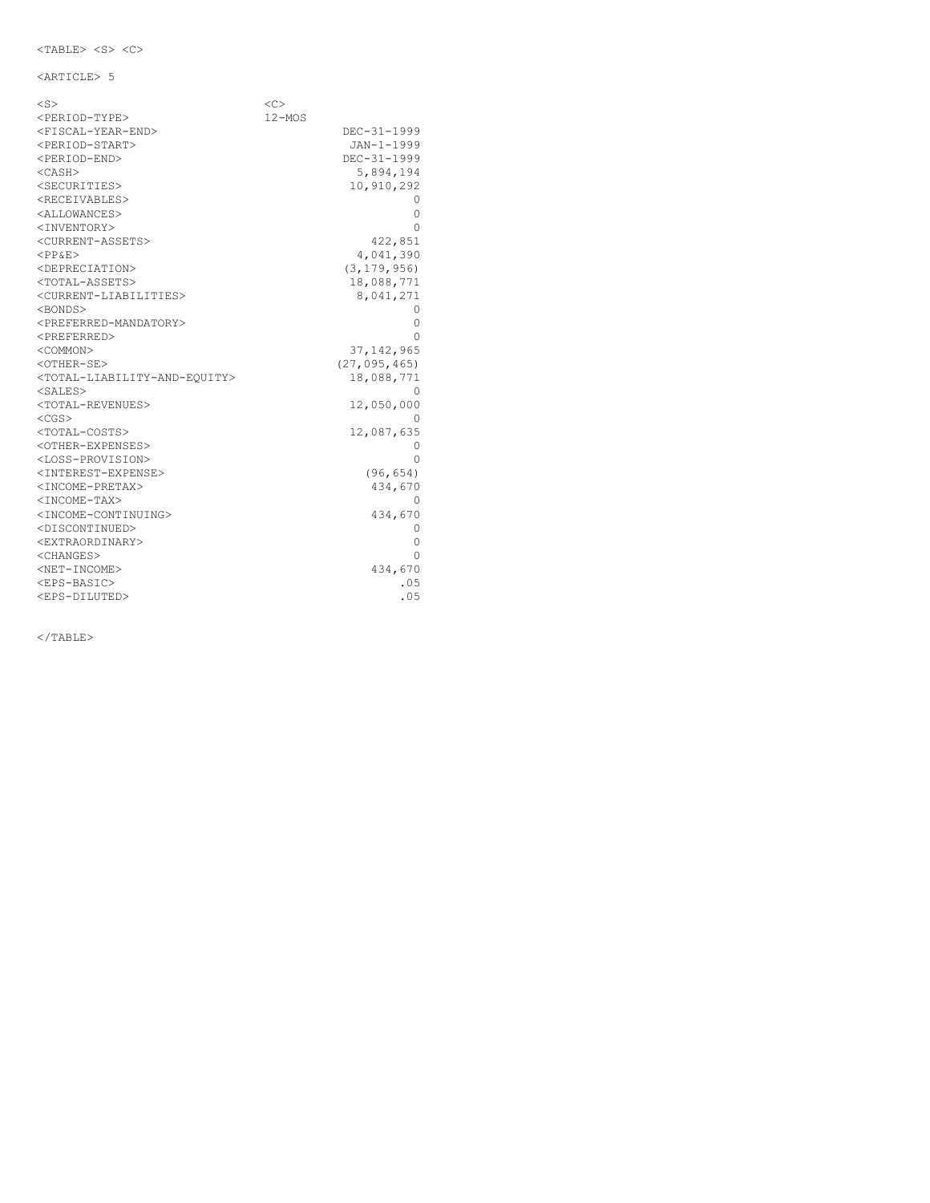<TABLE> <S> <C>

<ARTICLE> 5

| <S> | <C> |
|---|---|
| <PERIOD-TYPE> | 12-MOS |
| <FISCAL-YEAR-END> | DEC-31-1999 |
| <PERIOD-START> | JAN-1-1999 |
| <PERIOD-END> | DEC-31-1999 |
| <CASH> | 5,894,194 |
| <SECURITIES> | 10,910,292 |
| <RECEIVABLES> | 0 |
| <ALLOWANCES> | 0 |
| <INVENTORY> | 0 |
| <CURRENT-ASSETS> | 422,851 |
| <PP&E> | 4,041,390 |
| <DEPRECIATION> | (3,179,956) |
| <TOTAL-ASSETS> | 18,088,771 |
| <CURRENT-LIABILITIES> | 8,041,271 |
| <BONDS> | 0 |
| <PREFERRED-MANDATORY> | 0 |
| <PREFERRED> | 0 |
| <COMMON> | 37,142,965 |
| <OTHER-SE> | (27,095,465) |
| <TOTAL-LIABILITY-AND-EQUITY> | 18,088,771 |
| <SALES> | 0 |
| <TOTAL-REVENUES> | 12,050,000 |
| <CGS> | 0 |
| <TOTAL-COSTS> | 12,087,635 |
| <OTHER-EXPENSES> | 0 |
| <LOSS-PROVISION> | 0 |
| <INTEREST-EXPENSE> | (96,654) |
| <INCOME-PRETAX> | 434,670 |
| <INCOME-TAX> | 0 |
| <INCOME-CONTINUING> | 434,670 |
| <DISCONTINUED> | 0 |
| <EXTRAORDINARY> | 0 |
| <CHANGES> | 0 |
| <NET-INCOME> | 434,670 |
| <EPS-BASIC> | .05 |
| <EPS-DILUTED> | .05 |

</TABLE>